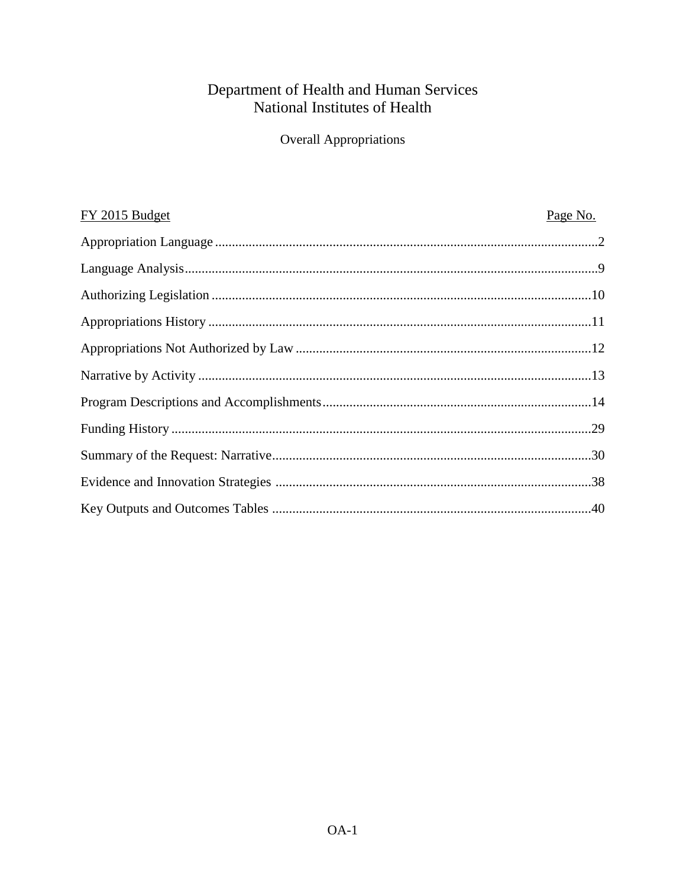# Department of Health and Human Services
# National Institutes of Health

## Overall Appropriations

| FY 2015 Budget | Page No. |
|---|---|
| Appropriation Language | 2 |
| Language Analysis | 9 |
| Authorizing Legislation | 10 |
| Appropriations History | 11 |
| Appropriations Not Authorized by Law | 12 |
| Narrative by Activity | 13 |
| Program Descriptions and Accomplishments | 14 |
| Funding History | 29 |
| Summary of the Request: Narrative | 30 |
| Evidence and Innovation Strategies | 38 |
| Key Outputs and Outcomes Tables | 40 |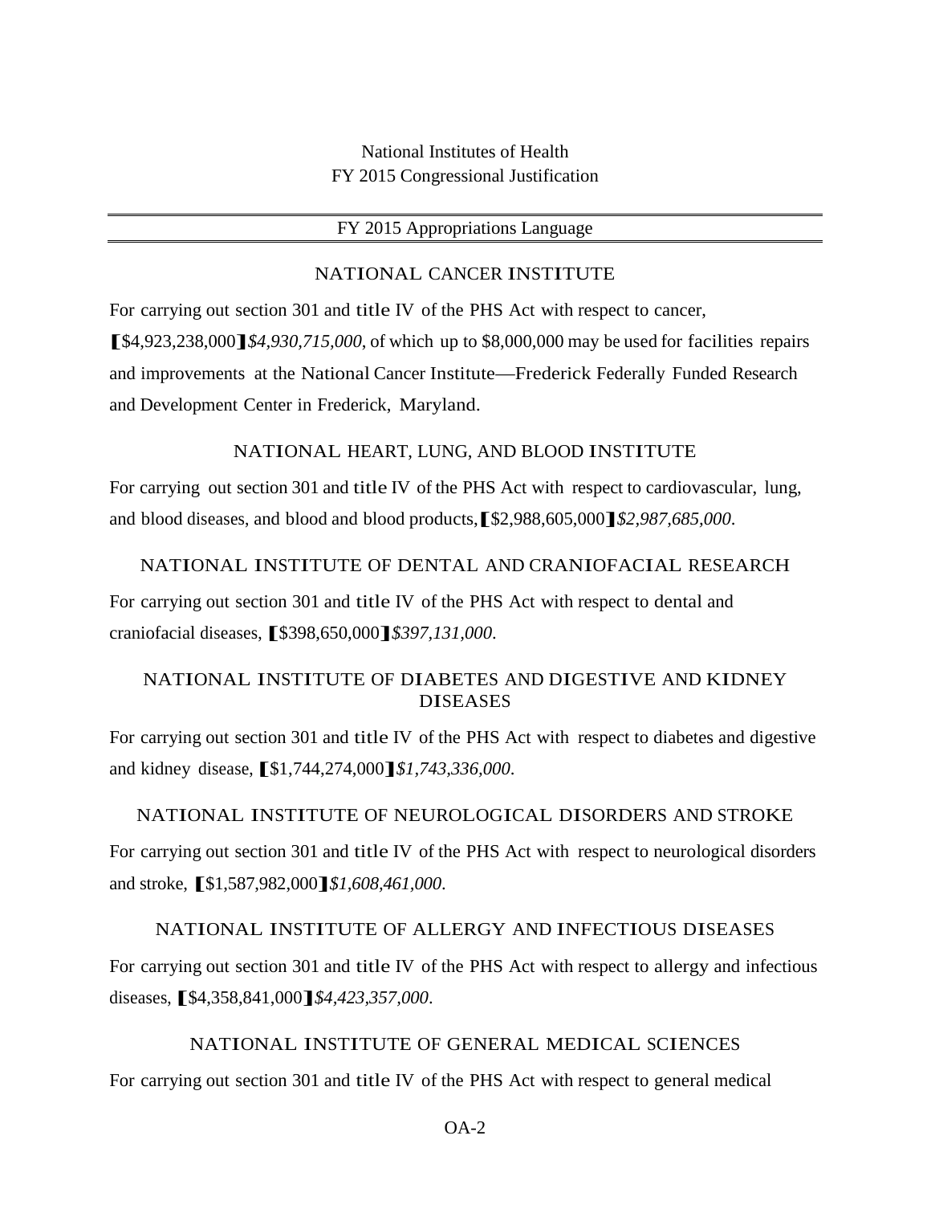National Institutes of Health
FY 2015 Congressional Justification

## FY 2015 Appropriations Language

### NATIONAL CANCER INSTITUTE

For carrying out section 301 and title IV of the PHS Act with respect to cancer, ⟦$4,923,238,000⟧*$4,930,715,000*, of which up to $8,000,000 may be used for facilities repairs and improvements at the National Cancer Institute—Frederick Federally Funded Research and Development Center in Frederick, Maryland.

### NATIONAL HEART, LUNG, AND BLOOD INSTITUTE

For carrying out section 301 and title IV of the PHS Act with respect to cardiovascular, lung, and blood diseases, and blood and blood products, ⟦$2,988,605,000⟧*$2,987,685,000*.

### NATIONAL INSTITUTE OF DENTAL AND CRANIOFACIAL RESEARCH

For carrying out section 301 and title IV of the PHS Act with respect to dental and craniofacial diseases, ⟦$398,650,000⟧*$397,131,000*.

### NATIONAL INSTITUTE OF DIABETES AND DIGESTIVE AND KIDNEY DISEASES

For carrying out section 301 and title IV of the PHS Act with respect to diabetes and digestive and kidney disease, ⟦$1,744,274,000⟧*$1,743,336,000*.

### NATIONAL INSTITUTE OF NEUROLOGICAL DISORDERS AND STROKE

For carrying out section 301 and title IV of the PHS Act with respect to neurological disorders and stroke, ⟦$1,587,982,000⟧*$1,608,461,000*.

### NATIONAL INSTITUTE OF ALLERGY AND INFECTIOUS DISEASES

For carrying out section 301 and title IV of the PHS Act with respect to allergy and infectious diseases, ⟦$4,358,841,000⟧*$4,423,357,000*.

### NATIONAL INSTITUTE OF GENERAL MEDICAL SCIENCES

For carrying out section 301 and title IV of the PHS Act with respect to general medical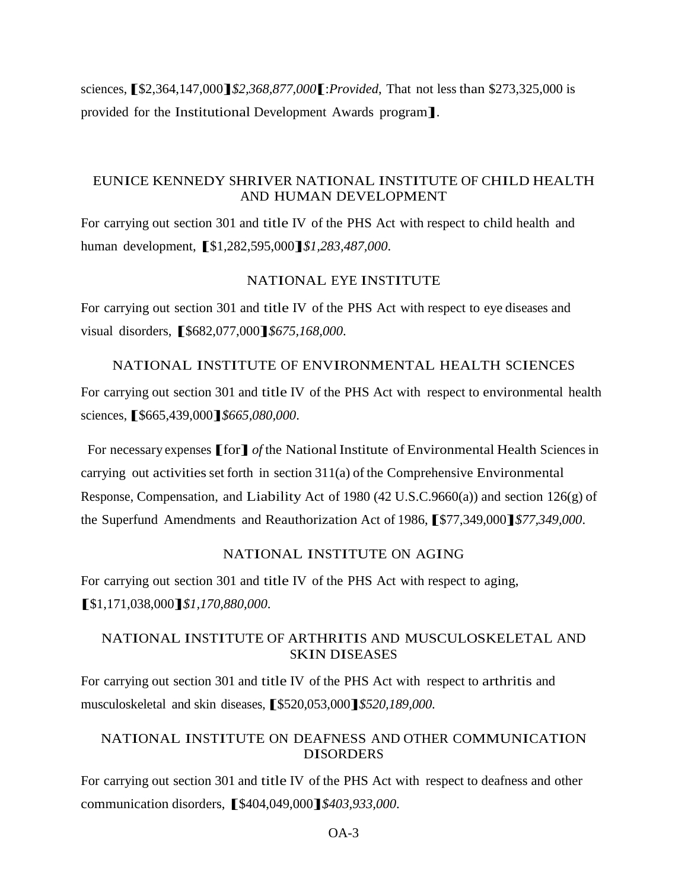sciences, ⟦$2,364,147,000⟧*$2,368,877,000*⟦:*Provided*, That not less than $273,325,000 is provided for the Institutional Development Awards program⟧.

## EUNICE KENNEDY SHRIVER NATIONAL INSTITUTE OF CHILD HEALTH AND HUMAN DEVELOPMENT

For carrying out section 301 and title IV of the PHS Act with respect to child health and human development, ⟦$1,282,595,000⟧*$1,283,487,000*.

## NATIONAL EYE INSTITUTE

For carrying out section 301 and title IV of the PHS Act with respect to eye diseases and visual disorders, ⟦$682,077,000⟧*$675,168,000*.

## NATIONAL INSTITUTE OF ENVIRONMENTAL HEALTH SCIENCES

For carrying out section 301 and title IV of the PHS Act with respect to environmental health sciences, ⟦$665,439,000⟧*$665,080,000*.

For necessary expenses ⟦for⟧ *of* the National Institute of Environmental Health Sciences in carrying out activities set forth in section 311(a) of the Comprehensive Environmental Response, Compensation, and Liability Act of 1980 (42 U.S.C.9660(a)) and section 126(g) of the Superfund Amendments and Reauthorization Act of 1986, ⟦$77,349,000⟧*$77,349,000*.

## NATIONAL INSTITUTE ON AGING

For carrying out section 301 and title IV of the PHS Act with respect to aging, ⟦$1,171,038,000⟧*$1,170,880,000*.

## NATIONAL INSTITUTE OF ARTHRITIS AND MUSCULOSKELETAL AND SKIN DISEASES

For carrying out section 301 and title IV of the PHS Act with respect to arthritis and musculoskeletal and skin diseases, ⟦$520,053,000⟧*$520,189,000*.

## NATIONAL INSTITUTE ON DEAFNESS AND OTHER COMMUNICATION DISORDERS

For carrying out section 301 and title IV of the PHS Act with respect to deafness and other communication disorders, ⟦$404,049,000⟧*$403,933,000*.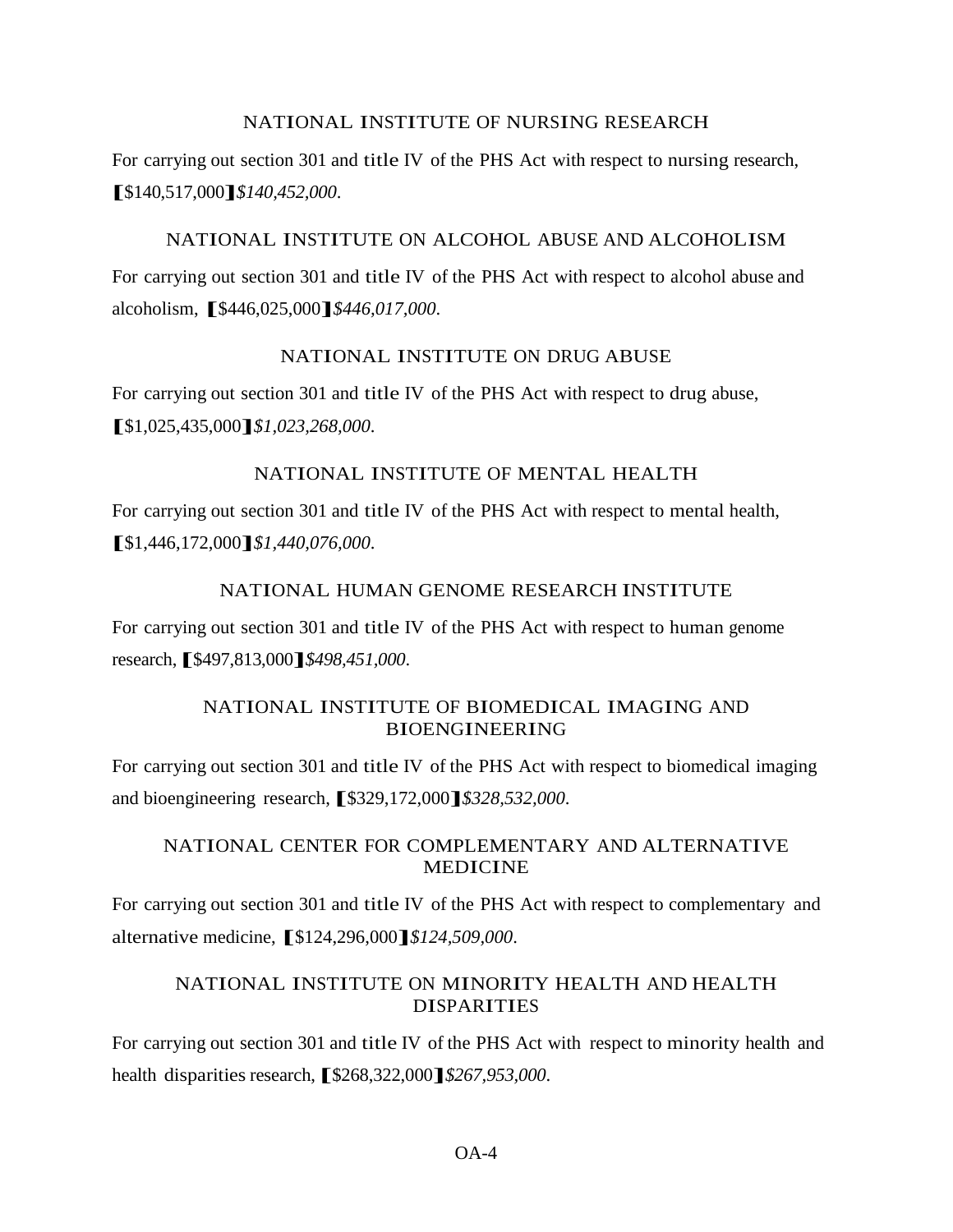## NATIONAL INSTITUTE OF NURSING RESEARCH

For carrying out section 301 and title IV of the PHS Act with respect to nursing research, ⟦$140,517,000⟧*$140,452,000*.

## NATIONAL INSTITUTE ON ALCOHOL ABUSE AND ALCOHOLISM

For carrying out section 301 and title IV of the PHS Act with respect to alcohol abuse and alcoholism, ⟦$446,025,000⟧*$446,017,000*.

## NATIONAL INSTITUTE ON DRUG ABUSE

For carrying out section 301 and title IV of the PHS Act with respect to drug abuse, ⟦$1,025,435,000⟧*$1,023,268,000*.

## NATIONAL INSTITUTE OF MENTAL HEALTH

For carrying out section 301 and title IV of the PHS Act with respect to mental health, ⟦$1,446,172,000⟧*$1,440,076,000*.

## NATIONAL HUMAN GENOME RESEARCH INSTITUTE

For carrying out section 301 and title IV of the PHS Act with respect to human genome research, ⟦$497,813,000⟧*$498,451,000*.

## NATIONAL INSTITUTE OF BIOMEDICAL IMAGING AND BIOENGINEERING

For carrying out section 301 and title IV of the PHS Act with respect to biomedical imaging and bioengineering research, ⟦$329,172,000⟧*$328,532,000*.

## NATIONAL CENTER FOR COMPLEMENTARY AND ALTERNATIVE MEDICINE

For carrying out section 301 and title IV of the PHS Act with respect to complementary and alternative medicine, ⟦$124,296,000⟧*$124,509,000*.

## NATIONAL INSTITUTE ON MINORITY HEALTH AND HEALTH DISPARITIES

For carrying out section 301 and title IV of the PHS Act with respect to minority health and health disparities research, ⟦$268,322,000⟧*$267,953,000*.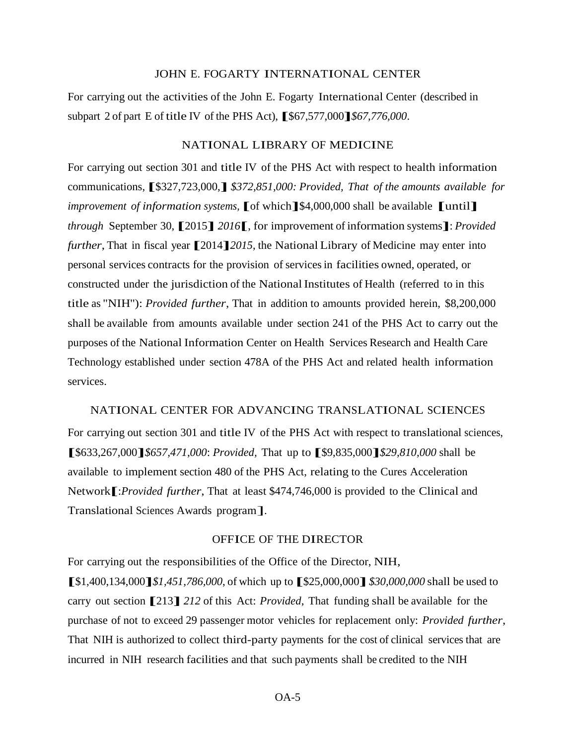## JOHN E. FOGARTY INTERNATIONAL CENTER

For carrying out the activities of the John E. Fogarty International Center (described in subpart 2 of part E of title IV of the PHS Act), ⟦$67,577,000⟧*$67,776,000*.

## NATIONAL LIBRARY OF MEDICINE

For carrying out section 301 and title IV of the PHS Act with respect to health information communications, ⟦$327,723,000,⟧ *$372,851,000: Provided, That of the amounts available for improvement of information systems,* ⟦of which⟧$4,000,000 shall be available ⟦until⟧ *through* September 30, ⟦2015⟧ *2016*⟦, for improvement of information systems⟧: *Provided further*, That in fiscal year ⟦2014⟧*2015*, the National Library of Medicine may enter into personal services contracts for the provision of services in facilities owned, operated, or constructed under the jurisdiction of the National Institutes of Health (referred to in this title as "NIH"): *Provided further*, That in addition to amounts provided herein, $8,200,000 shall be available from amounts available under section 241 of the PHS Act to carry out the purposes of the National Information Center on Health Services Research and Health Care Technology established under section 478A of the PHS Act and related health information services.

## NATIONAL CENTER FOR ADVANCING TRANSLATIONAL SCIENCES

For carrying out section 301 and title IV of the PHS Act with respect to translational sciences, ⟦$633,267,000⟧*$657,471,000*: *Provided*, That up to ⟦$9,835,000⟧*$29,810,000* shall be available to implement section 480 of the PHS Act, relating to the Cures Acceleration Network⟦:*Provided further*, That at least $474,746,000 is provided to the Clinical and Translational Sciences Awards program⟧.

## OFFICE OF THE DIRECTOR

For carrying out the responsibilities of the Office of the Director, NIH, ⟦$1,400,134,000⟧*$1,451,786,000*, of which up to ⟦$25,000,000⟧ *$30,000,000* shall be used to carry out section ⟦213⟧ *212* of this Act: *Provided*, That funding shall be available for the purchase of not to exceed 29 passenger motor vehicles for replacement only: *Provided further*, That NIH is authorized to collect third-party payments for the cost of clinical services that are incurred in NIH research facilities and that such payments shall be credited to the NIH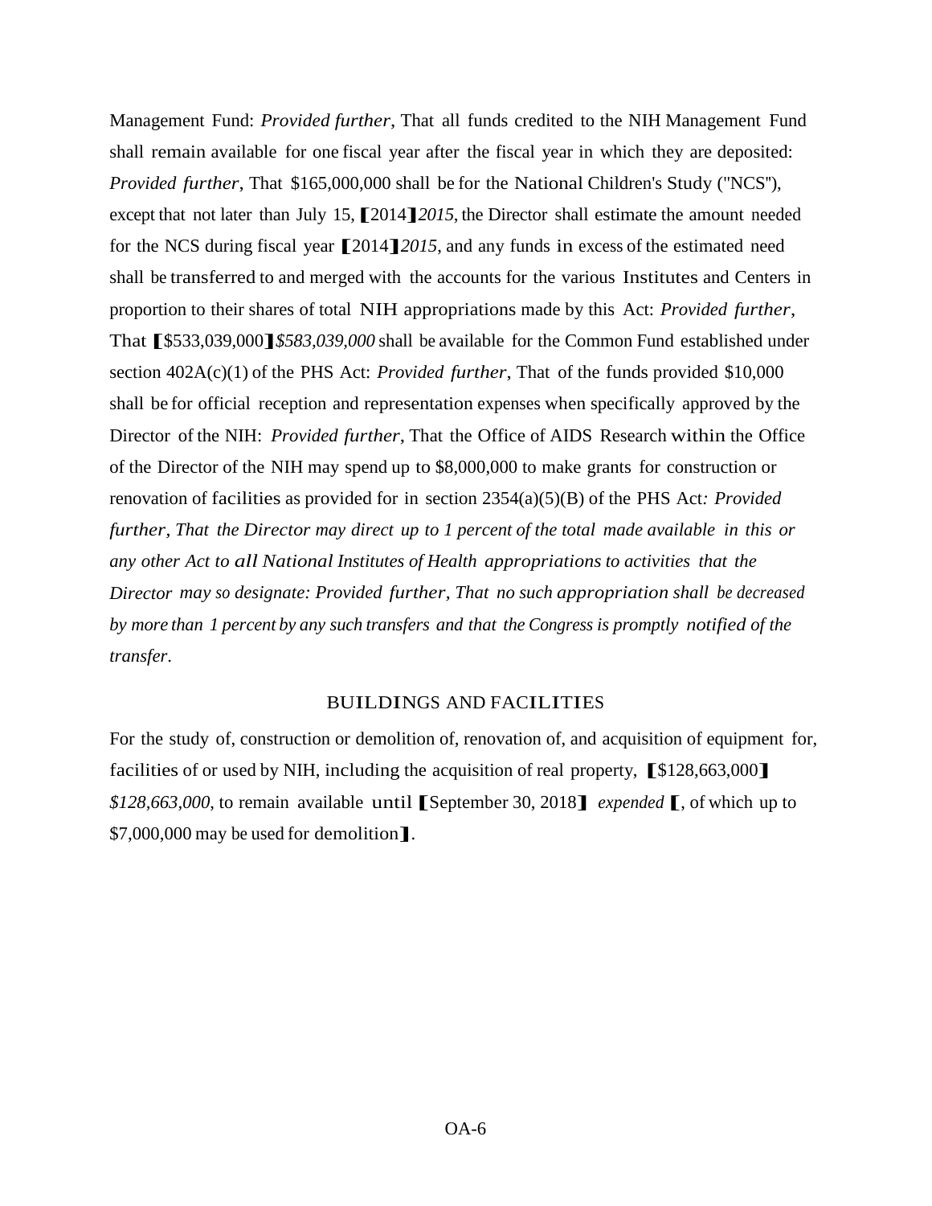Management Fund: *Provided further*, That all funds credited to the NIH Management Fund shall remain available for one fiscal year after the fiscal year in which they are deposited: *Provided further*, That $165,000,000 shall be for the National Children's Study ("NCS"), except that not later than July 15, ⟦2014⟧*2015*, the Director shall estimate the amount needed for the NCS during fiscal year ⟦2014⟧*2015*, and any funds in excess of the estimated need shall be transferred to and merged with the accounts for the various Institutes and Centers in proportion to their shares of total NIH appropriations made by this Act: *Provided further*, That ⟦$533,039,000⟧*$583,039,000* shall be available for the Common Fund established under section 402A(c)(1) of the PHS Act: *Provided further*, That of the funds provided $10,000 shall be for official reception and representation expenses when specifically approved by the Director of the NIH: *Provided further*, That the Office of AIDS Research within the Office of the Director of the NIH may spend up to $8,000,000 to make grants for construction or renovation of facilities as provided for in section 2354(a)(5)(B) of the PHS Act: *Provided further, That the Director may direct up to 1 percent of the total made available in this or any other Act to all National Institutes of Health appropriations to activities that the Director may so designate: Provided further, That no such appropriation shall be decreased by more than 1 percent by any such transfers and that the Congress is promptly notified of the transfer.*

## BUILDINGS AND FACILITIES

For the study of, construction or demolition of, renovation of, and acquisition of equipment for, facilities of or used by NIH, including the acquisition of real property, ⟦$128,663,000⟧ *$128,663,000*, to remain available until ⟦September 30, 2018⟧ *expended* ⟦, of which up to $7,000,000 may be used for demolition⟧.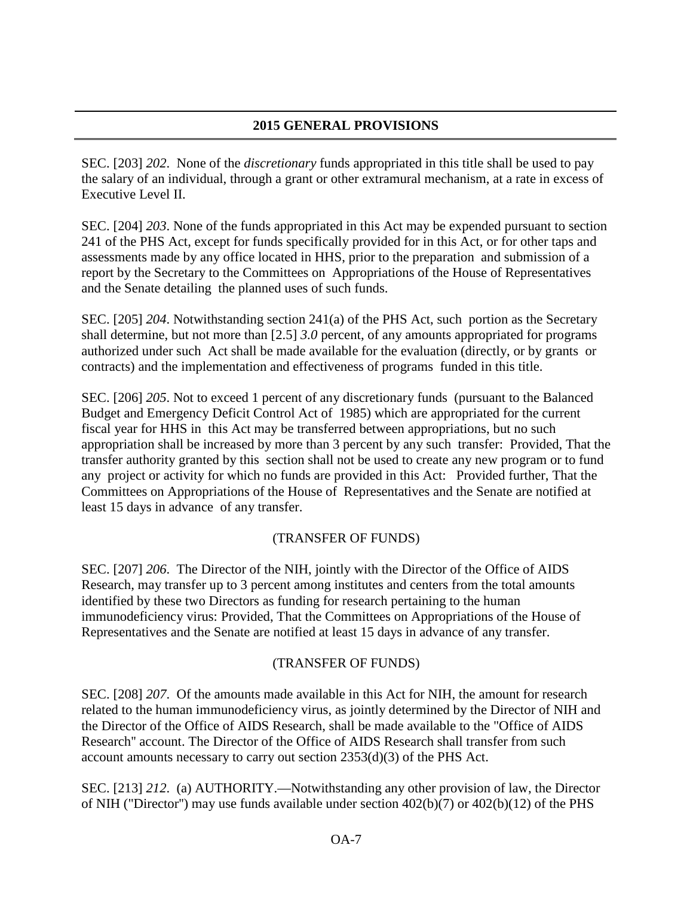## 2015 GENERAL PROVISIONS

SEC. [203] *202*. None of the *discretionary* funds appropriated in this title shall be used to pay the salary of an individual, through a grant or other extramural mechanism, at a rate in excess of Executive Level II.

SEC. [204] *203*. None of the funds appropriated in this Act may be expended pursuant to section 241 of the PHS Act, except for funds specifically provided for in this Act, or for other taps and assessments made by any office located in HHS, prior to the preparation and submission of a report by the Secretary to the Committees on Appropriations of the House of Representatives and the Senate detailing the planned uses of such funds.

SEC. [205] *204*. Notwithstanding section 241(a) of the PHS Act, such portion as the Secretary shall determine, but not more than [2.5] *3.0* percent, of any amounts appropriated for programs authorized under such Act shall be made available for the evaluation (directly, or by grants or contracts) and the implementation and effectiveness of programs funded in this title.

SEC. [206] *205*. Not to exceed 1 percent of any discretionary funds (pursuant to the Balanced Budget and Emergency Deficit Control Act of 1985) which are appropriated for the current fiscal year for HHS in this Act may be transferred between appropriations, but no such appropriation shall be increased by more than 3 percent by any such transfer: Provided, That the transfer authority granted by this section shall not be used to create any new program or to fund any project or activity for which no funds are provided in this Act: Provided further, That the Committees on Appropriations of the House of Representatives and the Senate are notified at least 15 days in advance of any transfer.

(TRANSFER OF FUNDS)

SEC. [207] *206*. The Director of the NIH, jointly with the Director of the Office of AIDS Research, may transfer up to 3 percent among institutes and centers from the total amounts identified by these two Directors as funding for research pertaining to the human immunodeficiency virus: Provided, That the Committees on Appropriations of the House of Representatives and the Senate are notified at least 15 days in advance of any transfer.

(TRANSFER OF FUNDS)

SEC. [208] *207*. Of the amounts made available in this Act for NIH, the amount for research related to the human immunodeficiency virus, as jointly determined by the Director of NIH and the Director of the Office of AIDS Research, shall be made available to the "Office of AIDS Research" account. The Director of the Office of AIDS Research shall transfer from such account amounts necessary to carry out section 2353(d)(3) of the PHS Act.

SEC. [213] *212*. (a) AUTHORITY.—Notwithstanding any other provision of law, the Director of NIH ("Director") may use funds available under section 402(b)(7) or 402(b)(12) of the PHS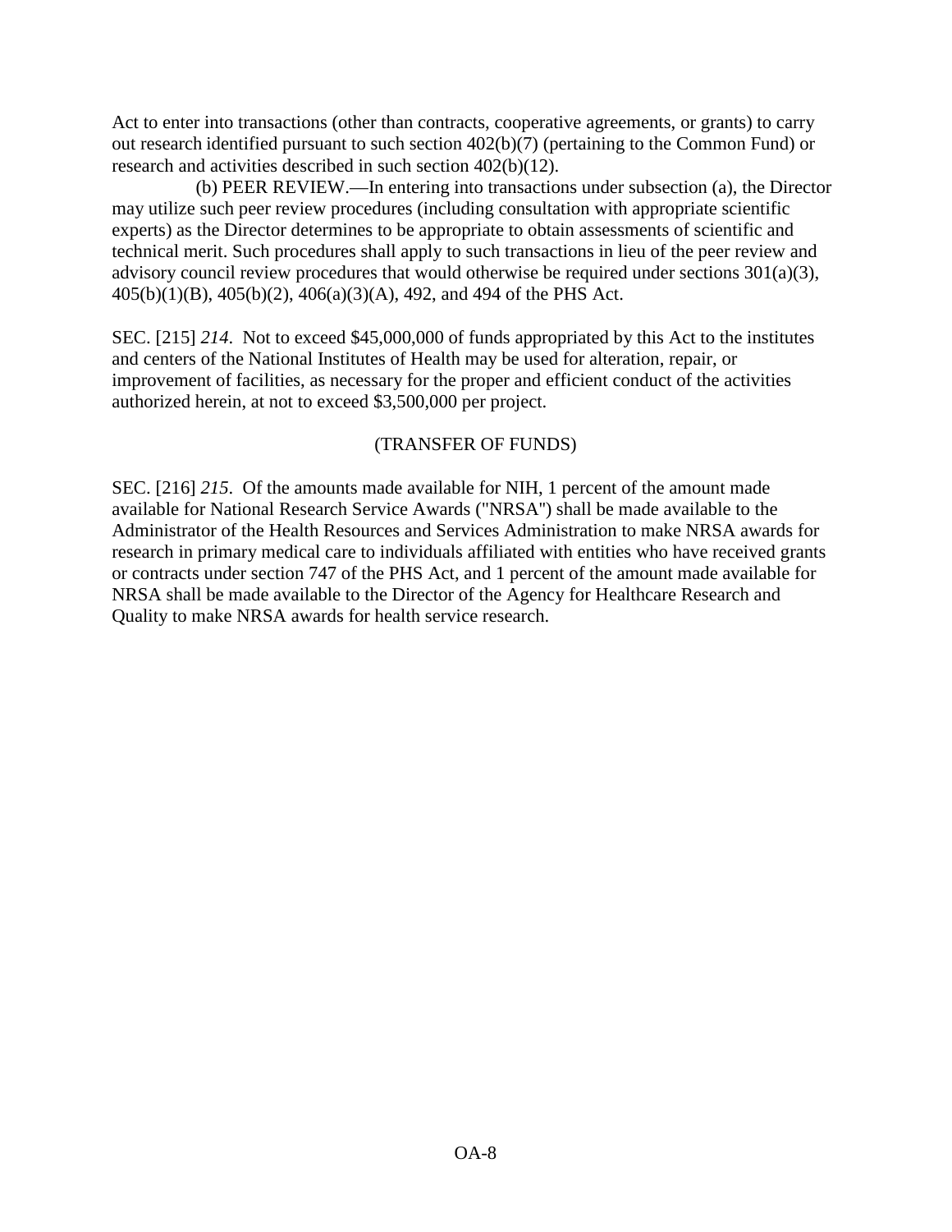Act to enter into transactions (other than contracts, cooperative agreements, or grants) to carry out research identified pursuant to such section 402(b)(7) (pertaining to the Common Fund) or research and activities described in such section 402(b)(12).

(b) PEER REVIEW.—In entering into transactions under subsection (a), the Director may utilize such peer review procedures (including consultation with appropriate scientific experts) as the Director determines to be appropriate to obtain assessments of scientific and technical merit. Such procedures shall apply to such transactions in lieu of the peer review and advisory council review procedures that would otherwise be required under sections 301(a)(3), 405(b)(1)(B), 405(b)(2), 406(a)(3)(A), 492, and 494 of the PHS Act.

SEC. [215] *214*. Not to exceed $45,000,000 of funds appropriated by this Act to the institutes and centers of the National Institutes of Health may be used for alteration, repair, or improvement of facilities, as necessary for the proper and efficient conduct of the activities authorized herein, at not to exceed $3,500,000 per project.

(TRANSFER OF FUNDS)

SEC. [216] *215*. Of the amounts made available for NIH, 1 percent of the amount made available for National Research Service Awards ("NRSA") shall be made available to the Administrator of the Health Resources and Services Administration to make NRSA awards for research in primary medical care to individuals affiliated with entities who have received grants or contracts under section 747 of the PHS Act, and 1 percent of the amount made available for NRSA shall be made available to the Director of the Agency for Healthcare Research and Quality to make NRSA awards for health service research.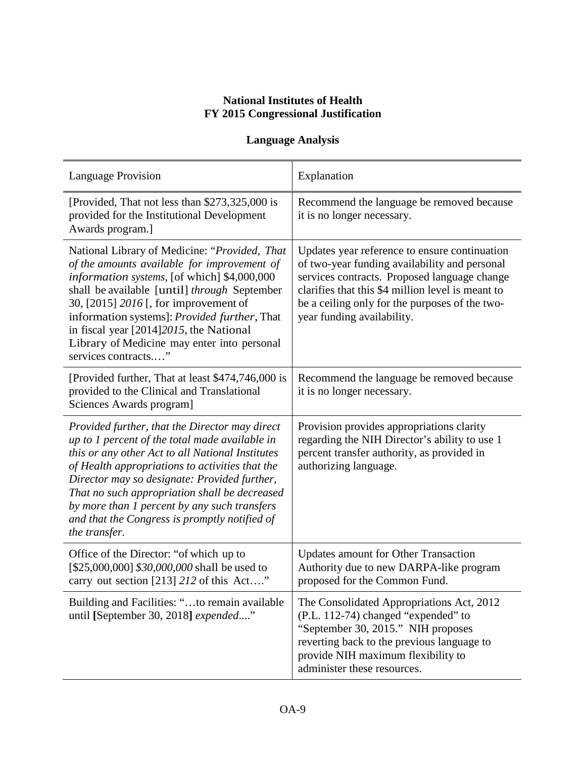**National Institutes of Health**
**FY 2015 Congressional Justification**

**Language Analysis**

| Language Provision | Explanation |
|---|---|
| [Provided, That not less than $273,325,000 is provided for the Institutional Development Awards program.] | Recommend the language be removed because it is no longer necessary. |
| National Library of Medicine: "*Provided, That of the amounts available for improvement of information systems,* [of which] $4,000,000 shall be available [until] *through* September 30, [2015] *2016* [, for improvement of information systems]: *Provided further*, That in fiscal year [2014]*2015*, the National Library of Medicine may enter into personal services contracts.…" | Updates year reference to ensure continuation of two-year funding availability and personal services contracts. Proposed language change clarifies that this $4 million level is meant to be a ceiling only for the purposes of the two-year funding availability. |
| [Provided further, That at least $474,746,000 is provided to the Clinical and Translational Sciences Awards program] | Recommend the language be removed because it is no longer necessary. |
| *Provided further, that the Director may direct up to 1 percent of the total made available in this or any other Act to all National Institutes of Health appropriations to activities that the Director may so designate: Provided further, That no such appropriation shall be decreased by more than 1 percent by any such transfers and that the Congress is promptly notified of the transfer.* | Provision provides appropriations clarity regarding the NIH Director's ability to use 1 percent transfer authority, as provided in authorizing language. |
| Office of the Director: "of which up to [$25,000,000] *$30,000,000* shall be used to carry out section [213] *212* of this Act…." | Updates amount for Other Transaction Authority due to new DARPA-like program proposed for the Common Fund. |
| Building and Facilities: "…to remain available until **[**September 30, 2018**]** *expended*...." | The Consolidated Appropriations Act, 2012 (P.L. 112-74) changed "expended" to "September 30, 2015." NIH proposes reverting back to the previous language to provide NIH maximum flexibility to administer these resources. |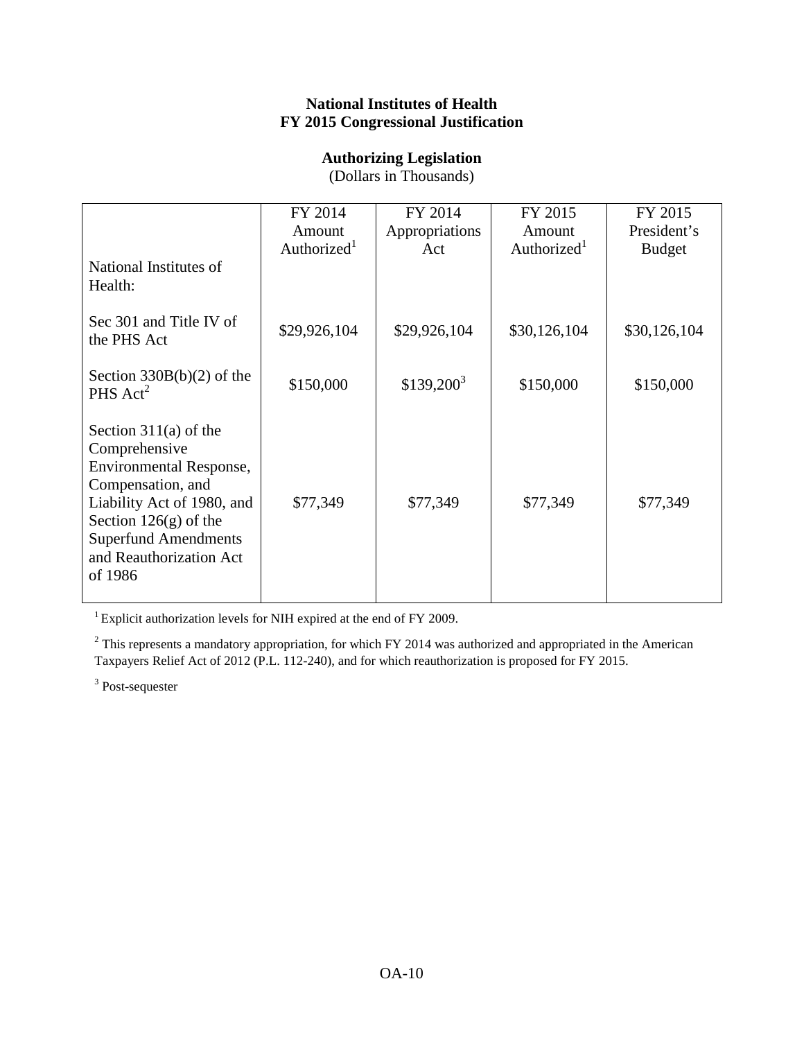**National Institutes of Health**
**FY 2015 Congressional Justification**

**Authorizing Legislation**
(Dollars in Thousands)

| | FY 2014 Amount Authorized[1] | FY 2014 Appropriations Act | FY 2015 Amount Authorized[1] | FY 2015 President's Budget |
|---|---|---|---|---|
| National Institutes of Health: | | | | |
| Sec 301 and Title IV of the PHS Act | $29,926,104 | $29,926,104 | $30,126,104 | $30,126,104 |
| Section 330B(b)(2) of the PHS Act[2] | $150,000 | $139,200[3] | $150,000 | $150,000 |
| Section 311(a) of the Comprehensive Environmental Response, Compensation, and Liability Act of 1980, and Section 126(g) of the Superfund Amendments and Reauthorization Act of 1986 | $77,349 | $77,349 | $77,349 | $77,349 |

[1] Explicit authorization levels for NIH expired at the end of FY 2009.

[2] This represents a mandatory appropriation, for which FY 2014 was authorized and appropriated in the American Taxpayers Relief Act of 2012 (P.L. 112-240), and for which reauthorization is proposed for FY 2015.

[3] Post-sequester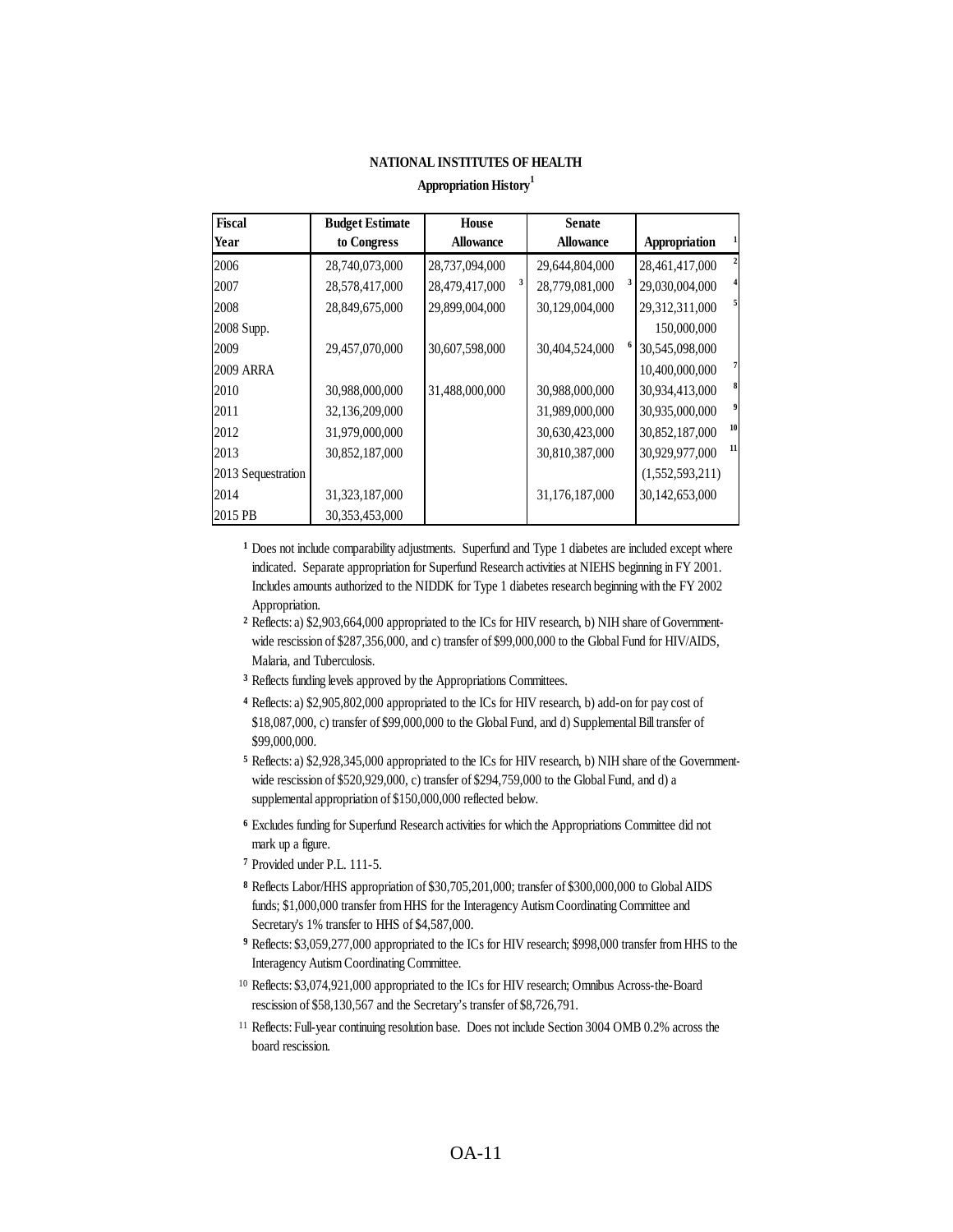**NATIONAL INSTITUTES OF HEALTH**

**Appropriation History[1]**

| Fiscal Year | Budget Estimate to Congress | House Allowance | Senate Allowance | Appropriation |
|---|---|---|---|---|
| 2006 | 28,740,073,000 | 28,737,094,000 | 29,644,804,000 | 28,461,417,000 [2] |
| 2007 | 28,578,417,000 | 28,479,417,000 [3] | 28,779,081,000 [3] | 29,030,004,000 [4] |
| 2008 | 28,849,675,000 | 29,899,004,000 | 30,129,004,000 | 29,312,311,000 [5] |
| 2008 Supp. | | | | 150,000,000 |
| 2009 | 29,457,070,000 | 30,607,598,000 | 30,404,524,000 [6] | 30,545,098,000 |
| 2009 ARRA | | | | 10,400,000,000 [7] |
| 2010 | 30,988,000,000 | 31,488,000,000 | 30,988,000,000 | 30,934,413,000 [8] |
| 2011 | 32,136,209,000 | | 31,989,000,000 | 30,935,000,000 [9] |
| 2012 | 31,979,000,000 | | 30,630,423,000 | 30,852,187,000 [10] |
| 2013 | 30,852,187,000 | | 30,810,387,000 | 30,929,977,000 [11] |
| 2013 Sequestration | | | | (1,552,593,211) |
| 2014 | 31,323,187,000 | | 31,176,187,000 | 30,142,653,000 |
| 2015 PB | 30,353,453,000 | | | |

[1] Does not include comparability adjustments. Superfund and Type 1 diabetes are included except where indicated. Separate appropriation for Superfund Research activities at NIEHS beginning in FY 2001. Includes amounts authorized to the NIDDK for Type 1 diabetes research beginning with the FY 2002 Appropriation.

[2] Reflects: a) $2,903,664,000 appropriated to the ICs for HIV research, b) NIH share of Government-wide rescission of $287,356,000, and c) transfer of $99,000,000 to the Global Fund for HIV/AIDS, Malaria, and Tuberculosis.

[3] Reflects funding levels approved by the Appropriations Committees.

[4] Reflects: a) $2,905,802,000 appropriated to the ICs for HIV research, b) add-on for pay cost of $18,087,000, c) transfer of $99,000,000 to the Global Fund, and d) Supplemental Bill transfer of $99,000,000.

[5] Reflects: a) $2,928,345,000 appropriated to the ICs for HIV research, b) NIH share of the Government-wide rescission of $520,929,000, c) transfer of $294,759,000 to the Global Fund, and d) a supplemental appropriation of $150,000,000 reflected below.

[6] Excludes funding for Superfund Research activities for which the Appropriations Committee did not mark up a figure.

[7] Provided under P.L. 111-5.

[8] Reflects Labor/HHS appropriation of $30,705,201,000; transfer of $300,000,000 to Global AIDS funds; $1,000,000 transfer from HHS for the Interagency Autism Coordinating Committee and Secretary's 1% transfer to HHS of $4,587,000.

[9] Reflects: $3,059,277,000 appropriated to the ICs for HIV research; $998,000 transfer from HHS to the Interagency Autism Coordinating Committee.

[10] Reflects: $3,074,921,000 appropriated to the ICs for HIV research; Omnibus Across-the-Board rescission of $58,130,567 and the Secretary's transfer of $8,726,791.

[11] Reflects: Full-year continuing resolution base. Does not include Section 3004 OMB 0.2% across the board rescission.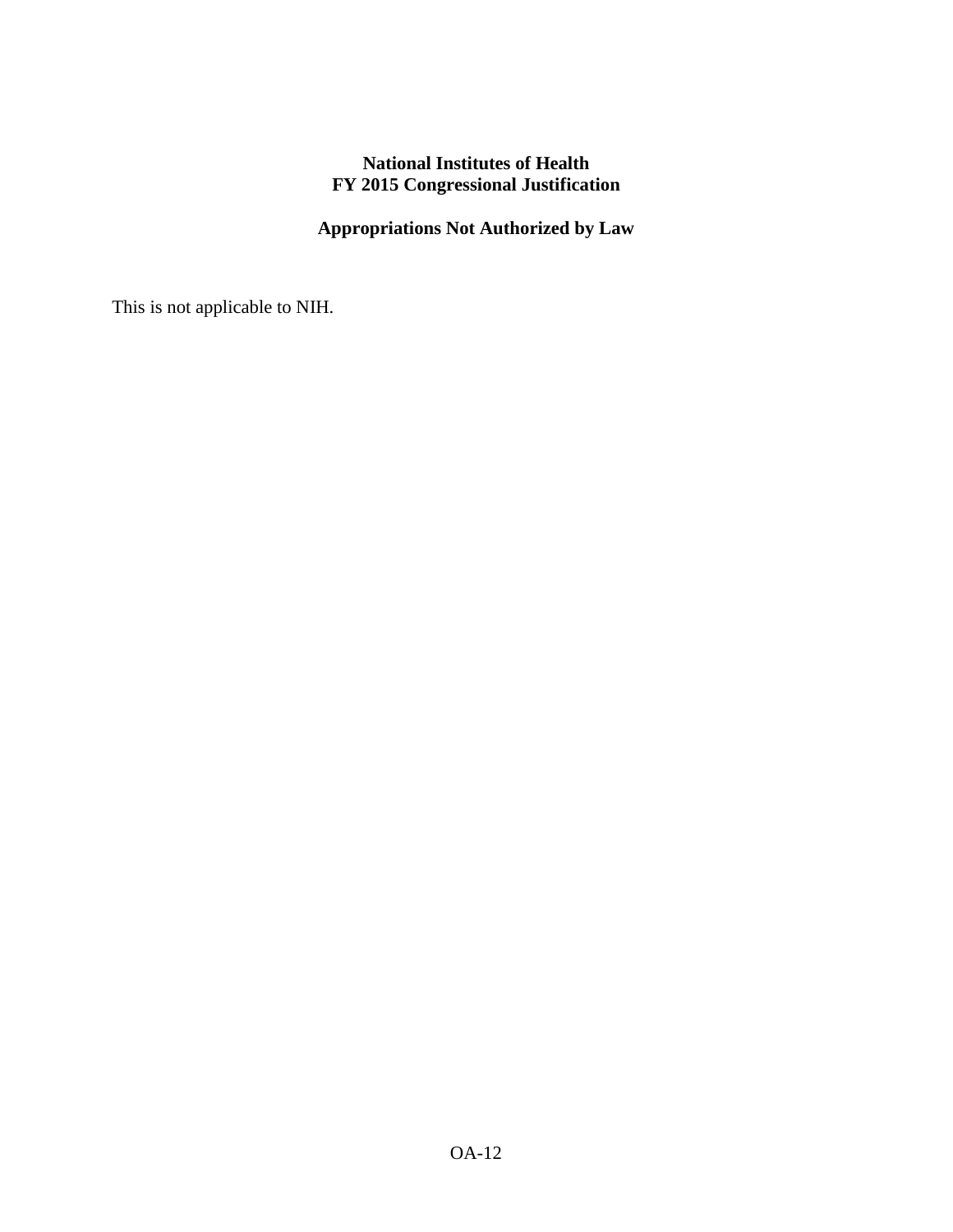**National Institutes of Health**
**FY 2015 Congressional Justification**

## Appropriations Not Authorized by Law

This is not applicable to NIH.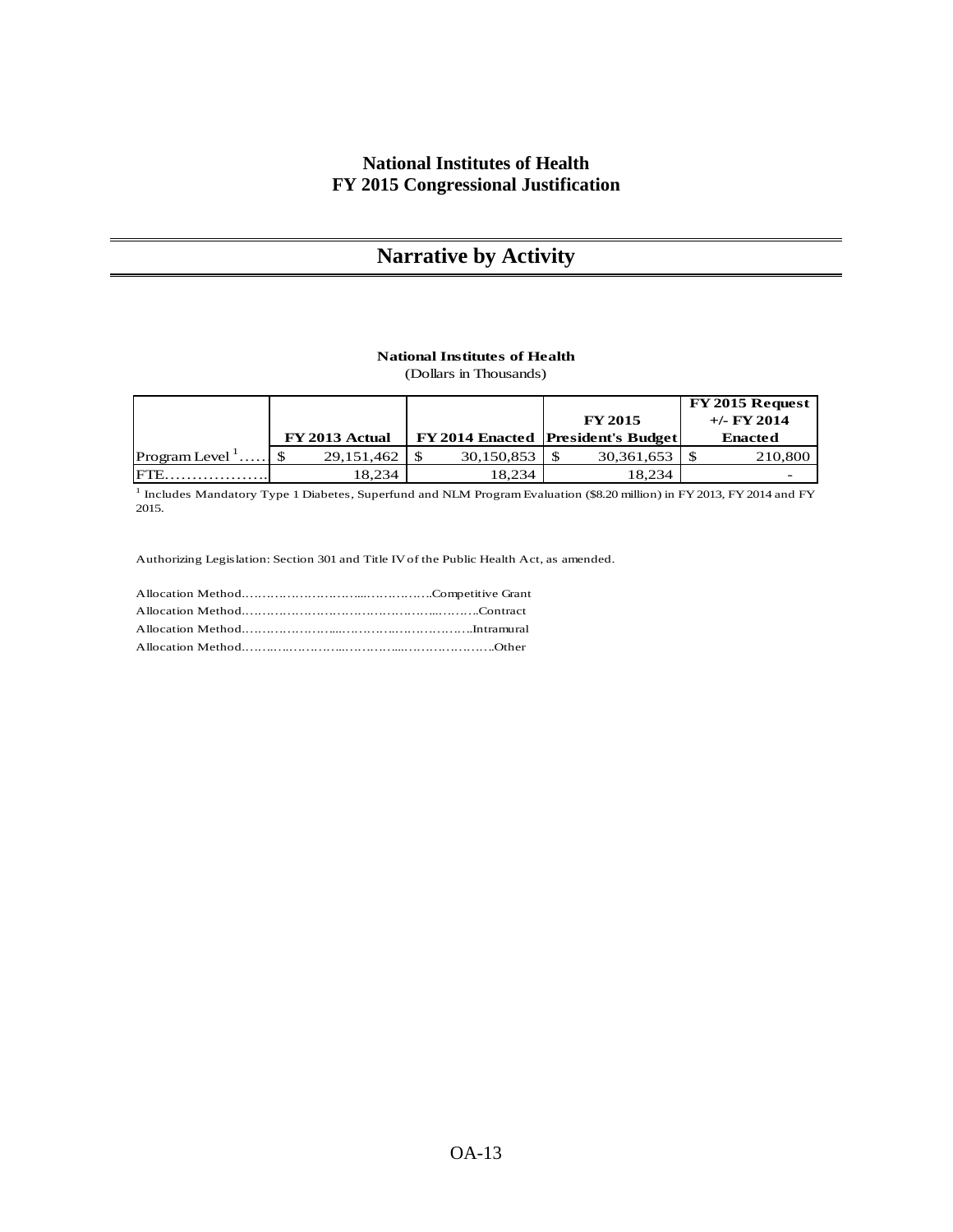**National Institutes of Health**
**FY 2015 Congressional Justification**

# Narrative by Activity

**National Institutes of Health**
(Dollars in Thousands)

| | FY 2013 Actual | FY 2014 Enacted | FY 2015 President's Budget | FY 2015 Request +/- FY 2014 Enacted |
|---|---|---|---|---|
| Program Level [1]..... | $ 29,151,462 | $ 30,150,853 | $ 30,361,653 | $ 210,800 |
| FTE.................. | 18,234 | 18,234 | 18,234 | - |

[1] Includes Mandatory Type 1 Diabetes, Superfund and NLM Program Evaluation ($8.20 million) in FY 2013, FY 2014 and FY 2015.

Authorizing Legislation: Section 301 and Title IV of the Public Health Act, as amended.

Allocation Method..........................................Competitive Grant
Allocation Method..........................................Contract
Allocation Method..........................................Intramural
Allocation Method..........................................Other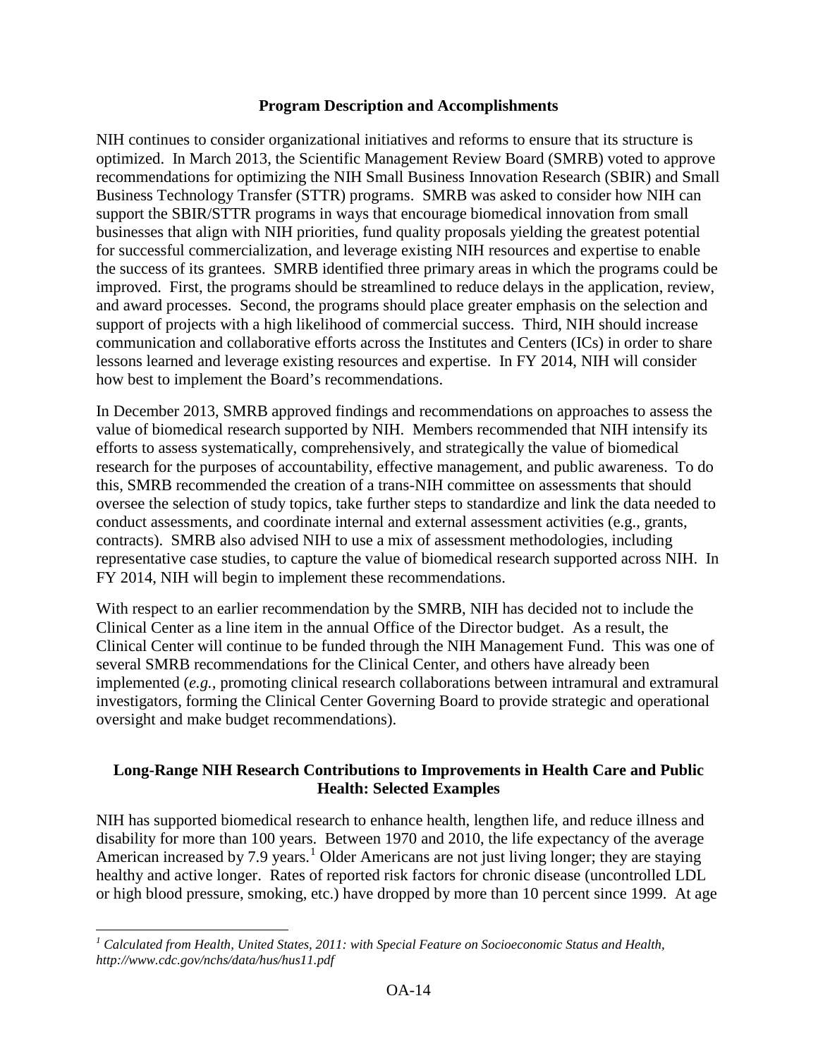## Program Description and Accomplishments

NIH continues to consider organizational initiatives and reforms to ensure that its structure is optimized. In March 2013, the Scientific Management Review Board (SMRB) voted to approve recommendations for optimizing the NIH Small Business Innovation Research (SBIR) and Small Business Technology Transfer (STTR) programs. SMRB was asked to consider how NIH can support the SBIR/STTR programs in ways that encourage biomedical innovation from small businesses that align with NIH priorities, fund quality proposals yielding the greatest potential for successful commercialization, and leverage existing NIH resources and expertise to enable the success of its grantees. SMRB identified three primary areas in which the programs could be improved. First, the programs should be streamlined to reduce delays in the application, review, and award processes. Second, the programs should place greater emphasis on the selection and support of projects with a high likelihood of commercial success. Third, NIH should increase communication and collaborative efforts across the Institutes and Centers (ICs) in order to share lessons learned and leverage existing resources and expertise. In FY 2014, NIH will consider how best to implement the Board's recommendations.

In December 2013, SMRB approved findings and recommendations on approaches to assess the value of biomedical research supported by NIH. Members recommended that NIH intensify its efforts to assess systematically, comprehensively, and strategically the value of biomedical research for the purposes of accountability, effective management, and public awareness. To do this, SMRB recommended the creation of a trans-NIH committee on assessments that should oversee the selection of study topics, take further steps to standardize and link the data needed to conduct assessments, and coordinate internal and external assessment activities (e.g., grants, contracts). SMRB also advised NIH to use a mix of assessment methodologies, including representative case studies, to capture the value of biomedical research supported across NIH. In FY 2014, NIH will begin to implement these recommendations.

With respect to an earlier recommendation by the SMRB, NIH has decided not to include the Clinical Center as a line item in the annual Office of the Director budget. As a result, the Clinical Center will continue to be funded through the NIH Management Fund. This was one of several SMRB recommendations for the Clinical Center, and others have already been implemented (*e.g.*, promoting clinical research collaborations between intramural and extramural investigators, forming the Clinical Center Governing Board to provide strategic and operational oversight and make budget recommendations).

## Long-Range NIH Research Contributions to Improvements in Health Care and Public Health: Selected Examples

NIH has supported biomedical research to enhance health, lengthen life, and reduce illness and disability for more than 100 years. Between 1970 and 2010, the life expectancy of the average American increased by 7.9 years.[1] Older Americans are not just living longer; they are staying healthy and active longer. Rates of reported risk factors for chronic disease (uncontrolled LDL or high blood pressure, smoking, etc.) have dropped by more than 10 percent since 1999. At age

[1] *Calculated from Health, United States, 2011: with Special Feature on Socioeconomic Status and Health, http://www.cdc.gov/nchs/data/hus/hus11.pdf*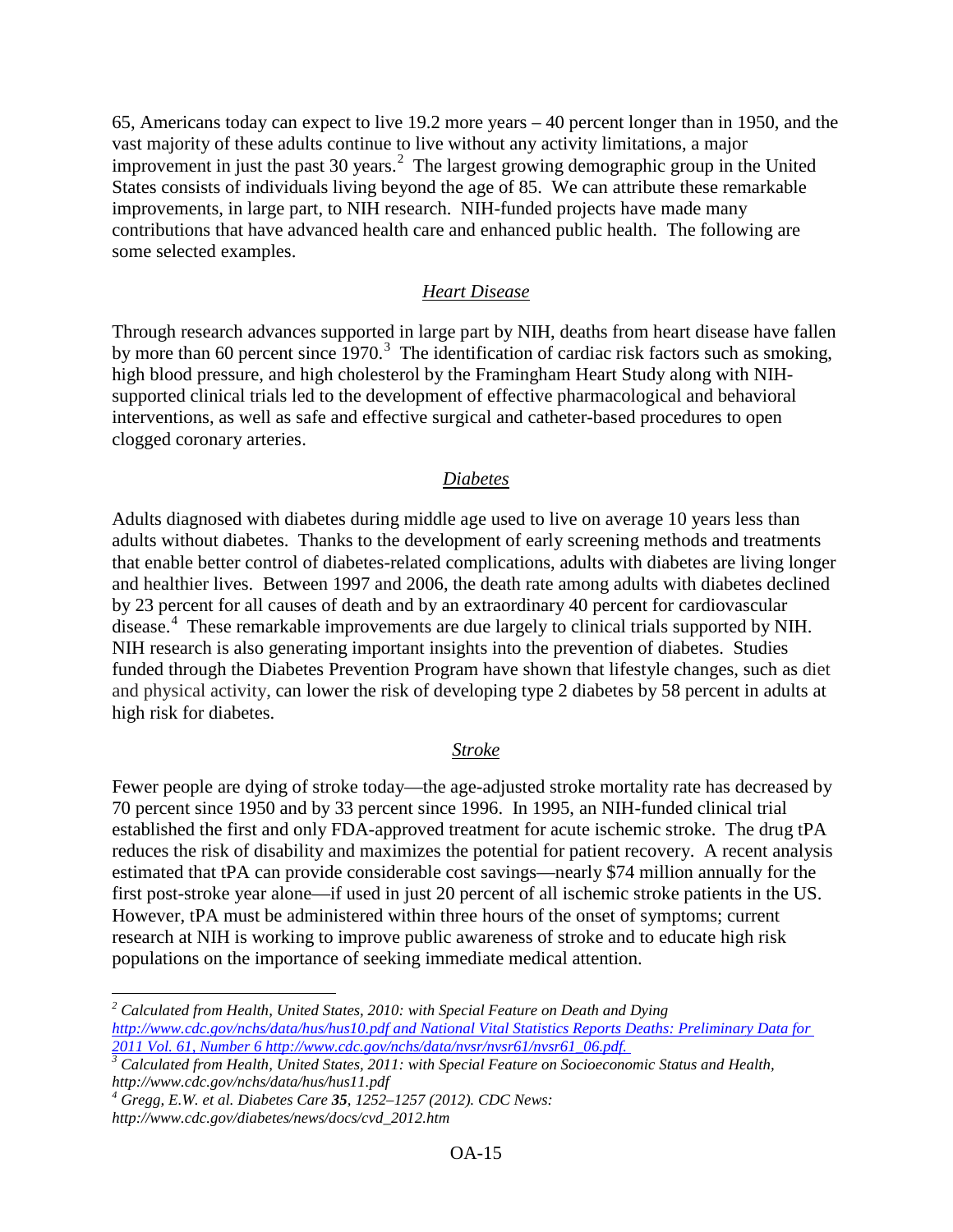65, Americans today can expect to live 19.2 more years – 40 percent longer than in 1950, and the vast majority of these adults continue to live without any activity limitations, a major improvement in just the past 30 years.[2] The largest growing demographic group in the United States consists of individuals living beyond the age of 85. We can attribute these remarkable improvements, in large part, to NIH research. NIH-funded projects have made many contributions that have advanced health care and enhanced public health. The following are some selected examples.

### *Heart Disease*

Through research advances supported in large part by NIH, deaths from heart disease have fallen by more than 60 percent since 1970.[3] The identification of cardiac risk factors such as smoking, high blood pressure, and high cholesterol by the Framingham Heart Study along with NIH-supported clinical trials led to the development of effective pharmacological and behavioral interventions, as well as safe and effective surgical and catheter-based procedures to open clogged coronary arteries.

### *Diabetes*

Adults diagnosed with diabetes during middle age used to live on average 10 years less than adults without diabetes. Thanks to the development of early screening methods and treatments that enable better control of diabetes-related complications, adults with diabetes are living longer and healthier lives. Between 1997 and 2006, the death rate among adults with diabetes declined by 23 percent for all causes of death and by an extraordinary 40 percent for cardiovascular disease.[4] These remarkable improvements are due largely to clinical trials supported by NIH. NIH research is also generating important insights into the prevention of diabetes. Studies funded through the Diabetes Prevention Program have shown that lifestyle changes, such as diet and physical activity, can lower the risk of developing type 2 diabetes by 58 percent in adults at high risk for diabetes.

### *Stroke*

Fewer people are dying of stroke today—the age-adjusted stroke mortality rate has decreased by 70 percent since 1950 and by 33 percent since 1996. In 1995, an NIH-funded clinical trial established the first and only FDA-approved treatment for acute ischemic stroke. The drug tPA reduces the risk of disability and maximizes the potential for patient recovery. A recent analysis estimated that tPA can provide considerable cost savings—nearly $74 million annually for the first post-stroke year alone—if used in just 20 percent of all ischemic stroke patients in the US. However, tPA must be administered within three hours of the onset of symptoms; current research at NIH is working to improve public awareness of stroke and to educate high risk populations on the importance of seeking immediate medical attention.

---

[2] *Calculated from Health, United States, 2010: with Special Feature on Death and Dying http://www.cdc.gov/nchs/data/hus/hus10.pdf and National Vital Statistics Reports Deaths: Preliminary Data for 2011 Vol. 61, Number 6 http://www.cdc.gov/nchs/data/nvsr/nvsr61/nvsr61_06.pdf.*

[3] *Calculated from Health, United States, 2011: with Special Feature on Socioeconomic Status and Health, http://www.cdc.gov/nchs/data/hus/hus11.pdf*

[4] *Gregg, E.W. et al. Diabetes Care **35**, 1252–1257 (2012). CDC News: http://www.cdc.gov/diabetes/news/docs/cvd_2012.htm*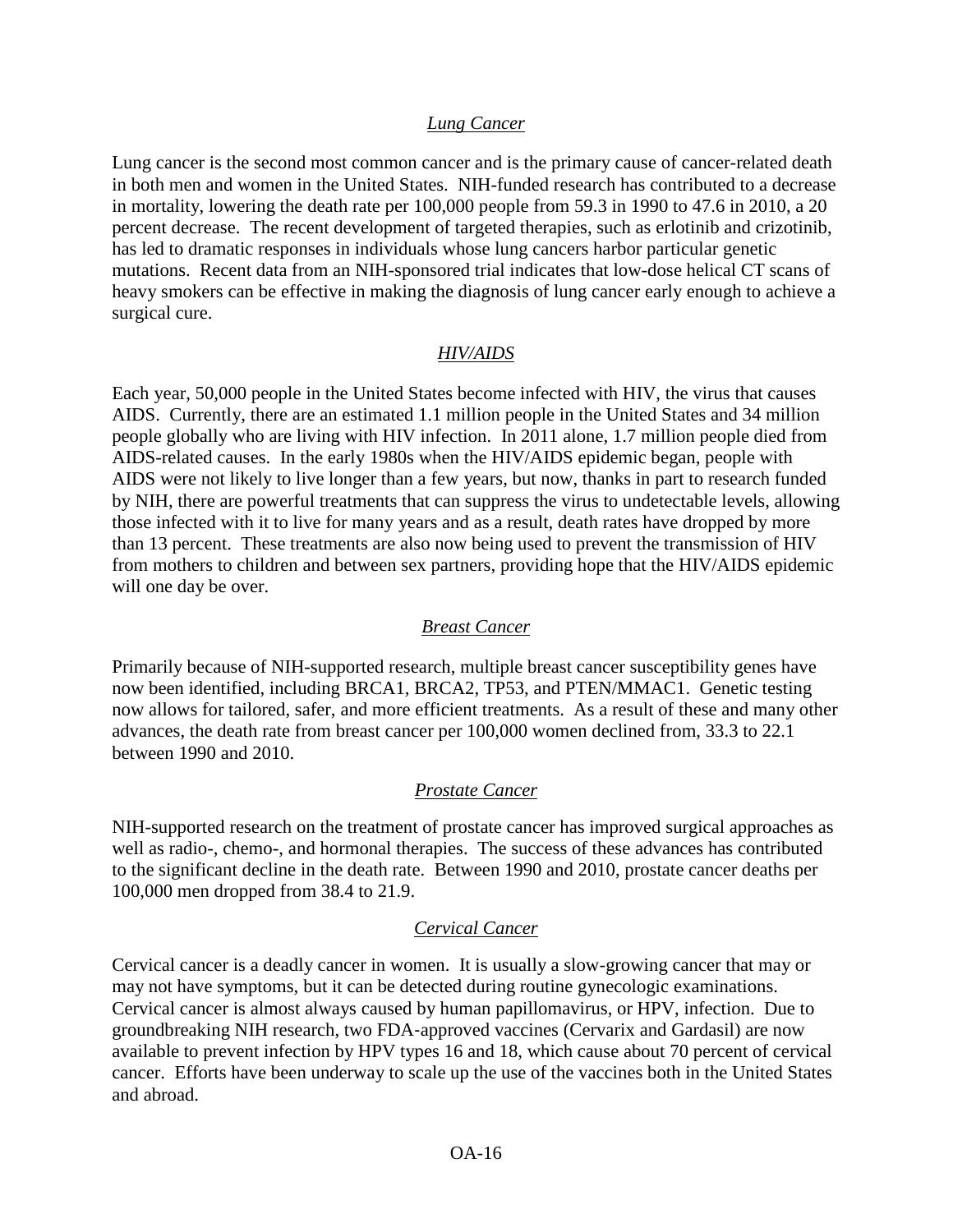### *Lung Cancer*

Lung cancer is the second most common cancer and is the primary cause of cancer-related death in both men and women in the United States. NIH-funded research has contributed to a decrease in mortality, lowering the death rate per 100,000 people from 59.3 in 1990 to 47.6 in 2010, a 20 percent decrease. The recent development of targeted therapies, such as erlotinib and crizotinib, has led to dramatic responses in individuals whose lung cancers harbor particular genetic mutations. Recent data from an NIH-sponsored trial indicates that low-dose helical CT scans of heavy smokers can be effective in making the diagnosis of lung cancer early enough to achieve a surgical cure.

### *HIV/AIDS*

Each year, 50,000 people in the United States become infected with HIV, the virus that causes AIDS. Currently, there are an estimated 1.1 million people in the United States and 34 million people globally who are living with HIV infection. In 2011 alone, 1.7 million people died from AIDS-related causes. In the early 1980s when the HIV/AIDS epidemic began, people with AIDS were not likely to live longer than a few years, but now, thanks in part to research funded by NIH, there are powerful treatments that can suppress the virus to undetectable levels, allowing those infected with it to live for many years and as a result, death rates have dropped by more than 13 percent. These treatments are also now being used to prevent the transmission of HIV from mothers to children and between sex partners, providing hope that the HIV/AIDS epidemic will one day be over.

### *Breast Cancer*

Primarily because of NIH-supported research, multiple breast cancer susceptibility genes have now been identified, including BRCA1, BRCA2, TP53, and PTEN/MMAC1. Genetic testing now allows for tailored, safer, and more efficient treatments. As a result of these and many other advances, the death rate from breast cancer per 100,000 women declined from, 33.3 to 22.1 between 1990 and 2010.

### *Prostate Cancer*

NIH-supported research on the treatment of prostate cancer has improved surgical approaches as well as radio-, chemo-, and hormonal therapies. The success of these advances has contributed to the significant decline in the death rate. Between 1990 and 2010, prostate cancer deaths per 100,000 men dropped from 38.4 to 21.9.

### *Cervical Cancer*

Cervical cancer is a deadly cancer in women. It is usually a slow-growing cancer that may or may not have symptoms, but it can be detected during routine gynecologic examinations. Cervical cancer is almost always caused by human papillomavirus, or HPV, infection. Due to groundbreaking NIH research, two FDA-approved vaccines (Cervarix and Gardasil) are now available to prevent infection by HPV types 16 and 18, which cause about 70 percent of cervical cancer. Efforts have been underway to scale up the use of the vaccines both in the United States and abroad.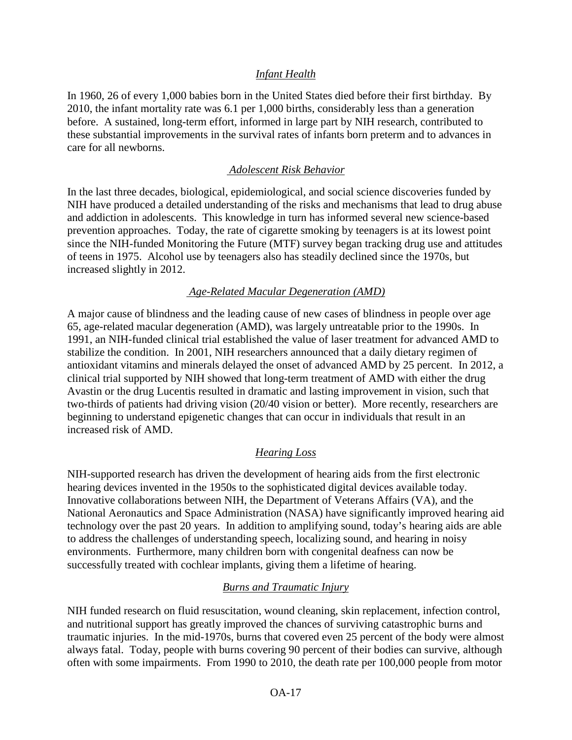*Infant Health*

In 1960, 26 of every 1,000 babies born in the United States died before their first birthday. By 2010, the infant mortality rate was 6.1 per 1,000 births, considerably less than a generation before. A sustained, long-term effort, informed in large part by NIH research, contributed to these substantial improvements in the survival rates of infants born preterm and to advances in care for all newborns.

*Adolescent Risk Behavior*

In the last three decades, biological, epidemiological, and social science discoveries funded by NIH have produced a detailed understanding of the risks and mechanisms that lead to drug abuse and addiction in adolescents. This knowledge in turn has informed several new science-based prevention approaches. Today, the rate of cigarette smoking by teenagers is at its lowest point since the NIH-funded Monitoring the Future (MTF) survey began tracking drug use and attitudes of teens in 1975. Alcohol use by teenagers also has steadily declined since the 1970s, but increased slightly in 2012.

*Age-Related Macular Degeneration (AMD)*

A major cause of blindness and the leading cause of new cases of blindness in people over age 65, age-related macular degeneration (AMD), was largely untreatable prior to the 1990s. In 1991, an NIH-funded clinical trial established the value of laser treatment for advanced AMD to stabilize the condition. In 2001, NIH researchers announced that a daily dietary regimen of antioxidant vitamins and minerals delayed the onset of advanced AMD by 25 percent. In 2012, a clinical trial supported by NIH showed that long-term treatment of AMD with either the drug Avastin or the drug Lucentis resulted in dramatic and lasting improvement in vision, such that two-thirds of patients had driving vision (20/40 vision or better). More recently, researchers are beginning to understand epigenetic changes that can occur in individuals that result in an increased risk of AMD.

*Hearing Loss*

NIH-supported research has driven the development of hearing aids from the first electronic hearing devices invented in the 1950s to the sophisticated digital devices available today. Innovative collaborations between NIH, the Department of Veterans Affairs (VA), and the National Aeronautics and Space Administration (NASA) have significantly improved hearing aid technology over the past 20 years. In addition to amplifying sound, today's hearing aids are able to address the challenges of understanding speech, localizing sound, and hearing in noisy environments. Furthermore, many children born with congenital deafness can now be successfully treated with cochlear implants, giving them a lifetime of hearing.

*Burns and Traumatic Injury*

NIH funded research on fluid resuscitation, wound cleaning, skin replacement, infection control, and nutritional support has greatly improved the chances of surviving catastrophic burns and traumatic injuries. In the mid-1970s, burns that covered even 25 percent of the body were almost always fatal. Today, people with burns covering 90 percent of their bodies can survive, although often with some impairments. From 1990 to 2010, the death rate per 100,000 people from motor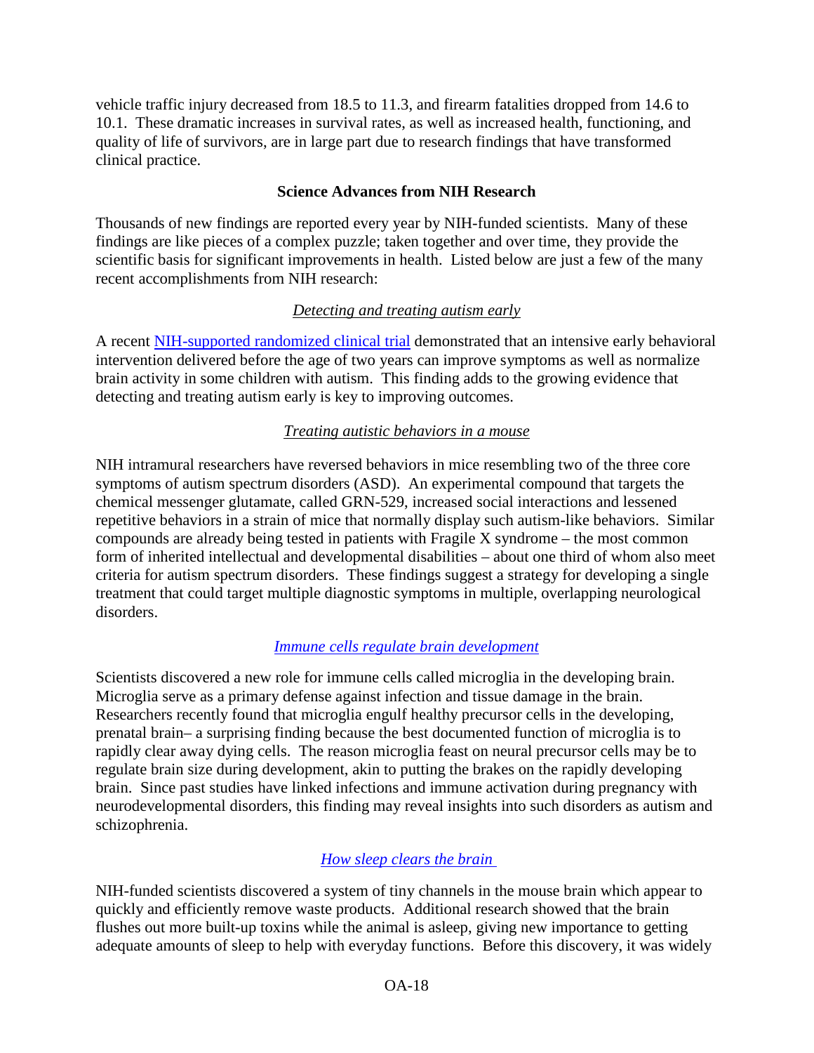vehicle traffic injury decreased from 18.5 to 11.3, and firearm fatalities dropped from 14.6 to 10.1. These dramatic increases in survival rates, as well as increased health, functioning, and quality of life of survivors, are in large part due to research findings that have transformed clinical practice.

## Science Advances from NIH Research

Thousands of new findings are reported every year by NIH-funded scientists. Many of these findings are like pieces of a complex puzzle; taken together and over time, they provide the scientific basis for significant improvements in health. Listed below are just a few of the many recent accomplishments from NIH research:

### *Detecting and treating autism early*

A recent NIH-supported randomized clinical trial demonstrated that an intensive early behavioral intervention delivered before the age of two years can improve symptoms as well as normalize brain activity in some children with autism. This finding adds to the growing evidence that detecting and treating autism early is key to improving outcomes.

### *Treating autistic behaviors in a mouse*

NIH intramural researchers have reversed behaviors in mice resembling two of the three core symptoms of autism spectrum disorders (ASD). An experimental compound that targets the chemical messenger glutamate, called GRN-529, increased social interactions and lessened repetitive behaviors in a strain of mice that normally display such autism-like behaviors. Similar compounds are already being tested in patients with Fragile X syndrome – the most common form of inherited intellectual and developmental disabilities – about one third of whom also meet criteria for autism spectrum disorders. These findings suggest a strategy for developing a single treatment that could target multiple diagnostic symptoms in multiple, overlapping neurological disorders.

### *Immune cells regulate brain development*

Scientists discovered a new role for immune cells called microglia in the developing brain. Microglia serve as a primary defense against infection and tissue damage in the brain. Researchers recently found that microglia engulf healthy precursor cells in the developing, prenatal brain– a surprising finding because the best documented function of microglia is to rapidly clear away dying cells. The reason microglia feast on neural precursor cells may be to regulate brain size during development, akin to putting the brakes on the rapidly developing brain. Since past studies have linked infections and immune activation during pregnancy with neurodevelopmental disorders, this finding may reveal insights into such disorders as autism and schizophrenia.

### *How sleep clears the brain*

NIH-funded scientists discovered a system of tiny channels in the mouse brain which appear to quickly and efficiently remove waste products. Additional research showed that the brain flushes out more built-up toxins while the animal is asleep, giving new importance to getting adequate amounts of sleep to help with everyday functions. Before this discovery, it was widely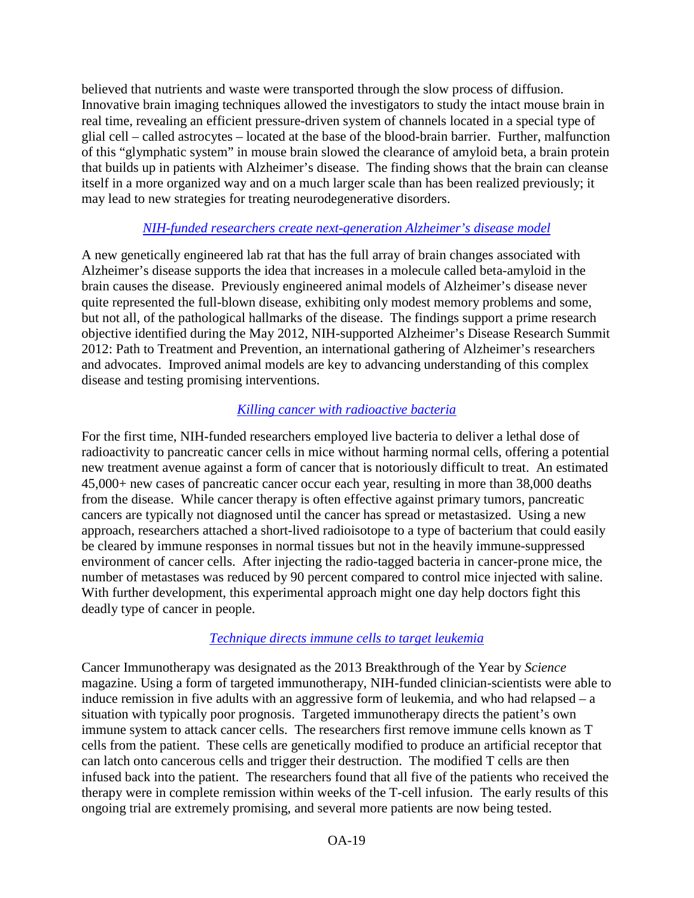believed that nutrients and waste were transported through the slow process of diffusion. Innovative brain imaging techniques allowed the investigators to study the intact mouse brain in real time, revealing an efficient pressure-driven system of channels located in a special type of glial cell – called astrocytes – located at the base of the blood-brain barrier. Further, malfunction of this "glymphatic system" in mouse brain slowed the clearance of amyloid beta, a brain protein that builds up in patients with Alzheimer's disease. The finding shows that the brain can cleanse itself in a more organized way and on a much larger scale than has been realized previously; it may lead to new strategies for treating neurodegenerative disorders.

### *NIH-funded researchers create next-generation Alzheimer's disease model*

A new genetically engineered lab rat that has the full array of brain changes associated with Alzheimer's disease supports the idea that increases in a molecule called beta-amyloid in the brain causes the disease. Previously engineered animal models of Alzheimer's disease never quite represented the full-blown disease, exhibiting only modest memory problems and some, but not all, of the pathological hallmarks of the disease. The findings support a prime research objective identified during the May 2012, NIH-supported Alzheimer's Disease Research Summit 2012: Path to Treatment and Prevention, an international gathering of Alzheimer's researchers and advocates. Improved animal models are key to advancing understanding of this complex disease and testing promising interventions.

### *Killing cancer with radioactive bacteria*

For the first time, NIH-funded researchers employed live bacteria to deliver a lethal dose of radioactivity to pancreatic cancer cells in mice without harming normal cells, offering a potential new treatment avenue against a form of cancer that is notoriously difficult to treat. An estimated 45,000+ new cases of pancreatic cancer occur each year, resulting in more than 38,000 deaths from the disease. While cancer therapy is often effective against primary tumors, pancreatic cancers are typically not diagnosed until the cancer has spread or metastasized. Using a new approach, researchers attached a short-lived radioisotope to a type of bacterium that could easily be cleared by immune responses in normal tissues but not in the heavily immune-suppressed environment of cancer cells. After injecting the radio-tagged bacteria in cancer-prone mice, the number of metastases was reduced by 90 percent compared to control mice injected with saline. With further development, this experimental approach might one day help doctors fight this deadly type of cancer in people.

### *Technique directs immune cells to target leukemia*

Cancer Immunotherapy was designated as the 2013 Breakthrough of the Year by *Science* magazine. Using a form of targeted immunotherapy, NIH-funded clinician-scientists were able to induce remission in five adults with an aggressive form of leukemia, and who had relapsed – a situation with typically poor prognosis. Targeted immunotherapy directs the patient's own immune system to attack cancer cells. The researchers first remove immune cells known as T cells from the patient. These cells are genetically modified to produce an artificial receptor that can latch onto cancerous cells and trigger their destruction. The modified T cells are then infused back into the patient. The researchers found that all five of the patients who received the therapy were in complete remission within weeks of the T-cell infusion. The early results of this ongoing trial are extremely promising, and several more patients are now being tested.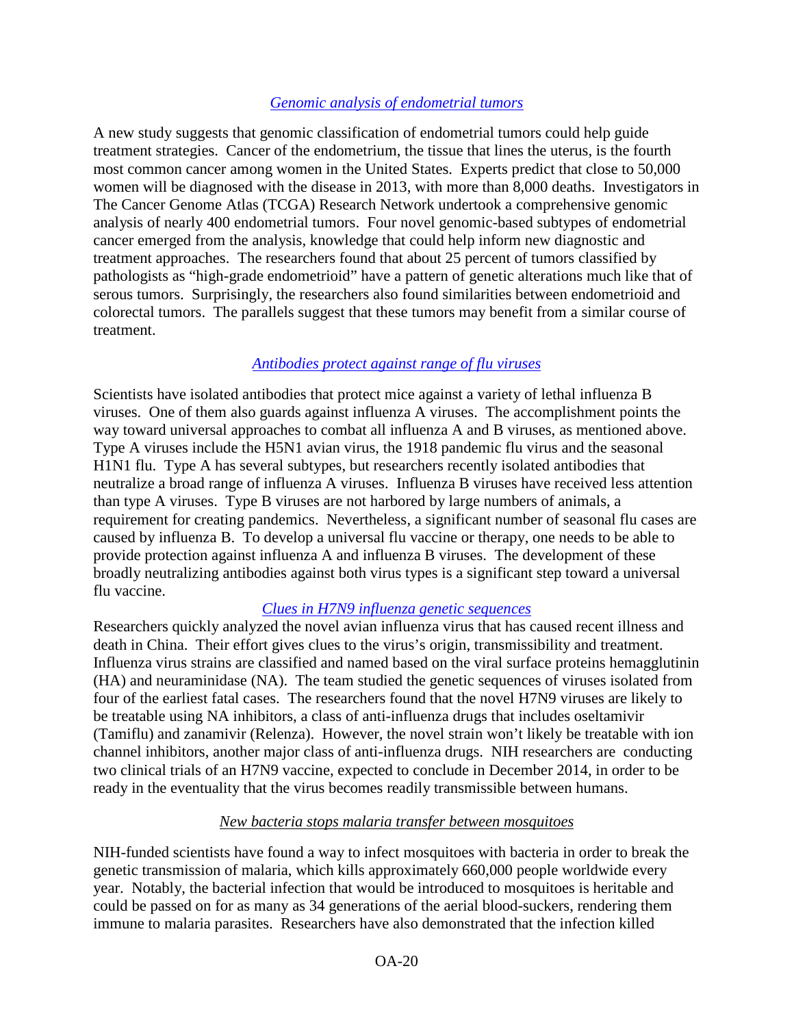*[Genomic analysis of endometrial tumors](#)*

A new study suggests that genomic classification of endometrial tumors could help guide treatment strategies. Cancer of the endometrium, the tissue that lines the uterus, is the fourth most common cancer among women in the United States. Experts predict that close to 50,000 women will be diagnosed with the disease in 2013, with more than 8,000 deaths. Investigators in The Cancer Genome Atlas (TCGA) Research Network undertook a comprehensive genomic analysis of nearly 400 endometrial tumors. Four novel genomic-based subtypes of endometrial cancer emerged from the analysis, knowledge that could help inform new diagnostic and treatment approaches. The researchers found that about 25 percent of tumors classified by pathologists as "high-grade endometrioid" have a pattern of genetic alterations much like that of serous tumors. Surprisingly, the researchers also found similarities between endometrioid and colorectal tumors. The parallels suggest that these tumors may benefit from a similar course of treatment.

*[Antibodies protect against range of flu viruses](#)*

Scientists have isolated antibodies that protect mice against a variety of lethal influenza B viruses. One of them also guards against influenza A viruses. The accomplishment points the way toward universal approaches to combat all influenza A and B viruses, as mentioned above. Type A viruses include the H5N1 avian virus, the 1918 pandemic flu virus and the seasonal H1N1 flu. Type A has several subtypes, but researchers recently isolated antibodies that neutralize a broad range of influenza A viruses. Influenza B viruses have received less attention than type A viruses. Type B viruses are not harbored by large numbers of animals, a requirement for creating pandemics. Nevertheless, a significant number of seasonal flu cases are caused by influenza B. To develop a universal flu vaccine or therapy, one needs to be able to provide protection against influenza A and influenza B viruses. The development of these broadly neutralizing antibodies against both virus types is a significant step toward a universal flu vaccine.

*[Clues in H7N9 influenza genetic sequences](#)*

Researchers quickly analyzed the novel avian influenza virus that has caused recent illness and death in China. Their effort gives clues to the virus's origin, transmissibility and treatment. Influenza virus strains are classified and named based on the viral surface proteins hemagglutinin (HA) and neuraminidase (NA). The team studied the genetic sequences of viruses isolated from four of the earliest fatal cases. The researchers found that the novel H7N9 viruses are likely to be treatable using NA inhibitors, a class of anti-influenza drugs that includes oseltamivir (Tamiflu) and zanamivir (Relenza). However, the novel strain won't likely be treatable with ion channel inhibitors, another major class of anti-influenza drugs. NIH researchers are conducting two clinical trials of an H7N9 vaccine, expected to conclude in December 2014, in order to be ready in the eventuality that the virus becomes readily transmissible between humans.

*New bacteria stops malaria transfer between mosquitoes*

NIH-funded scientists have found a way to infect mosquitoes with bacteria in order to break the genetic transmission of malaria, which kills approximately 660,000 people worldwide every year. Notably, the bacterial infection that would be introduced to mosquitoes is heritable and could be passed on for as many as 34 generations of the aerial blood-suckers, rendering them immune to malaria parasites. Researchers have also demonstrated that the infection killed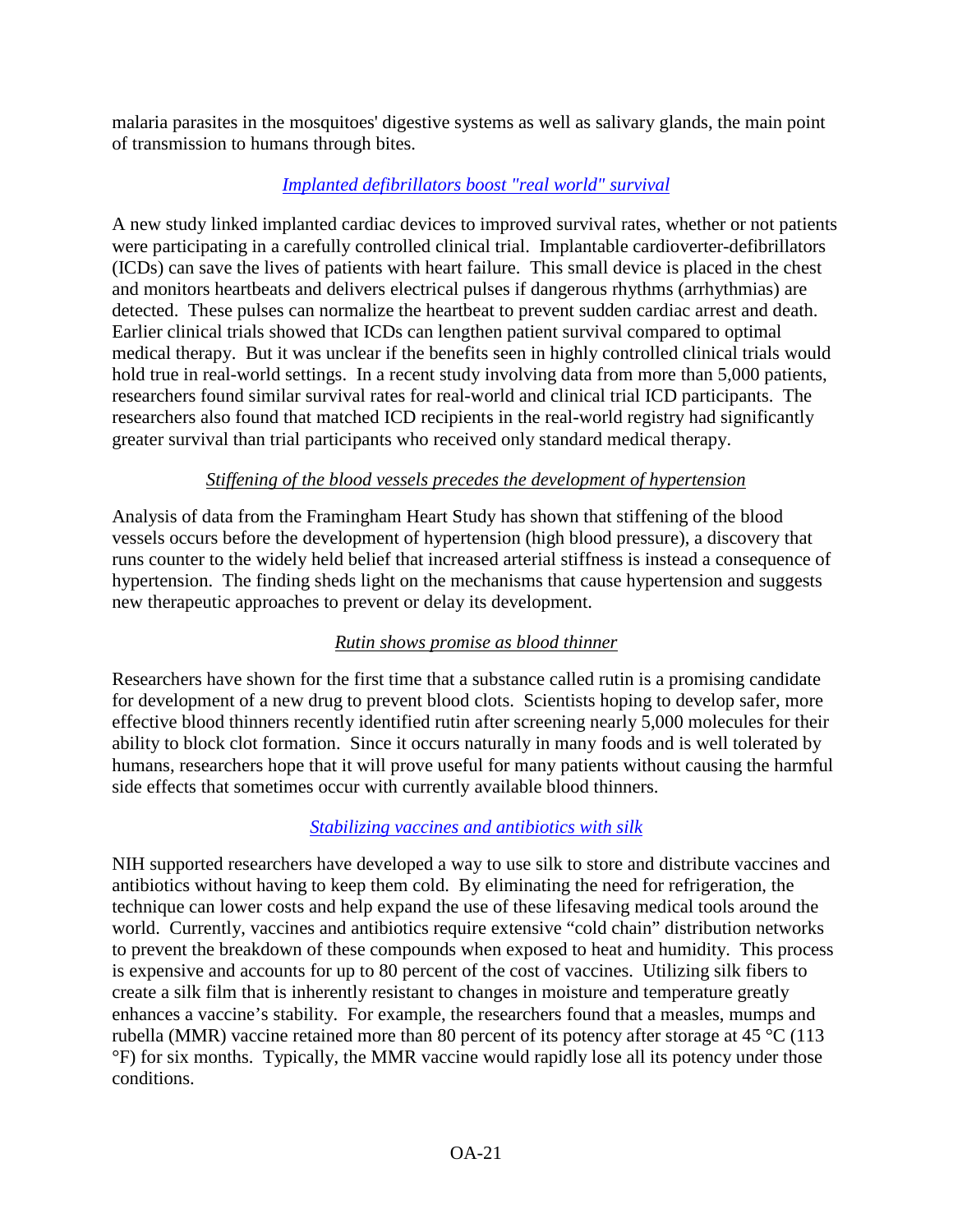malaria parasites in the mosquitoes' digestive systems as well as salivary glands, the main point of transmission to humans through bites.

*Implanted defibrillators boost "real world" survival*

A new study linked implanted cardiac devices to improved survival rates, whether or not patients were participating in a carefully controlled clinical trial. Implantable cardioverter-defibrillators (ICDs) can save the lives of patients with heart failure. This small device is placed in the chest and monitors heartbeats and delivers electrical pulses if dangerous rhythms (arrhythmias) are detected. These pulses can normalize the heartbeat to prevent sudden cardiac arrest and death. Earlier clinical trials showed that ICDs can lengthen patient survival compared to optimal medical therapy. But it was unclear if the benefits seen in highly controlled clinical trials would hold true in real-world settings. In a recent study involving data from more than 5,000 patients, researchers found similar survival rates for real-world and clinical trial ICD participants. The researchers also found that matched ICD recipients in the real-world registry had significantly greater survival than trial participants who received only standard medical therapy.

*Stiffening of the blood vessels precedes the development of hypertension*

Analysis of data from the Framingham Heart Study has shown that stiffening of the blood vessels occurs before the development of hypertension (high blood pressure), a discovery that runs counter to the widely held belief that increased arterial stiffness is instead a consequence of hypertension. The finding sheds light on the mechanisms that cause hypertension and suggests new therapeutic approaches to prevent or delay its development.

*Rutin shows promise as blood thinner*

Researchers have shown for the first time that a substance called rutin is a promising candidate for development of a new drug to prevent blood clots. Scientists hoping to develop safer, more effective blood thinners recently identified rutin after screening nearly 5,000 molecules for their ability to block clot formation. Since it occurs naturally in many foods and is well tolerated by humans, researchers hope that it will prove useful for many patients without causing the harmful side effects that sometimes occur with currently available blood thinners.

*Stabilizing vaccines and antibiotics with silk*

NIH supported researchers have developed a way to use silk to store and distribute vaccines and antibiotics without having to keep them cold. By eliminating the need for refrigeration, the technique can lower costs and help expand the use of these lifesaving medical tools around the world. Currently, vaccines and antibiotics require extensive "cold chain" distribution networks to prevent the breakdown of these compounds when exposed to heat and humidity. This process is expensive and accounts for up to 80 percent of the cost of vaccines. Utilizing silk fibers to create a silk film that is inherently resistant to changes in moisture and temperature greatly enhances a vaccine's stability. For example, the researchers found that a measles, mumps and rubella (MMR) vaccine retained more than 80 percent of its potency after storage at 45 °C (113 °F) for six months. Typically, the MMR vaccine would rapidly lose all its potency under those conditions.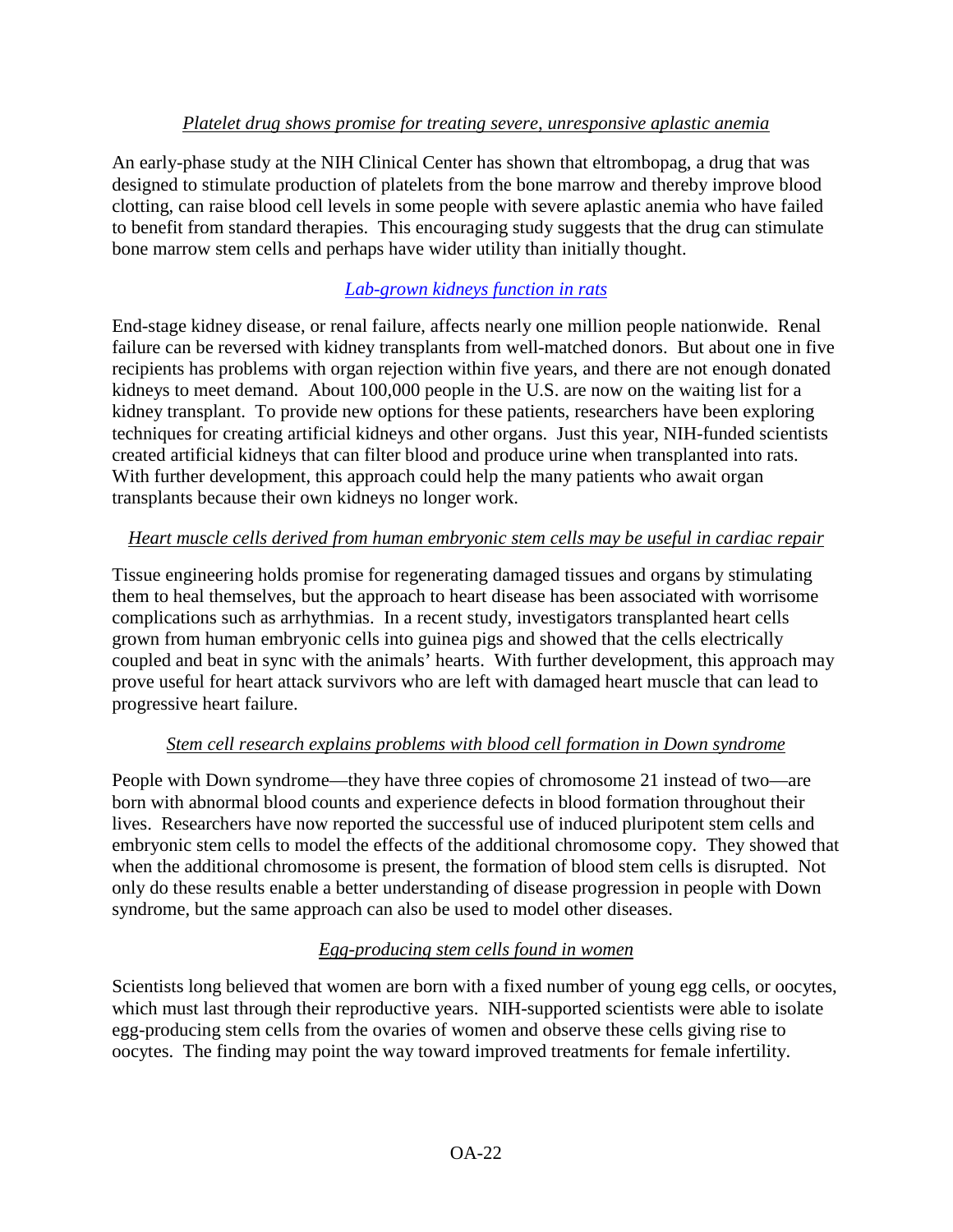*Platelet drug shows promise for treating severe, unresponsive aplastic anemia*

An early-phase study at the NIH Clinical Center has shown that eltrombopag, a drug that was designed to stimulate production of platelets from the bone marrow and thereby improve blood clotting, can raise blood cell levels in some people with severe aplastic anemia who have failed to benefit from standard therapies. This encouraging study suggests that the drug can stimulate bone marrow stem cells and perhaps have wider utility than initially thought.

*Lab-grown kidneys function in rats*

End-stage kidney disease, or renal failure, affects nearly one million people nationwide. Renal failure can be reversed with kidney transplants from well-matched donors. But about one in five recipients has problems with organ rejection within five years, and there are not enough donated kidneys to meet demand. About 100,000 people in the U.S. are now on the waiting list for a kidney transplant. To provide new options for these patients, researchers have been exploring techniques for creating artificial kidneys and other organs. Just this year, NIH-funded scientists created artificial kidneys that can filter blood and produce urine when transplanted into rats. With further development, this approach could help the many patients who await organ transplants because their own kidneys no longer work.

*Heart muscle cells derived from human embryonic stem cells may be useful in cardiac repair*

Tissue engineering holds promise for regenerating damaged tissues and organs by stimulating them to heal themselves, but the approach to heart disease has been associated with worrisome complications such as arrhythmias. In a recent study, investigators transplanted heart cells grown from human embryonic cells into guinea pigs and showed that the cells electrically coupled and beat in sync with the animals' hearts. With further development, this approach may prove useful for heart attack survivors who are left with damaged heart muscle that can lead to progressive heart failure.

*Stem cell research explains problems with blood cell formation in Down syndrome*

People with Down syndrome—they have three copies of chromosome 21 instead of two—are born with abnormal blood counts and experience defects in blood formation throughout their lives. Researchers have now reported the successful use of induced pluripotent stem cells and embryonic stem cells to model the effects of the additional chromosome copy. They showed that when the additional chromosome is present, the formation of blood stem cells is disrupted. Not only do these results enable a better understanding of disease progression in people with Down syndrome, but the same approach can also be used to model other diseases.

*Egg-producing stem cells found in women*

Scientists long believed that women are born with a fixed number of young egg cells, or oocytes, which must last through their reproductive years. NIH-supported scientists were able to isolate egg-producing stem cells from the ovaries of women and observe these cells giving rise to oocytes. The finding may point the way toward improved treatments for female infertility.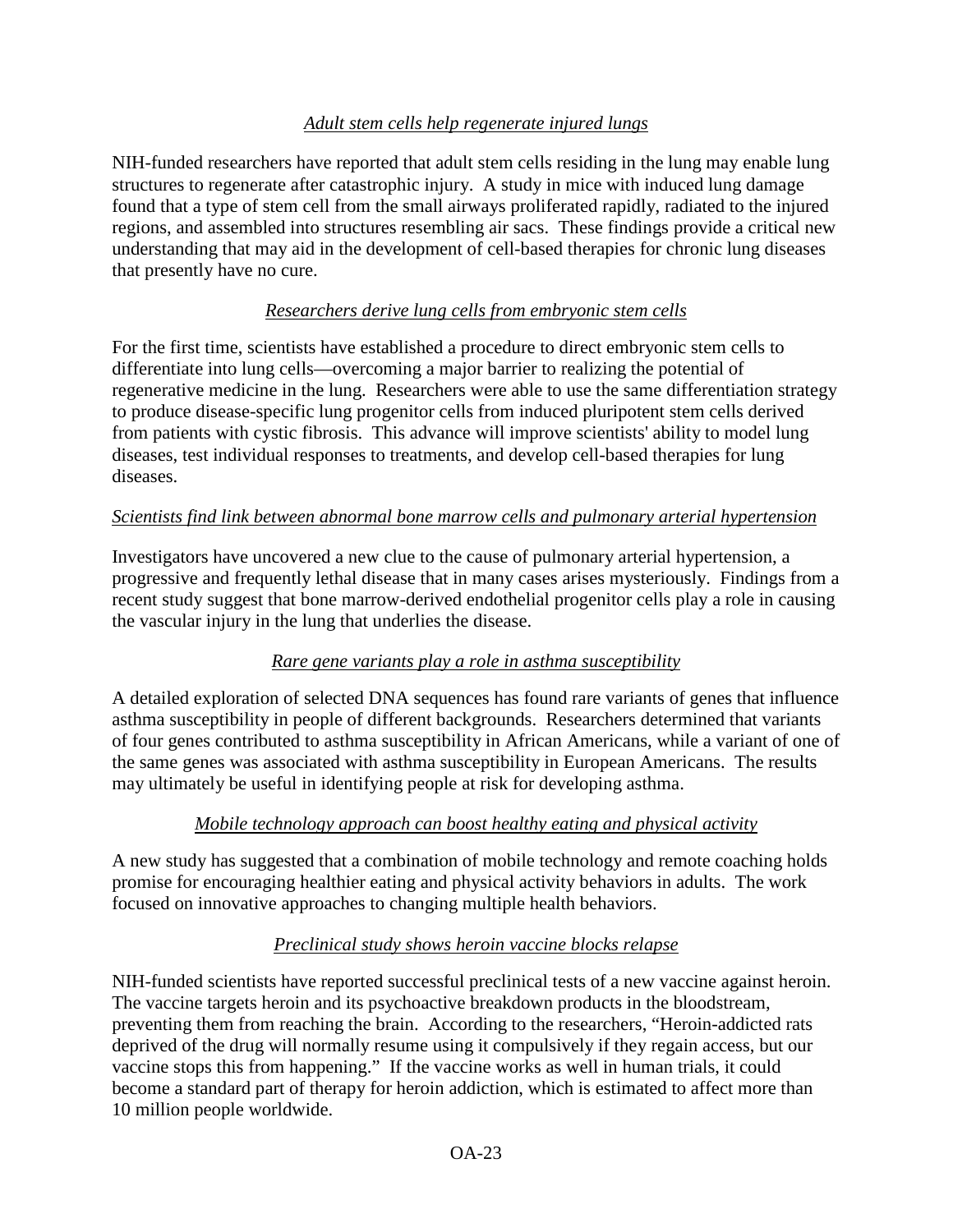*Adult stem cells help regenerate injured lungs*

NIH-funded researchers have reported that adult stem cells residing in the lung may enable lung structures to regenerate after catastrophic injury. A study in mice with induced lung damage found that a type of stem cell from the small airways proliferated rapidly, radiated to the injured regions, and assembled into structures resembling air sacs. These findings provide a critical new understanding that may aid in the development of cell-based therapies for chronic lung diseases that presently have no cure.

*Researchers derive lung cells from embryonic stem cells*

For the first time, scientists have established a procedure to direct embryonic stem cells to differentiate into lung cells—overcoming a major barrier to realizing the potential of regenerative medicine in the lung. Researchers were able to use the same differentiation strategy to produce disease-specific lung progenitor cells from induced pluripotent stem cells derived from patients with cystic fibrosis. This advance will improve scientists' ability to model lung diseases, test individual responses to treatments, and develop cell-based therapies for lung diseases.

*Scientists find link between abnormal bone marrow cells and pulmonary arterial hypertension*

Investigators have uncovered a new clue to the cause of pulmonary arterial hypertension, a progressive and frequently lethal disease that in many cases arises mysteriously. Findings from a recent study suggest that bone marrow-derived endothelial progenitor cells play a role in causing the vascular injury in the lung that underlies the disease.

*Rare gene variants play a role in asthma susceptibility*

A detailed exploration of selected DNA sequences has found rare variants of genes that influence asthma susceptibility in people of different backgrounds. Researchers determined that variants of four genes contributed to asthma susceptibility in African Americans, while a variant of one of the same genes was associated with asthma susceptibility in European Americans. The results may ultimately be useful in identifying people at risk for developing asthma.

*Mobile technology approach can boost healthy eating and physical activity*

A new study has suggested that a combination of mobile technology and remote coaching holds promise for encouraging healthier eating and physical activity behaviors in adults. The work focused on innovative approaches to changing multiple health behaviors.

*Preclinical study shows heroin vaccine blocks relapse*

NIH-funded scientists have reported successful preclinical tests of a new vaccine against heroin. The vaccine targets heroin and its psychoactive breakdown products in the bloodstream, preventing them from reaching the brain. According to the researchers, "Heroin-addicted rats deprived of the drug will normally resume using it compulsively if they regain access, but our vaccine stops this from happening." If the vaccine works as well in human trials, it could become a standard part of therapy for heroin addiction, which is estimated to affect more than 10 million people worldwide.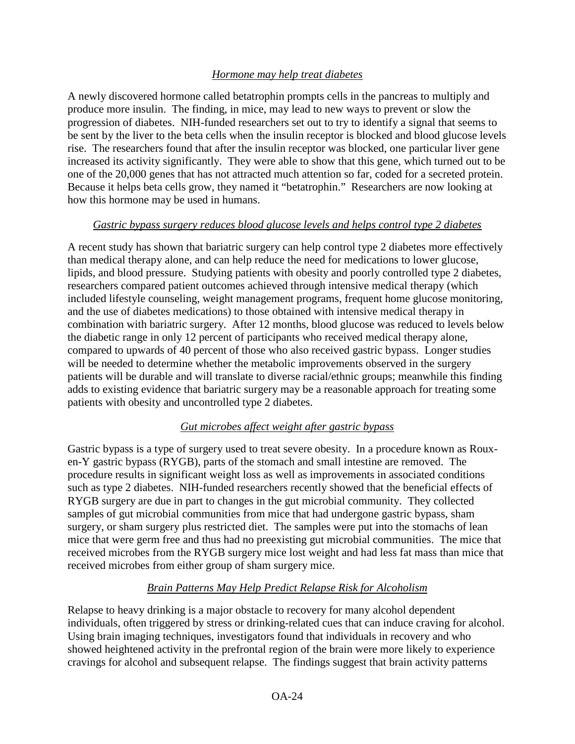*Hormone may help treat diabetes*

A newly discovered hormone called betatrophin prompts cells in the pancreas to multiply and produce more insulin. The finding, in mice, may lead to new ways to prevent or slow the progression of diabetes. NIH-funded researchers set out to try to identify a signal that seems to be sent by the liver to the beta cells when the insulin receptor is blocked and blood glucose levels rise. The researchers found that after the insulin receptor was blocked, one particular liver gene increased its activity significantly. They were able to show that this gene, which turned out to be one of the 20,000 genes that has not attracted much attention so far, coded for a secreted protein. Because it helps beta cells grow, they named it "betatrophin." Researchers are now looking at how this hormone may be used in humans.

*Gastric bypass surgery reduces blood glucose levels and helps control type 2 diabetes*

A recent study has shown that bariatric surgery can help control type 2 diabetes more effectively than medical therapy alone, and can help reduce the need for medications to lower glucose, lipids, and blood pressure. Studying patients with obesity and poorly controlled type 2 diabetes, researchers compared patient outcomes achieved through intensive medical therapy (which included lifestyle counseling, weight management programs, frequent home glucose monitoring, and the use of diabetes medications) to those obtained with intensive medical therapy in combination with bariatric surgery. After 12 months, blood glucose was reduced to levels below the diabetic range in only 12 percent of participants who received medical therapy alone, compared to upwards of 40 percent of those who also received gastric bypass. Longer studies will be needed to determine whether the metabolic improvements observed in the surgery patients will be durable and will translate to diverse racial/ethnic groups; meanwhile this finding adds to existing evidence that bariatric surgery may be a reasonable approach for treating some patients with obesity and uncontrolled type 2 diabetes.

*Gut microbes affect weight after gastric bypass*

Gastric bypass is a type of surgery used to treat severe obesity. In a procedure known as Roux-en-Y gastric bypass (RYGB), parts of the stomach and small intestine are removed. The procedure results in significant weight loss as well as improvements in associated conditions such as type 2 diabetes. NIH-funded researchers recently showed that the beneficial effects of RYGB surgery are due in part to changes in the gut microbial community. They collected samples of gut microbial communities from mice that had undergone gastric bypass, sham surgery, or sham surgery plus restricted diet. The samples were put into the stomachs of lean mice that were germ free and thus had no preexisting gut microbial communities. The mice that received microbes from the RYGB surgery mice lost weight and had less fat mass than mice that received microbes from either group of sham surgery mice.

*Brain Patterns May Help Predict Relapse Risk for Alcoholism*

Relapse to heavy drinking is a major obstacle to recovery for many alcohol dependent individuals, often triggered by stress or drinking-related cues that can induce craving for alcohol. Using brain imaging techniques, investigators found that individuals in recovery and who showed heightened activity in the prefrontal region of the brain were more likely to experience cravings for alcohol and subsequent relapse. The findings suggest that brain activity patterns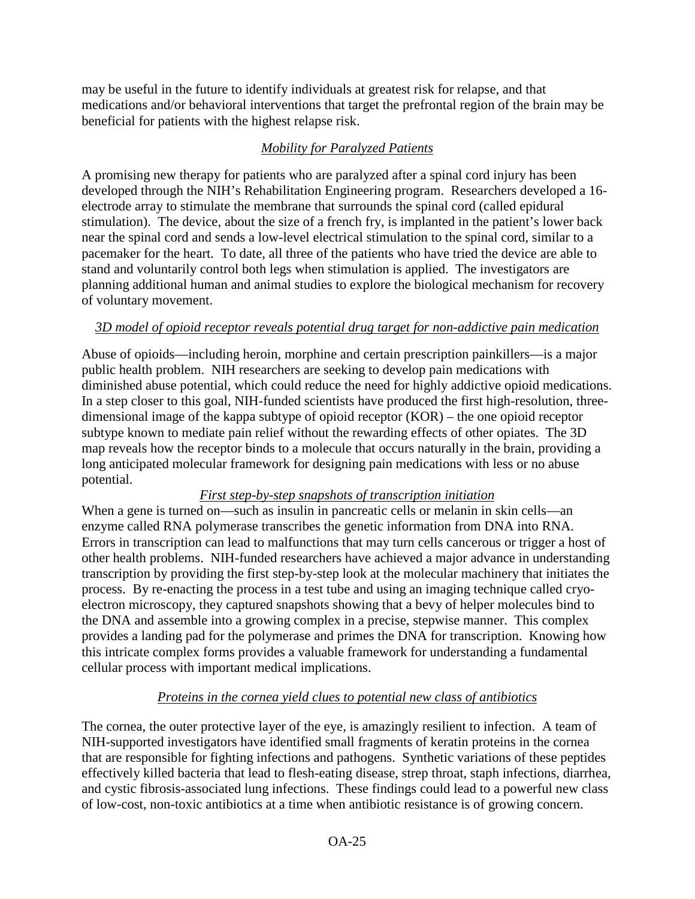may be useful in the future to identify individuals at greatest risk for relapse, and that medications and/or behavioral interventions that target the prefrontal region of the brain may be beneficial for patients with the highest relapse risk.

*Mobility for Paralyzed Patients*

A promising new therapy for patients who are paralyzed after a spinal cord injury has been developed through the NIH's Rehabilitation Engineering program. Researchers developed a 16-electrode array to stimulate the membrane that surrounds the spinal cord (called epidural stimulation). The device, about the size of a french fry, is implanted in the patient's lower back near the spinal cord and sends a low-level electrical stimulation to the spinal cord, similar to a pacemaker for the heart. To date, all three of the patients who have tried the device are able to stand and voluntarily control both legs when stimulation is applied. The investigators are planning additional human and animal studies to explore the biological mechanism for recovery of voluntary movement.

*3D model of opioid receptor reveals potential drug target for non-addictive pain medication*

Abuse of opioids—including heroin, morphine and certain prescription painkillers—is a major public health problem. NIH researchers are seeking to develop pain medications with diminished abuse potential, which could reduce the need for highly addictive opioid medications. In a step closer to this goal, NIH-funded scientists have produced the first high-resolution, three-dimensional image of the kappa subtype of opioid receptor (KOR) – the one opioid receptor subtype known to mediate pain relief without the rewarding effects of other opiates. The 3D map reveals how the receptor binds to a molecule that occurs naturally in the brain, providing a long anticipated molecular framework for designing pain medications with less or no abuse potential.

*First step-by-step snapshots of transcription initiation*

When a gene is turned on—such as insulin in pancreatic cells or melanin in skin cells—an enzyme called RNA polymerase transcribes the genetic information from DNA into RNA. Errors in transcription can lead to malfunctions that may turn cells cancerous or trigger a host of other health problems. NIH-funded researchers have achieved a major advance in understanding transcription by providing the first step-by-step look at the molecular machinery that initiates the process. By re-enacting the process in a test tube and using an imaging technique called cryo-electron microscopy, they captured snapshots showing that a bevy of helper molecules bind to the DNA and assemble into a growing complex in a precise, stepwise manner. This complex provides a landing pad for the polymerase and primes the DNA for transcription. Knowing how this intricate complex forms provides a valuable framework for understanding a fundamental cellular process with important medical implications.

*Proteins in the cornea yield clues to potential new class of antibiotics*

The cornea, the outer protective layer of the eye, is amazingly resilient to infection. A team of NIH-supported investigators have identified small fragments of keratin proteins in the cornea that are responsible for fighting infections and pathogens. Synthetic variations of these peptides effectively killed bacteria that lead to flesh-eating disease, strep throat, staph infections, diarrhea, and cystic fibrosis-associated lung infections. These findings could lead to a powerful new class of low-cost, non-toxic antibiotics at a time when antibiotic resistance is of growing concern.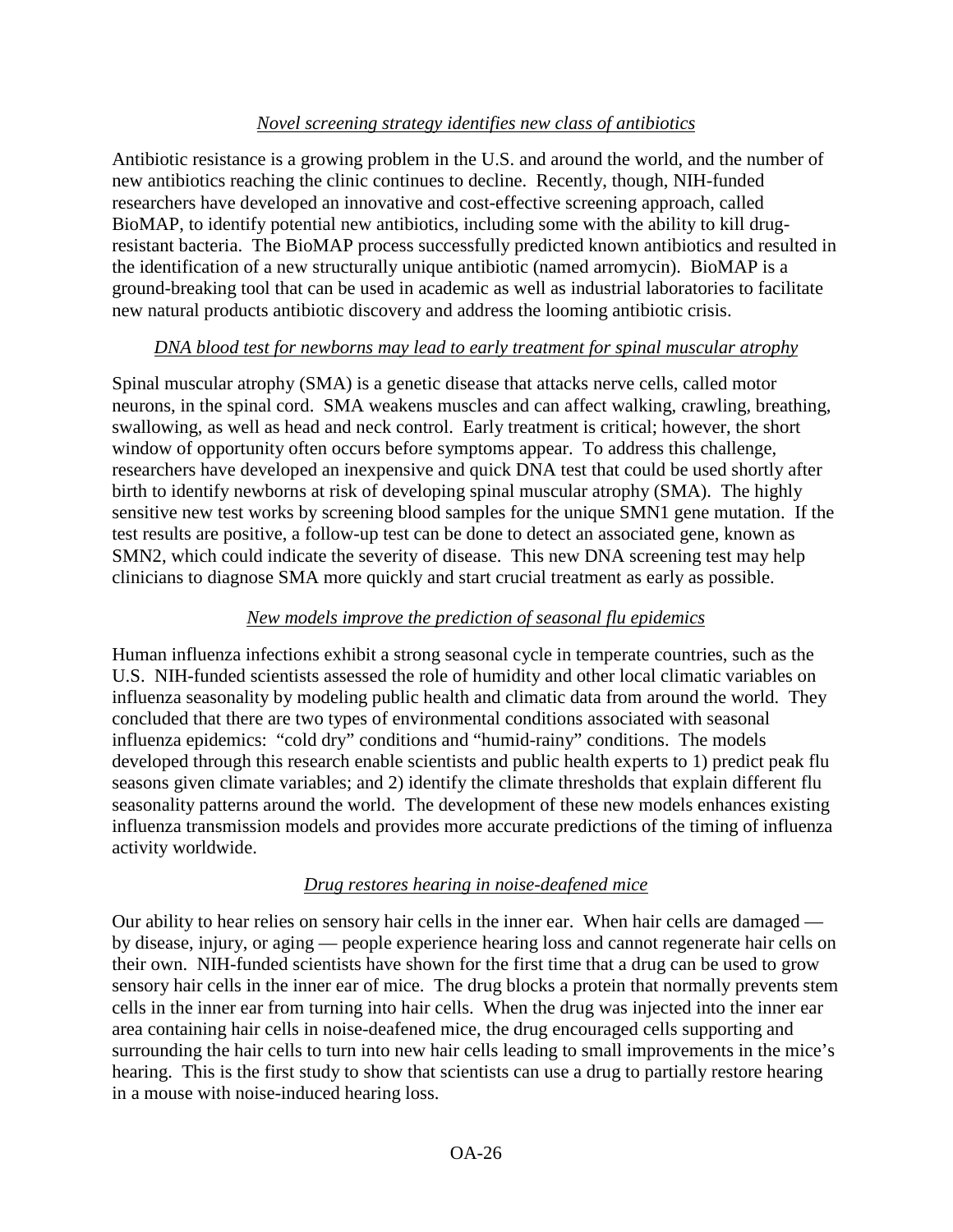*Novel screening strategy identifies new class of antibiotics*

Antibiotic resistance is a growing problem in the U.S. and around the world, and the number of new antibiotics reaching the clinic continues to decline. Recently, though, NIH-funded researchers have developed an innovative and cost-effective screening approach, called BioMAP, to identify potential new antibiotics, including some with the ability to kill drug-resistant bacteria. The BioMAP process successfully predicted known antibiotics and resulted in the identification of a new structurally unique antibiotic (named arromycin). BioMAP is a ground-breaking tool that can be used in academic as well as industrial laboratories to facilitate new natural products antibiotic discovery and address the looming antibiotic crisis.

*DNA blood test for newborns may lead to early treatment for spinal muscular atrophy*

Spinal muscular atrophy (SMA) is a genetic disease that attacks nerve cells, called motor neurons, in the spinal cord. SMA weakens muscles and can affect walking, crawling, breathing, swallowing, as well as head and neck control. Early treatment is critical; however, the short window of opportunity often occurs before symptoms appear. To address this challenge, researchers have developed an inexpensive and quick DNA test that could be used shortly after birth to identify newborns at risk of developing spinal muscular atrophy (SMA). The highly sensitive new test works by screening blood samples for the unique SMN1 gene mutation. If the test results are positive, a follow-up test can be done to detect an associated gene, known as SMN2, which could indicate the severity of disease. This new DNA screening test may help clinicians to diagnose SMA more quickly and start crucial treatment as early as possible.

*New models improve the prediction of seasonal flu epidemics*

Human influenza infections exhibit a strong seasonal cycle in temperate countries, such as the U.S. NIH-funded scientists assessed the role of humidity and other local climatic variables on influenza seasonality by modeling public health and climatic data from around the world. They concluded that there are two types of environmental conditions associated with seasonal influenza epidemics: "cold dry" conditions and "humid-rainy" conditions. The models developed through this research enable scientists and public health experts to 1) predict peak flu seasons given climate variables; and 2) identify the climate thresholds that explain different flu seasonality patterns around the world. The development of these new models enhances existing influenza transmission models and provides more accurate predictions of the timing of influenza activity worldwide.

*Drug restores hearing in noise-deafened mice*

Our ability to hear relies on sensory hair cells in the inner ear. When hair cells are damaged — by disease, injury, or aging — people experience hearing loss and cannot regenerate hair cells on their own. NIH-funded scientists have shown for the first time that a drug can be used to grow sensory hair cells in the inner ear of mice. The drug blocks a protein that normally prevents stem cells in the inner ear from turning into hair cells. When the drug was injected into the inner ear area containing hair cells in noise-deafened mice, the drug encouraged cells supporting and surrounding the hair cells to turn into new hair cells leading to small improvements in the mice's hearing. This is the first study to show that scientists can use a drug to partially restore hearing in a mouse with noise-induced hearing loss.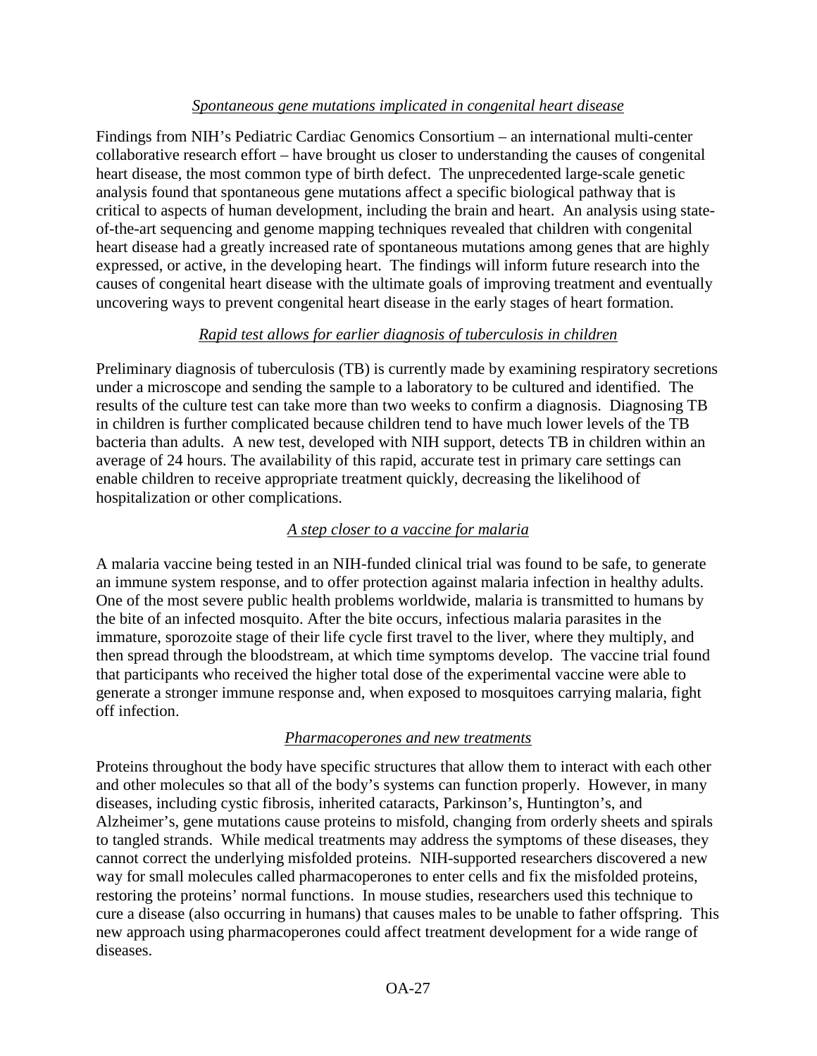### *Spontaneous gene mutations implicated in congenital heart disease*

Findings from NIH's Pediatric Cardiac Genomics Consortium – an international multi-center collaborative research effort – have brought us closer to understanding the causes of congenital heart disease, the most common type of birth defect. The unprecedented large-scale genetic analysis found that spontaneous gene mutations affect a specific biological pathway that is critical to aspects of human development, including the brain and heart. An analysis using state-of-the-art sequencing and genome mapping techniques revealed that children with congenital heart disease had a greatly increased rate of spontaneous mutations among genes that are highly expressed, or active, in the developing heart. The findings will inform future research into the causes of congenital heart disease with the ultimate goals of improving treatment and eventually uncovering ways to prevent congenital heart disease in the early stages of heart formation.

### *Rapid test allows for earlier diagnosis of tuberculosis in children*

Preliminary diagnosis of tuberculosis (TB) is currently made by examining respiratory secretions under a microscope and sending the sample to a laboratory to be cultured and identified. The results of the culture test can take more than two weeks to confirm a diagnosis. Diagnosing TB in children is further complicated because children tend to have much lower levels of the TB bacteria than adults. A new test, developed with NIH support, detects TB in children within an average of 24 hours. The availability of this rapid, accurate test in primary care settings can enable children to receive appropriate treatment quickly, decreasing the likelihood of hospitalization or other complications.

### *A step closer to a vaccine for malaria*

A malaria vaccine being tested in an NIH-funded clinical trial was found to be safe, to generate an immune system response, and to offer protection against malaria infection in healthy adults. One of the most severe public health problems worldwide, malaria is transmitted to humans by the bite of an infected mosquito. After the bite occurs, infectious malaria parasites in the immature, sporozoite stage of their life cycle first travel to the liver, where they multiply, and then spread through the bloodstream, at which time symptoms develop. The vaccine trial found that participants who received the higher total dose of the experimental vaccine were able to generate a stronger immune response and, when exposed to mosquitoes carrying malaria, fight off infection.

### *Pharmacoperones and new treatments*

Proteins throughout the body have specific structures that allow them to interact with each other and other molecules so that all of the body's systems can function properly. However, in many diseases, including cystic fibrosis, inherited cataracts, Parkinson's, Huntington's, and Alzheimer's, gene mutations cause proteins to misfold, changing from orderly sheets and spirals to tangled strands. While medical treatments may address the symptoms of these diseases, they cannot correct the underlying misfolded proteins. NIH-supported researchers discovered a new way for small molecules called pharmacoperones to enter cells and fix the misfolded proteins, restoring the proteins' normal functions. In mouse studies, researchers used this technique to cure a disease (also occurring in humans) that causes males to be unable to father offspring. This new approach using pharmacoperones could affect treatment development for a wide range of diseases.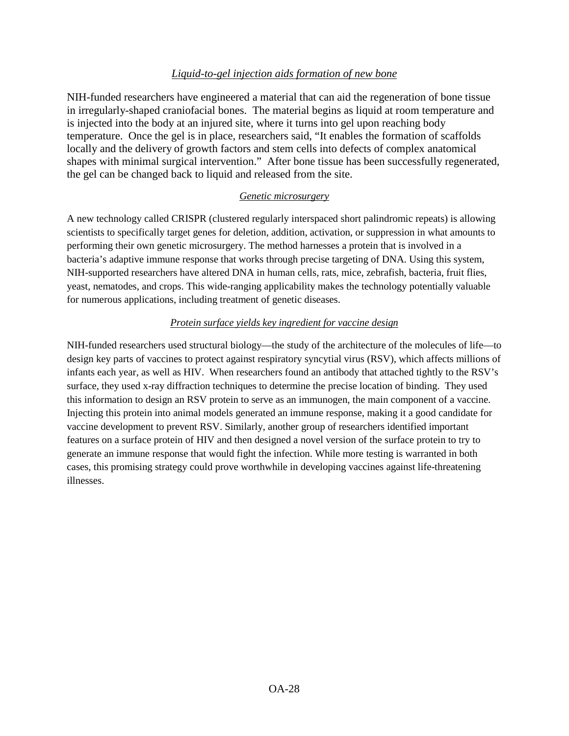*Liquid-to-gel injection aids formation of new bone*

NIH-funded researchers have engineered a material that can aid the regeneration of bone tissue in irregularly-shaped craniofacial bones. The material begins as liquid at room temperature and is injected into the body at an injured site, where it turns into gel upon reaching body temperature. Once the gel is in place, researchers said, "It enables the formation of scaffolds locally and the delivery of growth factors and stem cells into defects of complex anatomical shapes with minimal surgical intervention." After bone tissue has been successfully regenerated, the gel can be changed back to liquid and released from the site.

*Genetic microsurgery*

A new technology called CRISPR (clustered regularly interspaced short palindromic repeats) is allowing scientists to specifically target genes for deletion, addition, activation, or suppression in what amounts to performing their own genetic microsurgery. The method harnesses a protein that is involved in a bacteria's adaptive immune response that works through precise targeting of DNA. Using this system, NIH-supported researchers have altered DNA in human cells, rats, mice, zebrafish, bacteria, fruit flies, yeast, nematodes, and crops. This wide-ranging applicability makes the technology potentially valuable for numerous applications, including treatment of genetic diseases.

*Protein surface yields key ingredient for vaccine design*

NIH-funded researchers used structural biology—the study of the architecture of the molecules of life—to design key parts of vaccines to protect against respiratory syncytial virus (RSV), which affects millions of infants each year, as well as HIV. When researchers found an antibody that attached tightly to the RSV's surface, they used x-ray diffraction techniques to determine the precise location of binding. They used this information to design an RSV protein to serve as an immunogen, the main component of a vaccine. Injecting this protein into animal models generated an immune response, making it a good candidate for vaccine development to prevent RSV. Similarly, another group of researchers identified important features on a surface protein of HIV and then designed a novel version of the surface protein to try to generate an immune response that would fight the infection. While more testing is warranted in both cases, this promising strategy could prove worthwhile in developing vaccines against life-threatening illnesses.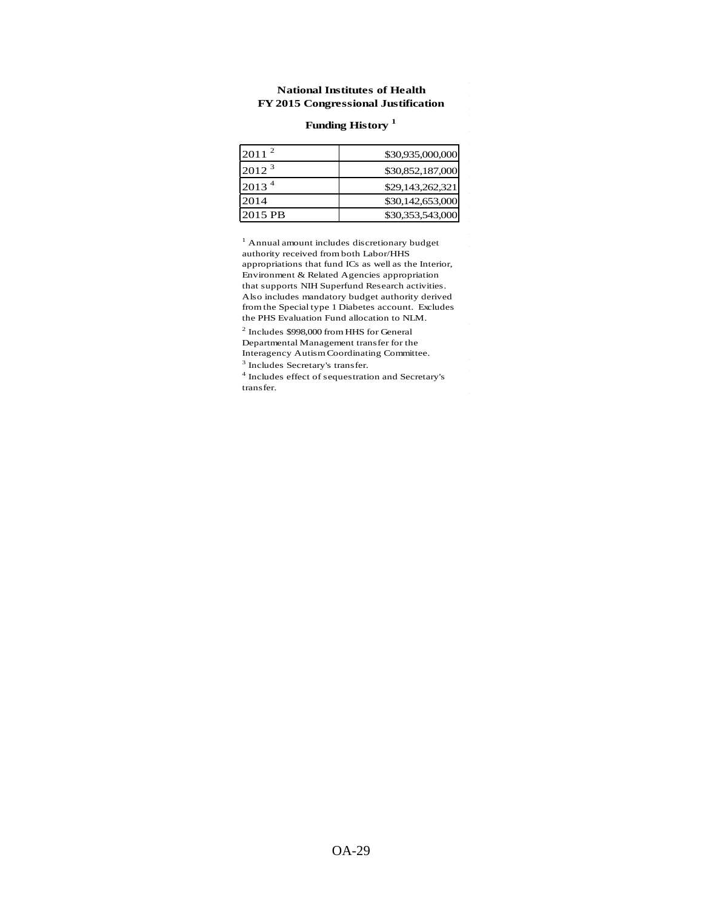**National Institutes of Health**
**FY 2015 Congressional Justification**

**Funding History [1]**

| | |
|---|---:|
| 2011 [2] | $30,935,000,000 |
| 2012 [3] | $30,852,187,000 |
| 2013 [4] | $29,143,262,321 |
| 2014 | $30,142,653,000 |
| 2015 PB | $30,353,543,000 |

[1] Annual amount includes discretionary budget authority received from both Labor/HHS appropriations that fund ICs as well as the Interior, Environment & Related Agencies appropriation that supports NIH Superfund Research activities. Also includes mandatory budget authority derived from the Special type 1 Diabetes account. Excludes the PHS Evaluation Fund allocation to NLM.

[2] Includes $998,000 from HHS for General Departmental Management transfer for the Interagency Autism Coordinating Committee.

[3] Includes Secretary's transfer.

[4] Includes effect of sequestration and Secretary's transfer.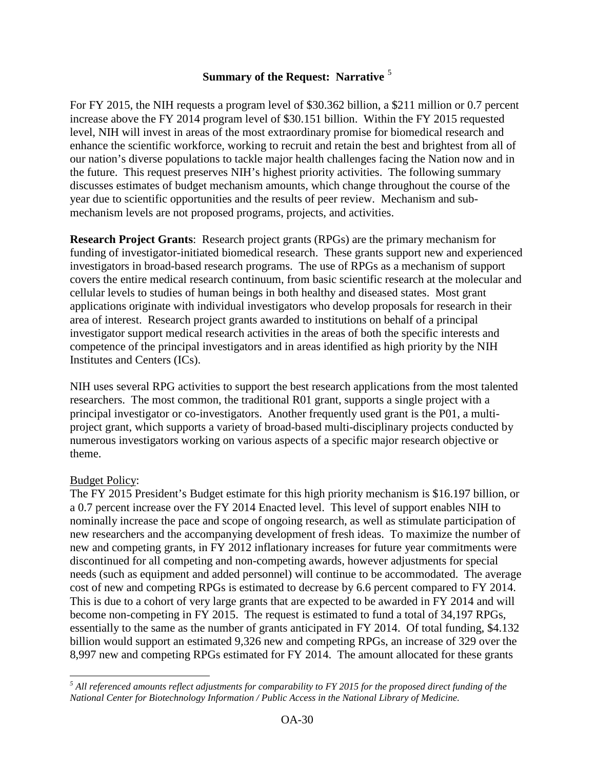## Summary of the Request: Narrative [5]

For FY 2015, the NIH requests a program level of $30.362 billion, a $211 million or 0.7 percent increase above the FY 2014 program level of $30.151 billion. Within the FY 2015 requested level, NIH will invest in areas of the most extraordinary promise for biomedical research and enhance the scientific workforce, working to recruit and retain the best and brightest from all of our nation's diverse populations to tackle major health challenges facing the Nation now and in the future. This request preserves NIH's highest priority activities. The following summary discusses estimates of budget mechanism amounts, which change throughout the course of the year due to scientific opportunities and the results of peer review. Mechanism and sub-mechanism levels are not proposed programs, projects, and activities.

**Research Project Grants**: Research project grants (RPGs) are the primary mechanism for funding of investigator-initiated biomedical research. These grants support new and experienced investigators in broad-based research programs. The use of RPGs as a mechanism of support covers the entire medical research continuum, from basic scientific research at the molecular and cellular levels to studies of human beings in both healthy and diseased states. Most grant applications originate with individual investigators who develop proposals for research in their area of interest. Research project grants awarded to institutions on behalf of a principal investigator support medical research activities in the areas of both the specific interests and competence of the principal investigators and in areas identified as high priority by the NIH Institutes and Centers (ICs).

NIH uses several RPG activities to support the best research applications from the most talented researchers. The most common, the traditional R01 grant, supports a single project with a principal investigator or co-investigators. Another frequently used grant is the P01, a multi-project grant, which supports a variety of broad-based multi-disciplinary projects conducted by numerous investigators working on various aspects of a specific major research objective or theme.

Budget Policy:

The FY 2015 President's Budget estimate for this high priority mechanism is $16.197 billion, or a 0.7 percent increase over the FY 2014 Enacted level. This level of support enables NIH to nominally increase the pace and scope of ongoing research, as well as stimulate participation of new researchers and the accompanying development of fresh ideas. To maximize the number of new and competing grants, in FY 2012 inflationary increases for future year commitments were discontinued for all competing and non-competing awards, however adjustments for special needs (such as equipment and added personnel) will continue to be accommodated. The average cost of new and competing RPGs is estimated to decrease by 6.6 percent compared to FY 2014. This is due to a cohort of very large grants that are expected to be awarded in FY 2014 and will become non-competing in FY 2015. The request is estimated to fund a total of 34,197 RPGs, essentially to the same as the number of grants anticipated in FY 2014. Of total funding, $4.132 billion would support an estimated 9,326 new and competing RPGs, an increase of 329 over the 8,997 new and competing RPGs estimated for FY 2014. The amount allocated for these grants

---

[5] *All referenced amounts reflect adjustments for comparability to FY 2015 for the proposed direct funding of the National Center for Biotechnology Information / Public Access in the National Library of Medicine.*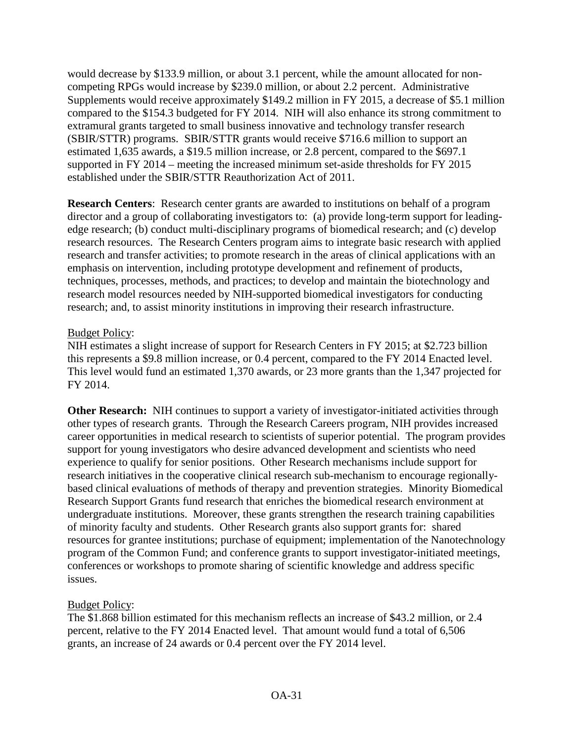would decrease by $133.9 million, or about 3.1 percent, while the amount allocated for non-competing RPGs would increase by $239.0 million, or about 2.2 percent. Administrative Supplements would receive approximately $149.2 million in FY 2015, a decrease of $5.1 million compared to the $154.3 budgeted for FY 2014. NIH will also enhance its strong commitment to extramural grants targeted to small business innovative and technology transfer research (SBIR/STTR) programs. SBIR/STTR grants would receive $716.6 million to support an estimated 1,635 awards, a $19.5 million increase, or 2.8 percent, compared to the $697.1 supported in FY 2014 – meeting the increased minimum set-aside thresholds for FY 2015 established under the SBIR/STTR Reauthorization Act of 2011.

**Research Centers**: Research center grants are awarded to institutions on behalf of a program director and a group of collaborating investigators to: (a) provide long-term support for leading-edge research; (b) conduct multi-disciplinary programs of biomedical research; and (c) develop research resources. The Research Centers program aims to integrate basic research with applied research and transfer activities; to promote research in the areas of clinical applications with an emphasis on intervention, including prototype development and refinement of products, techniques, processes, methods, and practices; to develop and maintain the biotechnology and research model resources needed by NIH-supported biomedical investigators for conducting research; and, to assist minority institutions in improving their research infrastructure.

Budget Policy:
NIH estimates a slight increase of support for Research Centers in FY 2015; at $2.723 billion this represents a $9.8 million increase, or 0.4 percent, compared to the FY 2014 Enacted level. This level would fund an estimated 1,370 awards, or 23 more grants than the 1,347 projected for FY 2014.

**Other Research:** NIH continues to support a variety of investigator-initiated activities through other types of research grants. Through the Research Careers program, NIH provides increased career opportunities in medical research to scientists of superior potential. The program provides support for young investigators who desire advanced development and scientists who need experience to qualify for senior positions. Other Research mechanisms include support for research initiatives in the cooperative clinical research sub-mechanism to encourage regionally-based clinical evaluations of methods of therapy and prevention strategies. Minority Biomedical Research Support Grants fund research that enriches the biomedical research environment at undergraduate institutions. Moreover, these grants strengthen the research training capabilities of minority faculty and students. Other Research grants also support grants for: shared resources for grantee institutions; purchase of equipment; implementation of the Nanotechnology program of the Common Fund; and conference grants to support investigator-initiated meetings, conferences or workshops to promote sharing of scientific knowledge and address specific issues.

Budget Policy:
The $1.868 billion estimated for this mechanism reflects an increase of $43.2 million, or 2.4 percent, relative to the FY 2014 Enacted level. That amount would fund a total of 6,506 grants, an increase of 24 awards or 0.4 percent over the FY 2014 level.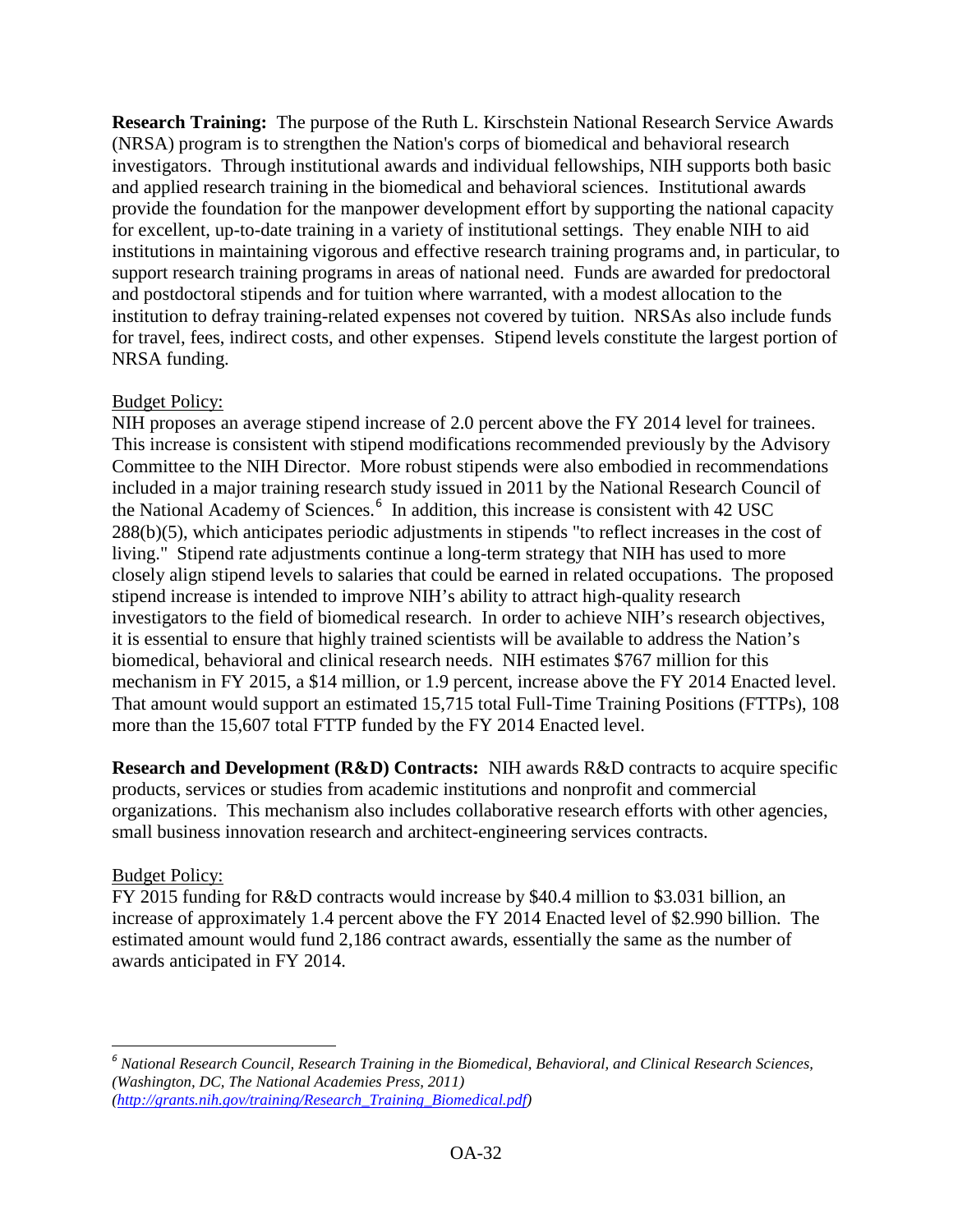**Research Training:** The purpose of the Ruth L. Kirschstein National Research Service Awards (NRSA) program is to strengthen the Nation's corps of biomedical and behavioral research investigators. Through institutional awards and individual fellowships, NIH supports both basic and applied research training in the biomedical and behavioral sciences. Institutional awards provide the foundation for the manpower development effort by supporting the national capacity for excellent, up-to-date training in a variety of institutional settings. They enable NIH to aid institutions in maintaining vigorous and effective research training programs and, in particular, to support research training programs in areas of national need. Funds are awarded for predoctoral and postdoctoral stipends and for tuition where warranted, with a modest allocation to the institution to defray training-related expenses not covered by tuition. NRSAs also include funds for travel, fees, indirect costs, and other expenses. Stipend levels constitute the largest portion of NRSA funding.

Budget Policy:

NIH proposes an average stipend increase of 2.0 percent above the FY 2014 level for trainees. This increase is consistent with stipend modifications recommended previously by the Advisory Committee to the NIH Director. More robust stipends were also embodied in recommendations included in a major training research study issued in 2011 by the National Research Council of the National Academy of Sciences.[6] In addition, this increase is consistent with 42 USC 288(b)(5), which anticipates periodic adjustments in stipends "to reflect increases in the cost of living." Stipend rate adjustments continue a long-term strategy that NIH has used to more closely align stipend levels to salaries that could be earned in related occupations. The proposed stipend increase is intended to improve NIH's ability to attract high-quality research investigators to the field of biomedical research. In order to achieve NIH's research objectives, it is essential to ensure that highly trained scientists will be available to address the Nation's biomedical, behavioral and clinical research needs. NIH estimates $767 million for this mechanism in FY 2015, a $14 million, or 1.9 percent, increase above the FY 2014 Enacted level. That amount would support an estimated 15,715 total Full-Time Training Positions (FTTPs), 108 more than the 15,607 total FTTP funded by the FY 2014 Enacted level.

**Research and Development (R&D) Contracts:** NIH awards R&D contracts to acquire specific products, services or studies from academic institutions and nonprofit and commercial organizations. This mechanism also includes collaborative research efforts with other agencies, small business innovation research and architect-engineering services contracts.

Budget Policy:

FY 2015 funding for R&D contracts would increase by $40.4 million to $3.031 billion, an increase of approximately 1.4 percent above the FY 2014 Enacted level of $2.990 billion. The estimated amount would fund 2,186 contract awards, essentially the same as the number of awards anticipated in FY 2014.

---

[6] *National Research Council, Research Training in the Biomedical, Behavioral, and Clinical Research Sciences, (Washington, DC, The National Academies Press, 2011) (http://grants.nih.gov/training/Research_Training_Biomedical.pdf)*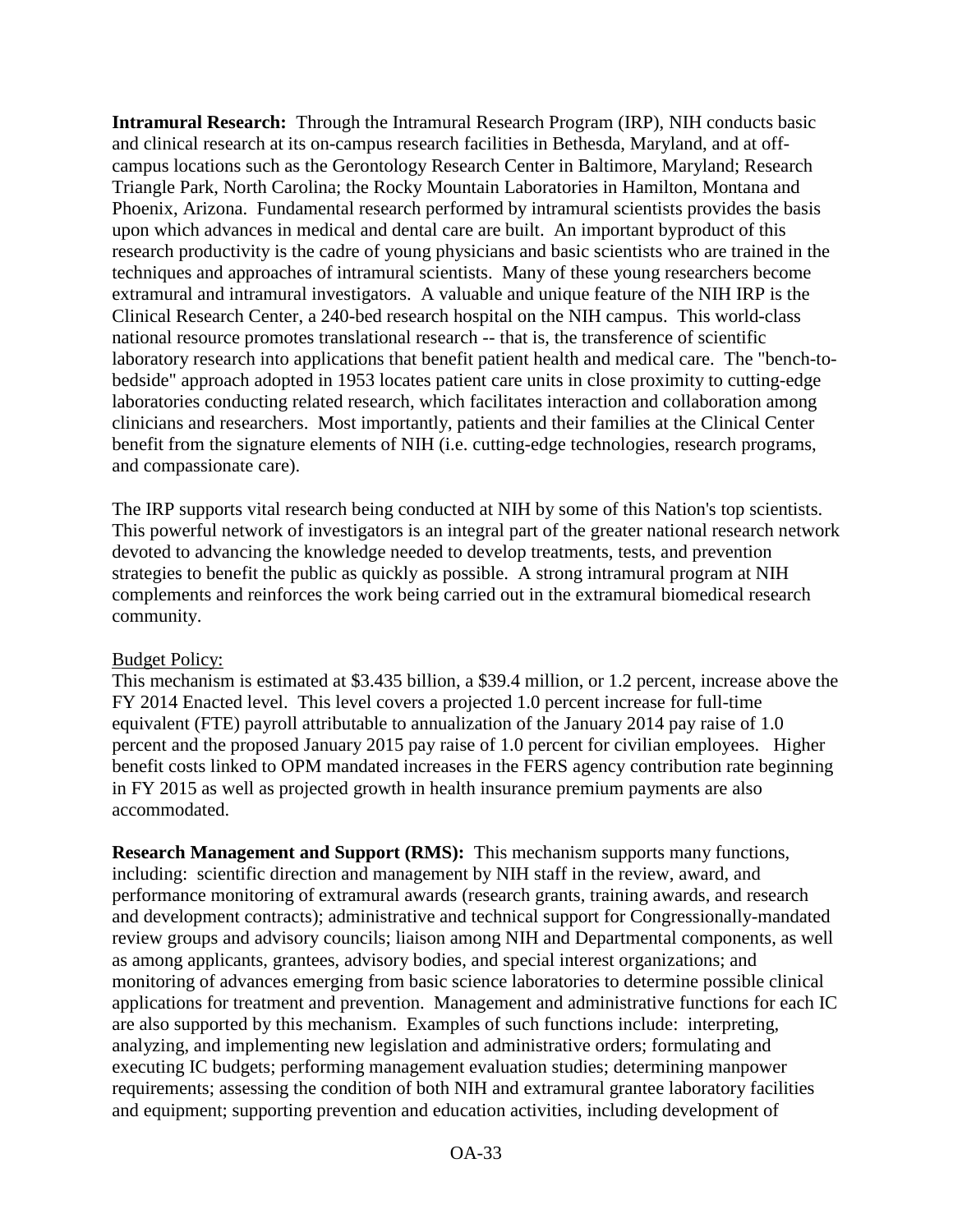**Intramural Research:** Through the Intramural Research Program (IRP), NIH conducts basic and clinical research at its on-campus research facilities in Bethesda, Maryland, and at off-campus locations such as the Gerontology Research Center in Baltimore, Maryland; Research Triangle Park, North Carolina; the Rocky Mountain Laboratories in Hamilton, Montana and Phoenix, Arizona. Fundamental research performed by intramural scientists provides the basis upon which advances in medical and dental care are built. An important byproduct of this research productivity is the cadre of young physicians and basic scientists who are trained in the techniques and approaches of intramural scientists. Many of these young researchers become extramural and intramural investigators. A valuable and unique feature of the NIH IRP is the Clinical Research Center, a 240-bed research hospital on the NIH campus. This world-class national resource promotes translational research -- that is, the transference of scientific laboratory research into applications that benefit patient health and medical care. The "bench-to-bedside" approach adopted in 1953 locates patient care units in close proximity to cutting-edge laboratories conducting related research, which facilitates interaction and collaboration among clinicians and researchers. Most importantly, patients and their families at the Clinical Center benefit from the signature elements of NIH (i.e. cutting-edge technologies, research programs, and compassionate care).

The IRP supports vital research being conducted at NIH by some of this Nation's top scientists. This powerful network of investigators is an integral part of the greater national research network devoted to advancing the knowledge needed to develop treatments, tests, and prevention strategies to benefit the public as quickly as possible. A strong intramural program at NIH complements and reinforces the work being carried out in the extramural biomedical research community.

<u>Budget Policy:</u>
This mechanism is estimated at $3.435 billion, a $39.4 million, or 1.2 percent, increase above the FY 2014 Enacted level. This level covers a projected 1.0 percent increase for full-time equivalent (FTE) payroll attributable to annualization of the January 2014 pay raise of 1.0 percent and the proposed January 2015 pay raise of 1.0 percent for civilian employees. Higher benefit costs linked to OPM mandated increases in the FERS agency contribution rate beginning in FY 2015 as well as projected growth in health insurance premium payments are also accommodated.

**Research Management and Support (RMS):** This mechanism supports many functions, including: scientific direction and management by NIH staff in the review, award, and performance monitoring of extramural awards (research grants, training awards, and research and development contracts); administrative and technical support for Congressionally-mandated review groups and advisory councils; liaison among NIH and Departmental components, as well as among applicants, grantees, advisory bodies, and special interest organizations; and monitoring of advances emerging from basic science laboratories to determine possible clinical applications for treatment and prevention. Management and administrative functions for each IC are also supported by this mechanism. Examples of such functions include: interpreting, analyzing, and implementing new legislation and administrative orders; formulating and executing IC budgets; performing management evaluation studies; determining manpower requirements; assessing the condition of both NIH and extramural grantee laboratory facilities and equipment; supporting prevention and education activities, including development of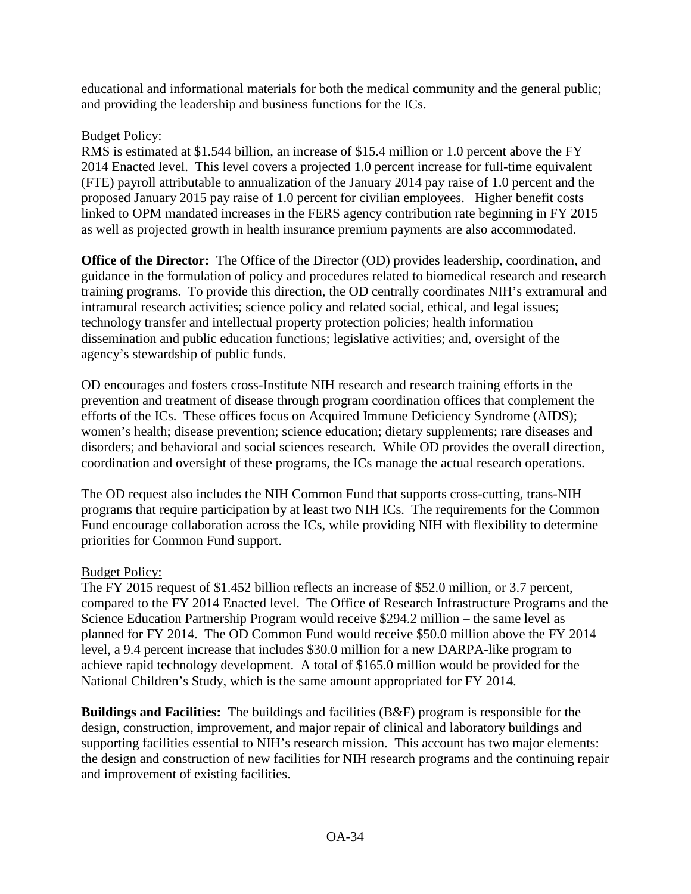educational and informational materials for both the medical community and the general public; and providing the leadership and business functions for the ICs.

Budget Policy:
RMS is estimated at $1.544 billion, an increase of $15.4 million or 1.0 percent above the FY 2014 Enacted level. This level covers a projected 1.0 percent increase for full-time equivalent (FTE) payroll attributable to annualization of the January 2014 pay raise of 1.0 percent and the proposed January 2015 pay raise of 1.0 percent for civilian employees. Higher benefit costs linked to OPM mandated increases in the FERS agency contribution rate beginning in FY 2015 as well as projected growth in health insurance premium payments are also accommodated.

**Office of the Director:** The Office of the Director (OD) provides leadership, coordination, and guidance in the formulation of policy and procedures related to biomedical research and research training programs. To provide this direction, the OD centrally coordinates NIH's extramural and intramural research activities; science policy and related social, ethical, and legal issues; technology transfer and intellectual property protection policies; health information dissemination and public education functions; legislative activities; and, oversight of the agency's stewardship of public funds.

OD encourages and fosters cross-Institute NIH research and research training efforts in the prevention and treatment of disease through program coordination offices that complement the efforts of the ICs. These offices focus on Acquired Immune Deficiency Syndrome (AIDS); women's health; disease prevention; science education; dietary supplements; rare diseases and disorders; and behavioral and social sciences research. While OD provides the overall direction, coordination and oversight of these programs, the ICs manage the actual research operations.

The OD request also includes the NIH Common Fund that supports cross-cutting, trans-NIH programs that require participation by at least two NIH ICs. The requirements for the Common Fund encourage collaboration across the ICs, while providing NIH with flexibility to determine priorities for Common Fund support.

Budget Policy:
The FY 2015 request of $1.452 billion reflects an increase of $52.0 million, or 3.7 percent, compared to the FY 2014 Enacted level. The Office of Research Infrastructure Programs and the Science Education Partnership Program would receive $294.2 million – the same level as planned for FY 2014. The OD Common Fund would receive $50.0 million above the FY 2014 level, a 9.4 percent increase that includes $30.0 million for a new DARPA-like program to achieve rapid technology development. A total of $165.0 million would be provided for the National Children's Study, which is the same amount appropriated for FY 2014.

**Buildings and Facilities:** The buildings and facilities (B&F) program is responsible for the design, construction, improvement, and major repair of clinical and laboratory buildings and supporting facilities essential to NIH's research mission. This account has two major elements: the design and construction of new facilities for NIH research programs and the continuing repair and improvement of existing facilities.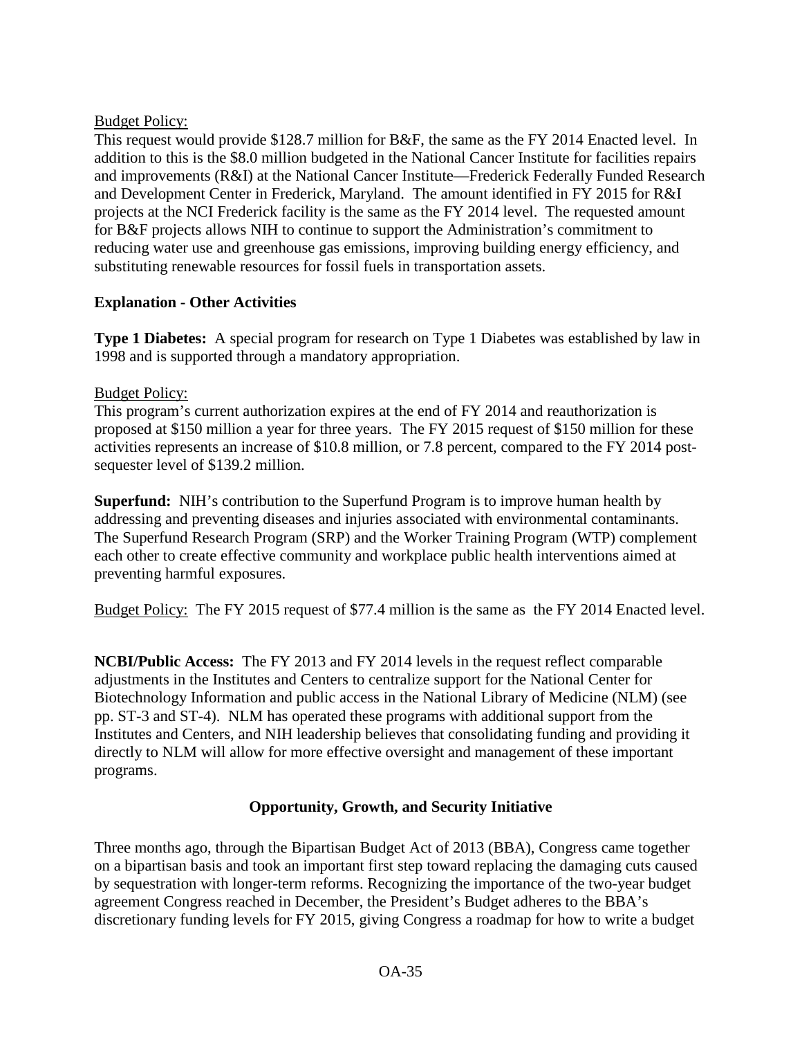Budget Policy:

This request would provide $128.7 million for B&F, the same as the FY 2014 Enacted level. In addition to this is the $8.0 million budgeted in the National Cancer Institute for facilities repairs and improvements (R&I) at the National Cancer Institute—Frederick Federally Funded Research and Development Center in Frederick, Maryland. The amount identified in FY 2015 for R&I projects at the NCI Frederick facility is the same as the FY 2014 level. The requested amount for B&F projects allows NIH to continue to support the Administration's commitment to reducing water use and greenhouse gas emissions, improving building energy efficiency, and substituting renewable resources for fossil fuels in transportation assets.

**Explanation - Other Activities**

**Type 1 Diabetes:** A special program for research on Type 1 Diabetes was established by law in 1998 and is supported through a mandatory appropriation.

Budget Policy:

This program's current authorization expires at the end of FY 2014 and reauthorization is proposed at $150 million a year for three years. The FY 2015 request of $150 million for these activities represents an increase of $10.8 million, or 7.8 percent, compared to the FY 2014 post-sequester level of $139.2 million.

**Superfund:** NIH's contribution to the Superfund Program is to improve human health by addressing and preventing diseases and injuries associated with environmental contaminants. The Superfund Research Program (SRP) and the Worker Training Program (WTP) complement each other to create effective community and workplace public health interventions aimed at preventing harmful exposures.

Budget Policy: The FY 2015 request of $77.4 million is the same as the FY 2014 Enacted level.

**NCBI/Public Access:** The FY 2013 and FY 2014 levels in the request reflect comparable adjustments in the Institutes and Centers to centralize support for the National Center for Biotechnology Information and public access in the National Library of Medicine (NLM) (see pp. ST-3 and ST-4). NLM has operated these programs with additional support from the Institutes and Centers, and NIH leadership believes that consolidating funding and providing it directly to NLM will allow for more effective oversight and management of these important programs.

**Opportunity, Growth, and Security Initiative**

Three months ago, through the Bipartisan Budget Act of 2013 (BBA), Congress came together on a bipartisan basis and took an important first step toward replacing the damaging cuts caused by sequestration with longer-term reforms. Recognizing the importance of the two-year budget agreement Congress reached in December, the President's Budget adheres to the BBA's discretionary funding levels for FY 2015, giving Congress a roadmap for how to write a budget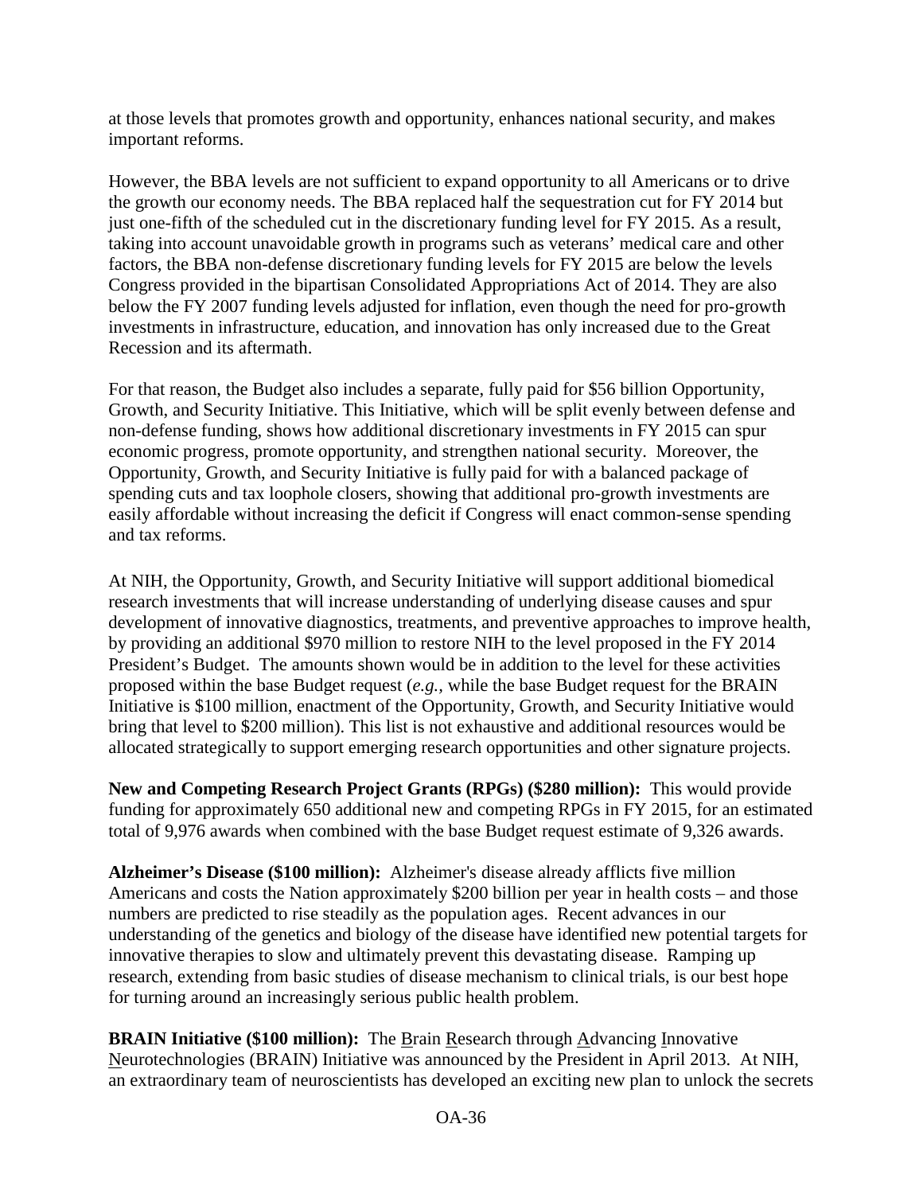at those levels that promotes growth and opportunity, enhances national security, and makes important reforms.

However, the BBA levels are not sufficient to expand opportunity to all Americans or to drive the growth our economy needs. The BBA replaced half the sequestration cut for FY 2014 but just one-fifth of the scheduled cut in the discretionary funding level for FY 2015. As a result, taking into account unavoidable growth in programs such as veterans' medical care and other factors, the BBA non-defense discretionary funding levels for FY 2015 are below the levels Congress provided in the bipartisan Consolidated Appropriations Act of 2014. They are also below the FY 2007 funding levels adjusted for inflation, even though the need for pro-growth investments in infrastructure, education, and innovation has only increased due to the Great Recession and its aftermath.

For that reason, the Budget also includes a separate, fully paid for $56 billion Opportunity, Growth, and Security Initiative. This Initiative, which will be split evenly between defense and non-defense funding, shows how additional discretionary investments in FY 2015 can spur economic progress, promote opportunity, and strengthen national security. Moreover, the Opportunity, Growth, and Security Initiative is fully paid for with a balanced package of spending cuts and tax loophole closers, showing that additional pro-growth investments are easily affordable without increasing the deficit if Congress will enact common-sense spending and tax reforms.

At NIH, the Opportunity, Growth, and Security Initiative will support additional biomedical research investments that will increase understanding of underlying disease causes and spur development of innovative diagnostics, treatments, and preventive approaches to improve health, by providing an additional $970 million to restore NIH to the level proposed in the FY 2014 President's Budget. The amounts shown would be in addition to the level for these activities proposed within the base Budget request (*e.g.,* while the base Budget request for the BRAIN Initiative is $100 million, enactment of the Opportunity, Growth, and Security Initiative would bring that level to $200 million). This list is not exhaustive and additional resources would be allocated strategically to support emerging research opportunities and other signature projects.

**New and Competing Research Project Grants (RPGs) ($280 million):** This would provide funding for approximately 650 additional new and competing RPGs in FY 2015, for an estimated total of 9,976 awards when combined with the base Budget request estimate of 9,326 awards.

**Alzheimer's Disease ($100 million):** Alzheimer's disease already afflicts five million Americans and costs the Nation approximately $200 billion per year in health costs – and those numbers are predicted to rise steadily as the population ages. Recent advances in our understanding of the genetics and biology of the disease have identified new potential targets for innovative therapies to slow and ultimately prevent this devastating disease. Ramping up research, extending from basic studies of disease mechanism to clinical trials, is our best hope for turning around an increasingly serious public health problem.

**BRAIN Initiative ($100 million):** The Brain Research through Advancing Innovative Neurotechnologies (BRAIN) Initiative was announced by the President in April 2013. At NIH, an extraordinary team of neuroscientists has developed an exciting new plan to unlock the secrets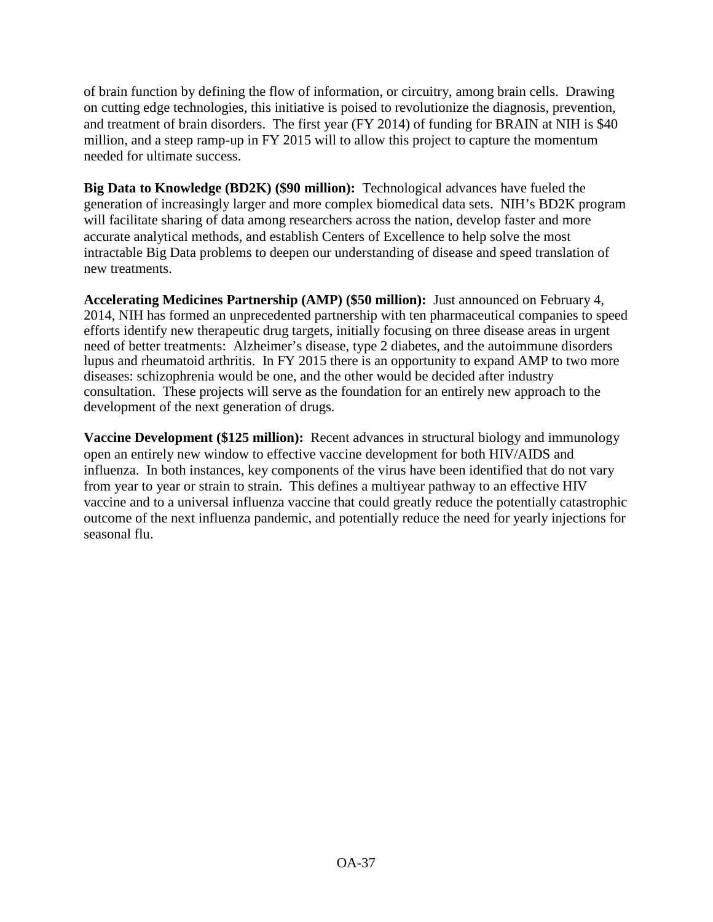of brain function by defining the flow of information, or circuitry, among brain cells. Drawing on cutting edge technologies, this initiative is poised to revolutionize the diagnosis, prevention, and treatment of brain disorders. The first year (FY 2014) of funding for BRAIN at NIH is $40 million, and a steep ramp-up in FY 2015 will to allow this project to capture the momentum needed for ultimate success.

**Big Data to Knowledge (BD2K) ($90 million):** Technological advances have fueled the generation of increasingly larger and more complex biomedical data sets. NIH's BD2K program will facilitate sharing of data among researchers across the nation, develop faster and more accurate analytical methods, and establish Centers of Excellence to help solve the most intractable Big Data problems to deepen our understanding of disease and speed translation of new treatments.

**Accelerating Medicines Partnership (AMP) ($50 million):** Just announced on February 4, 2014, NIH has formed an unprecedented partnership with ten pharmaceutical companies to speed efforts identify new therapeutic drug targets, initially focusing on three disease areas in urgent need of better treatments: Alzheimer's disease, type 2 diabetes, and the autoimmune disorders lupus and rheumatoid arthritis. In FY 2015 there is an opportunity to expand AMP to two more diseases: schizophrenia would be one, and the other would be decided after industry consultation. These projects will serve as the foundation for an entirely new approach to the development of the next generation of drugs.

**Vaccine Development ($125 million):** Recent advances in structural biology and immunology open an entirely new window to effective vaccine development for both HIV/AIDS and influenza. In both instances, key components of the virus have been identified that do not vary from year to year or strain to strain. This defines a multiyear pathway to an effective HIV vaccine and to a universal influenza vaccine that could greatly reduce the potentially catastrophic outcome of the next influenza pandemic, and potentially reduce the need for yearly injections for seasonal flu.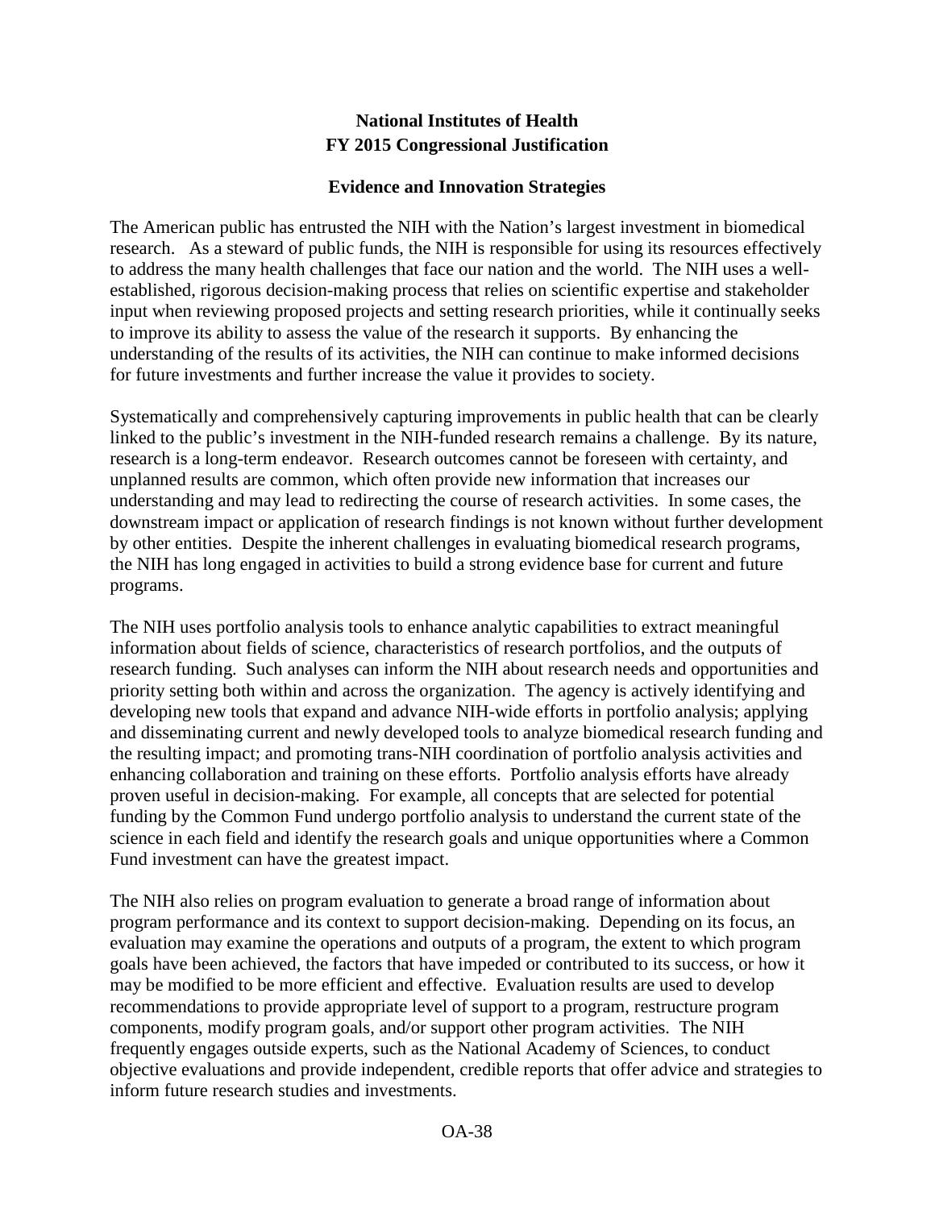**National Institutes of Health**
**FY 2015 Congressional Justification**

**Evidence and Innovation Strategies**

The American public has entrusted the NIH with the Nation's largest investment in biomedical research. As a steward of public funds, the NIH is responsible for using its resources effectively to address the many health challenges that face our nation and the world. The NIH uses a well-established, rigorous decision-making process that relies on scientific expertise and stakeholder input when reviewing proposed projects and setting research priorities, while it continually seeks to improve its ability to assess the value of the research it supports. By enhancing the understanding of the results of its activities, the NIH can continue to make informed decisions for future investments and further increase the value it provides to society.

Systematically and comprehensively capturing improvements in public health that can be clearly linked to the public's investment in the NIH-funded research remains a challenge. By its nature, research is a long-term endeavor. Research outcomes cannot be foreseen with certainty, and unplanned results are common, which often provide new information that increases our understanding and may lead to redirecting the course of research activities. In some cases, the downstream impact or application of research findings is not known without further development by other entities. Despite the inherent challenges in evaluating biomedical research programs, the NIH has long engaged in activities to build a strong evidence base for current and future programs.

The NIH uses portfolio analysis tools to enhance analytic capabilities to extract meaningful information about fields of science, characteristics of research portfolios, and the outputs of research funding. Such analyses can inform the NIH about research needs and opportunities and priority setting both within and across the organization. The agency is actively identifying and developing new tools that expand and advance NIH-wide efforts in portfolio analysis; applying and disseminating current and newly developed tools to analyze biomedical research funding and the resulting impact; and promoting trans-NIH coordination of portfolio analysis activities and enhancing collaboration and training on these efforts. Portfolio analysis efforts have already proven useful in decision-making. For example, all concepts that are selected for potential funding by the Common Fund undergo portfolio analysis to understand the current state of the science in each field and identify the research goals and unique opportunities where a Common Fund investment can have the greatest impact.

The NIH also relies on program evaluation to generate a broad range of information about program performance and its context to support decision-making. Depending on its focus, an evaluation may examine the operations and outputs of a program, the extent to which program goals have been achieved, the factors that have impeded or contributed to its success, or how it may be modified to be more efficient and effective. Evaluation results are used to develop recommendations to provide appropriate level of support to a program, restructure program components, modify program goals, and/or support other program activities. The NIH frequently engages outside experts, such as the National Academy of Sciences, to conduct objective evaluations and provide independent, credible reports that offer advice and strategies to inform future research studies and investments.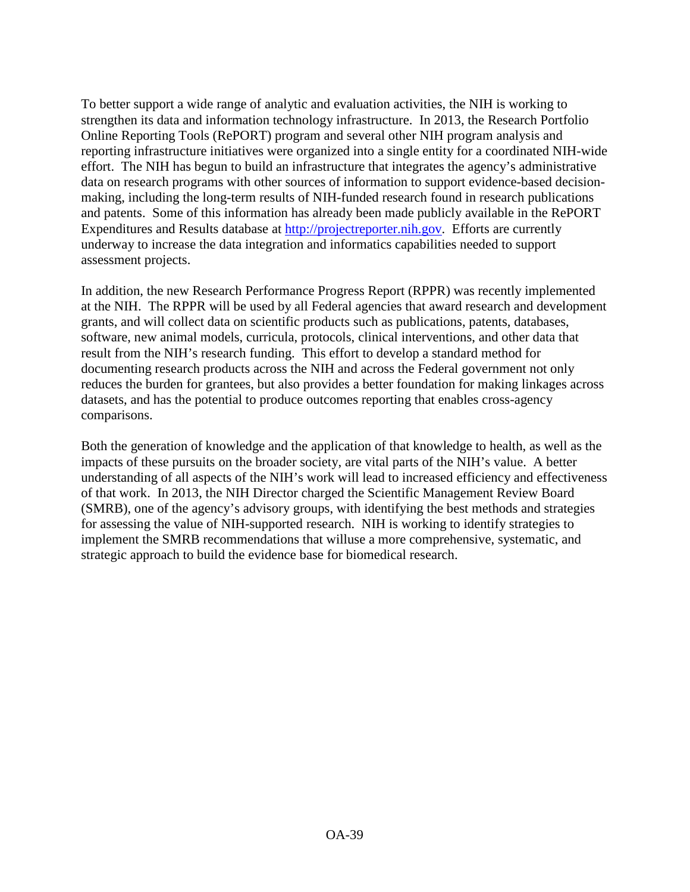To better support a wide range of analytic and evaluation activities, the NIH is working to strengthen its data and information technology infrastructure. In 2013, the Research Portfolio Online Reporting Tools (RePORT) program and several other NIH program analysis and reporting infrastructure initiatives were organized into a single entity for a coordinated NIH-wide effort. The NIH has begun to build an infrastructure that integrates the agency's administrative data on research programs with other sources of information to support evidence-based decision-making, including the long-term results of NIH-funded research found in research publications and patents. Some of this information has already been made publicly available in the RePORT Expenditures and Results database at [http://projectreporter.nih.gov](http://projectreporter.nih.gov). Efforts are currently underway to increase the data integration and informatics capabilities needed to support assessment projects.

In addition, the new Research Performance Progress Report (RPPR) was recently implemented at the NIH. The RPPR will be used by all Federal agencies that award research and development grants, and will collect data on scientific products such as publications, patents, databases, software, new animal models, curricula, protocols, clinical interventions, and other data that result from the NIH's research funding. This effort to develop a standard method for documenting research products across the NIH and across the Federal government not only reduces the burden for grantees, but also provides a better foundation for making linkages across datasets, and has the potential to produce outcomes reporting that enables cross-agency comparisons.

Both the generation of knowledge and the application of that knowledge to health, as well as the impacts of these pursuits on the broader society, are vital parts of the NIH's value. A better understanding of all aspects of the NIH's work will lead to increased efficiency and effectiveness of that work. In 2013, the NIH Director charged the Scientific Management Review Board (SMRB), one of the agency's advisory groups, with identifying the best methods and strategies for assessing the value of NIH-supported research. NIH is working to identify strategies to implement the SMRB recommendations that willuse a more comprehensive, systematic, and strategic approach to build the evidence base for biomedical research.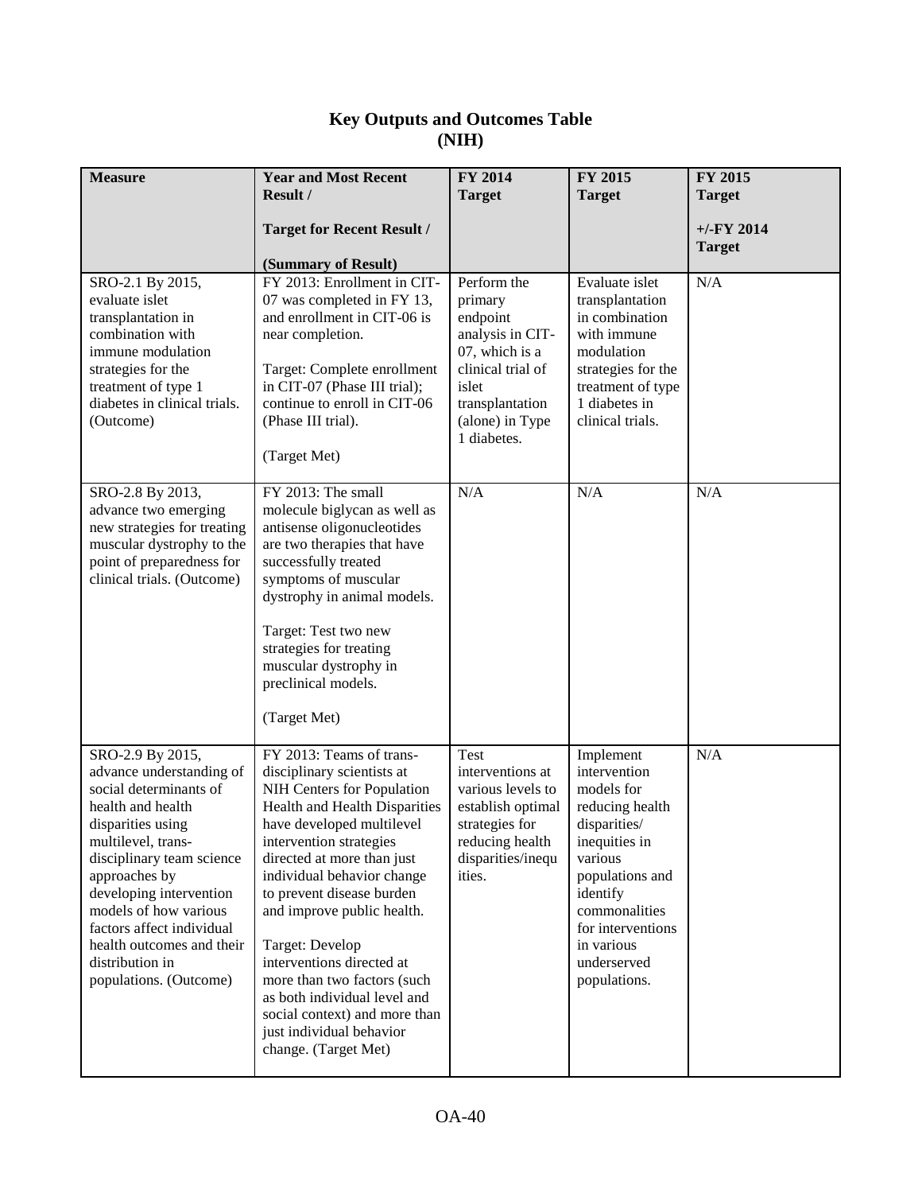# Key Outputs and Outcomes Table
# (NIH)

| Measure | Year and Most Recent Result / Target for Recent Result / (Summary of Result) | FY 2014 Target | FY 2015 Target | FY 2015 Target +/-FY 2014 Target |
|---|---|---|---|---|
| SRO-2.1 By 2015, evaluate islet transplantation in combination with immune modulation strategies for the treatment of type 1 diabetes in clinical trials. (Outcome) | FY 2013: Enrollment in CIT-07 was completed in FY 13, and enrollment in CIT-06 is near completion. Target: Complete enrollment in CIT-07 (Phase III trial); continue to enroll in CIT-06 (Phase III trial). (Target Met) | Perform the primary endpoint analysis in CIT-07, which is a clinical trial of islet transplantation (alone) in Type 1 diabetes. | Evaluate islet transplantation in combination with immune modulation strategies for the treatment of type 1 diabetes in clinical trials. | N/A |
| SRO-2.8 By 2013, advance two emerging new strategies for treating muscular dystrophy to the point of preparedness for clinical trials. (Outcome) | FY 2013: The small molecule biglycan as well as antisense oligonucleotides are two therapies that have successfully treated symptoms of muscular dystrophy in animal models. Target: Test two new strategies for treating muscular dystrophy in preclinical models. (Target Met) | N/A | N/A | N/A |
| SRO-2.9 By 2015, advance understanding of social determinants of health and health disparities using multilevel, trans-disciplinary team science approaches by developing intervention models of how various factors affect individual health outcomes and their distribution in populations. (Outcome) | FY 2013: Teams of trans-disciplinary scientists at NIH Centers for Population Health and Health Disparities have developed multilevel intervention strategies directed at more than just individual behavior change to prevent disease burden and improve public health. Target: Develop interventions directed at more than two factors (such as both individual level and social context) and more than just individual behavior change. (Target Met) | Test interventions at various levels to establish optimal strategies for reducing health disparities/inequities. | Implement intervention models for reducing health disparities/ inequities in various populations and identify commonalities for interventions in various underserved populations. | N/A |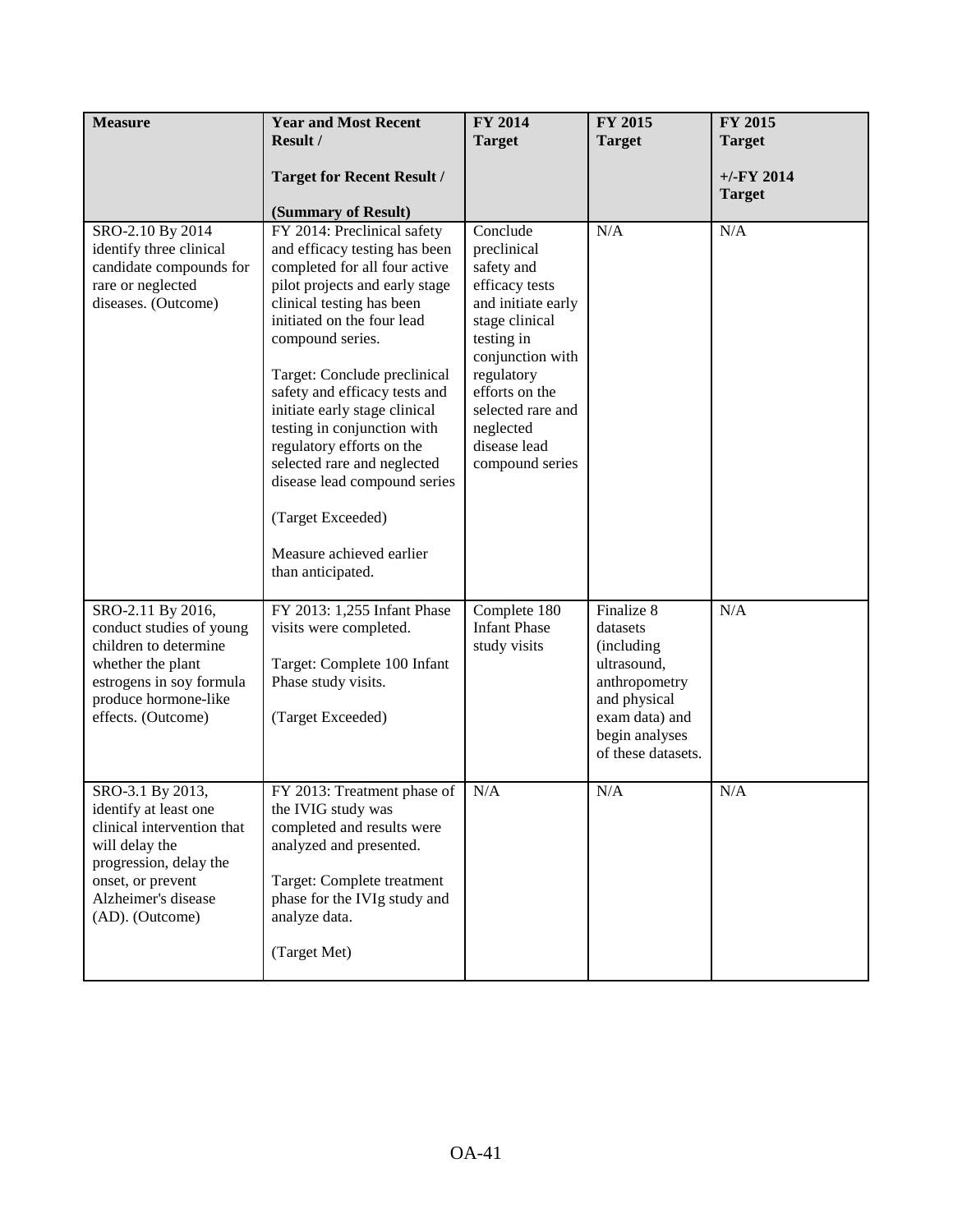| Measure | Year and Most Recent Result / Target for Recent Result / (Summary of Result) | FY 2014 Target | FY 2015 Target | FY 2015 Target +/-FY 2014 Target |
|---|---|---|---|---|
| SRO-2.10 By 2014 identify three clinical candidate compounds for rare or neglected diseases. (Outcome) | FY 2014: Preclinical safety and efficacy testing has been completed for all four active pilot projects and early stage clinical testing has been initiated on the four lead compound series.<br><br>Target: Conclude preclinical safety and efficacy tests and initiate early stage clinical testing in conjunction with regulatory efforts on the selected rare and neglected disease lead compound series<br><br>(Target Exceeded)<br><br>Measure achieved earlier than anticipated. | Conclude preclinical safety and efficacy tests and initiate early stage clinical testing in conjunction with regulatory efforts on the selected rare and neglected disease lead compound series | N/A | N/A |
| SRO-2.11 By 2016, conduct studies of young children to determine whether the plant estrogens in soy formula produce hormone-like effects. (Outcome) | FY 2013: 1,255 Infant Phase visits were completed.<br><br>Target: Complete 100 Infant Phase study visits.<br><br>(Target Exceeded) | Complete 180 Infant Phase study visits | Finalize 8 datasets (including ultrasound, anthropometry and physical exam data) and begin analyses of these datasets. | N/A |
| SRO-3.1 By 2013, identify at least one clinical intervention that will delay the progression, delay the onset, or prevent Alzheimer's disease (AD). (Outcome) | FY 2013: Treatment phase of the IVIG study was completed and results were analyzed and presented.<br><br>Target: Complete treatment phase for the IVIg study and analyze data.<br><br>(Target Met) | N/A | N/A | N/A |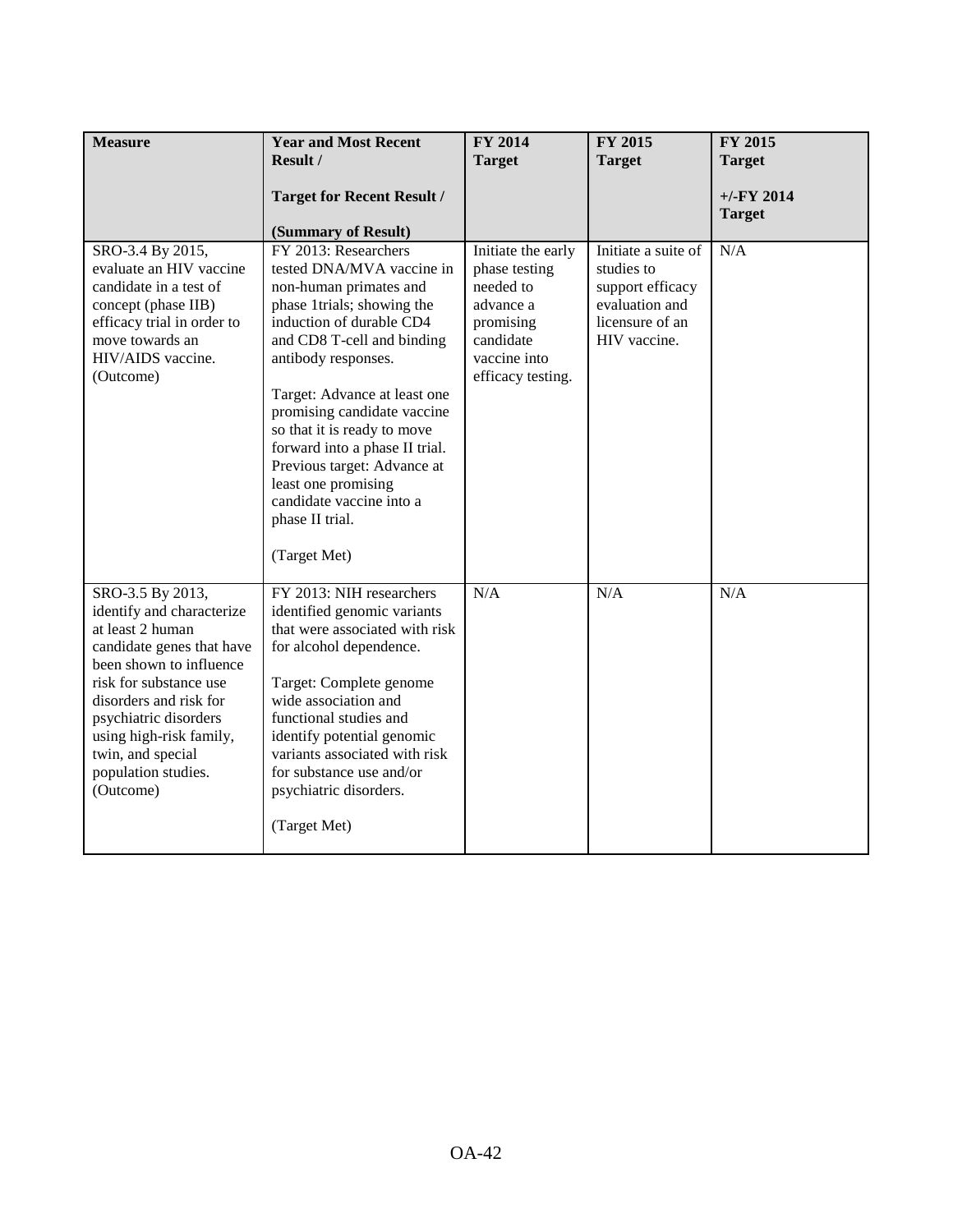| Measure | Year and Most Recent Result / Target for Recent Result / (Summary of Result) | FY 2014 Target | FY 2015 Target | FY 2015 Target +/-FY 2014 Target |
|---|---|---|---|---|
| SRO-3.4 By 2015, evaluate an HIV vaccine candidate in a test of concept (phase IIB) efficacy trial in order to move towards an HIV/AIDS vaccine. (Outcome) | FY 2013: Researchers tested DNA/MVA vaccine in non-human primates and phase 1trials; showing the induction of durable CD4 and CD8 T-cell and binding antibody responses. Target: Advance at least one promising candidate vaccine so that it is ready to move forward into a phase II trial. Previous target: Advance at least one promising candidate vaccine into a phase II trial. (Target Met) | Initiate the early phase testing needed to advance a promising candidate vaccine into efficacy testing. | Initiate a suite of studies to support efficacy evaluation and licensure of an HIV vaccine. | N/A |
| SRO-3.5 By 2013, identify and characterize at least 2 human candidate genes that have been shown to influence risk for substance use disorders and risk for psychiatric disorders using high-risk family, twin, and special population studies. (Outcome) | FY 2013: NIH researchers identified genomic variants that were associated with risk for alcohol dependence. Target: Complete genome wide association and functional studies and identify potential genomic variants associated with risk for substance use and/or psychiatric disorders. (Target Met) | N/A | N/A | N/A |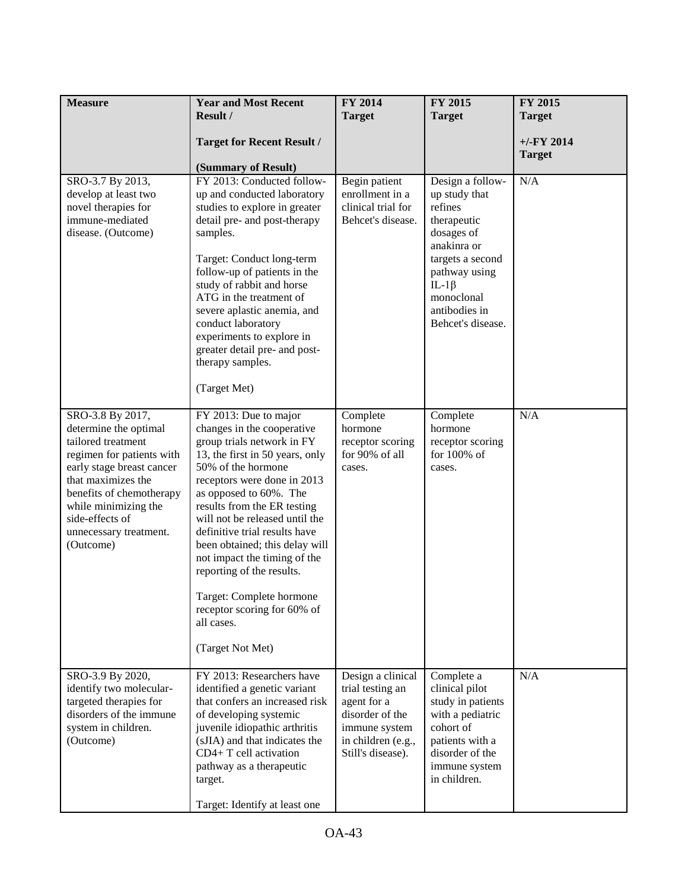| Measure | Year and Most Recent Result / Target for Recent Result / (Summary of Result) | FY 2014 Target | FY 2015 Target | FY 2015 Target +/-FY 2014 Target |
|---|---|---|---|---|
| SRO-3.7 By 2013, develop at least two novel therapies for immune-mediated disease. (Outcome) | FY 2013: Conducted follow-up and conducted laboratory studies to explore in greater detail pre- and post-therapy samples.<br><br>Target: Conduct long-term follow-up of patients in the study of rabbit and horse ATG in the treatment of severe aplastic anemia, and conduct laboratory experiments to explore in greater detail pre- and post-therapy samples.<br><br>(Target Met) | Begin patient enrollment in a clinical trial for Behcet's disease. | Design a follow-up study that refines therapeutic dosages of anakinra or targets a second pathway using IL-1β monoclonal antibodies in Behcet's disease. | N/A |
| SRO-3.8 By 2017, determine the optimal tailored treatment regimen for patients with early stage breast cancer that maximizes the benefits of chemotherapy while minimizing the side-effects of unnecessary treatment. (Outcome) | FY 2013: Due to major changes in the cooperative group trials network in FY 13, the first in 50 years, only 50% of the hormone receptors were done in 2013 as opposed to 60%. The results from the ER testing will not be released until the definitive trial results have been obtained; this delay will not impact the timing of the reporting of the results.<br><br>Target: Complete hormone receptor scoring for 60% of all cases.<br><br>(Target Not Met) | Complete hormone receptor scoring for 90% of all cases. | Complete hormone receptor scoring for 100% of cases. | N/A |
| SRO-3.9 By 2020, identify two molecular-targeted therapies for disorders of the immune system in children. (Outcome) | FY 2013: Researchers have identified a genetic variant that confers an increased risk of developing systemic juvenile idiopathic arthritis (sJIA) and that indicates the CD4+ T cell activation pathway as a therapeutic target.<br><br>Target: Identify at least one | Design a clinical trial testing an agent for a disorder of the immune system in children (e.g., Still's disease). | Complete a clinical pilot study in patients with a pediatric cohort of patients with a disorder of the immune system in children. | N/A |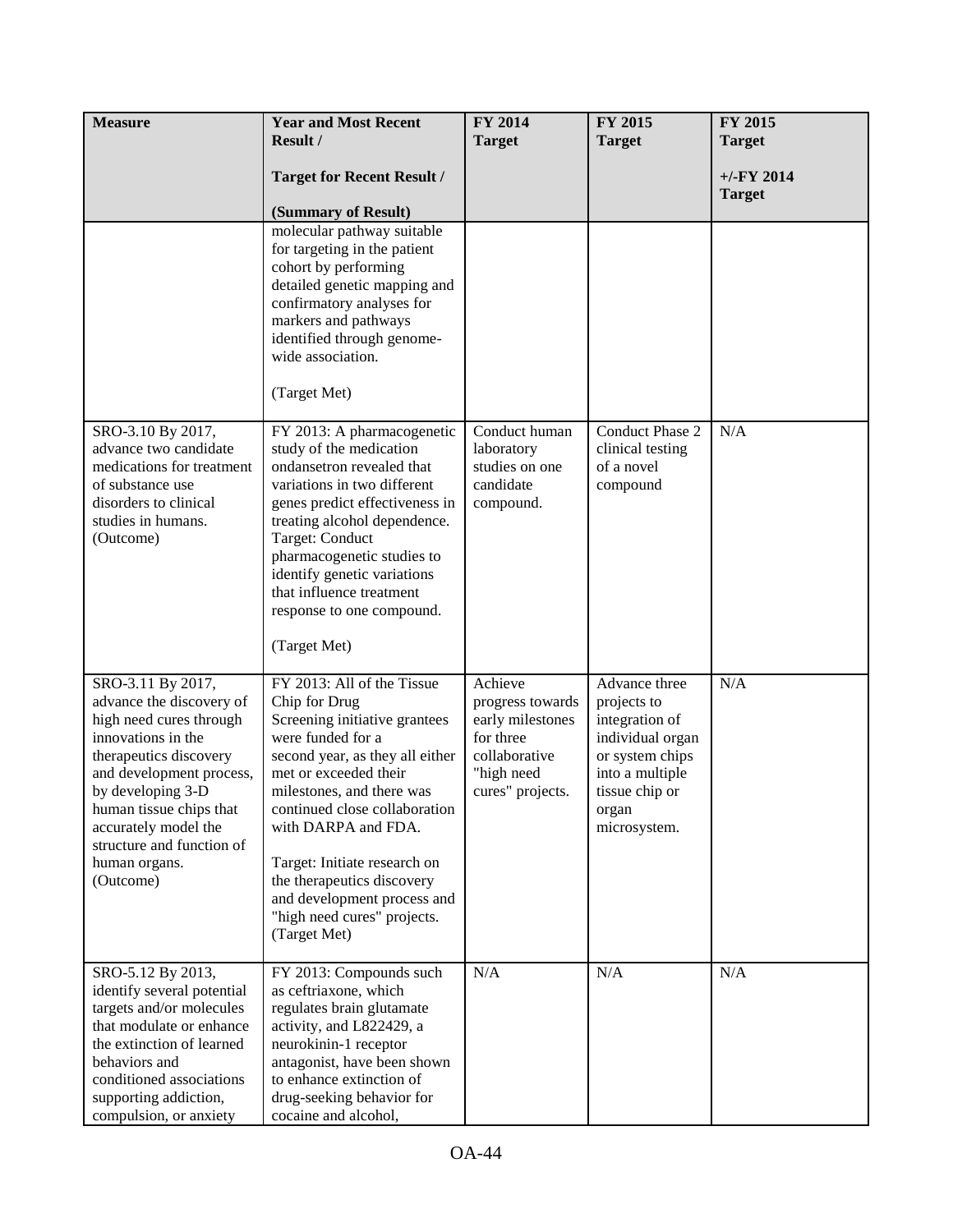| Measure | Year and Most Recent Result / Target for Recent Result / (Summary of Result) | FY 2014 Target | FY 2015 Target | FY 2015 Target +/-FY 2014 Target |
|---|---|---|---|---|
| | molecular pathway suitable for targeting in the patient cohort by performing detailed genetic mapping and confirmatory analyses for markers and pathways identified through genome-wide association. (Target Met) | | | |
| SRO-3.10 By 2017, advance two candidate medications for treatment of substance use disorders to clinical studies in humans. (Outcome) | FY 2013: A pharmacogenetic study of the medication ondansetron revealed that variations in two different genes predict effectiveness in treating alcohol dependence. Target: Conduct pharmacogenetic studies to identify genetic variations that influence treatment response to one compound. (Target Met) | Conduct human laboratory studies on one candidate compound. | Conduct Phase 2 clinical testing of a novel compound | N/A |
| SRO-3.11 By 2017, advance the discovery of high need cures through innovations in the therapeutics discovery and development process, by developing 3-D human tissue chips that accurately model the structure and function of human organs. (Outcome) | FY 2013: All of the Tissue Chip for Drug Screening initiative grantees were funded for a second year, as they all either met or exceeded their milestones, and there was continued close collaboration with DARPA and FDA. Target: Initiate research on the therapeutics discovery and development process and "high need cures" projects. (Target Met) | Achieve progress towards early milestones for three collaborative "high need cures" projects. | Advance three projects to integration of individual organ or system chips into a multiple tissue chip or organ microsystem. | N/A |
| SRO-5.12 By 2013, identify several potential targets and/or molecules that modulate or enhance the extinction of learned behaviors and conditioned associations supporting addiction, compulsion, or anxiety | FY 2013: Compounds such as ceftriaxone, which regulates brain glutamate activity, and L822429, a neurokinin-1 receptor antagonist, have been shown to enhance extinction of drug-seeking behavior for cocaine and alcohol, | N/A | N/A | N/A |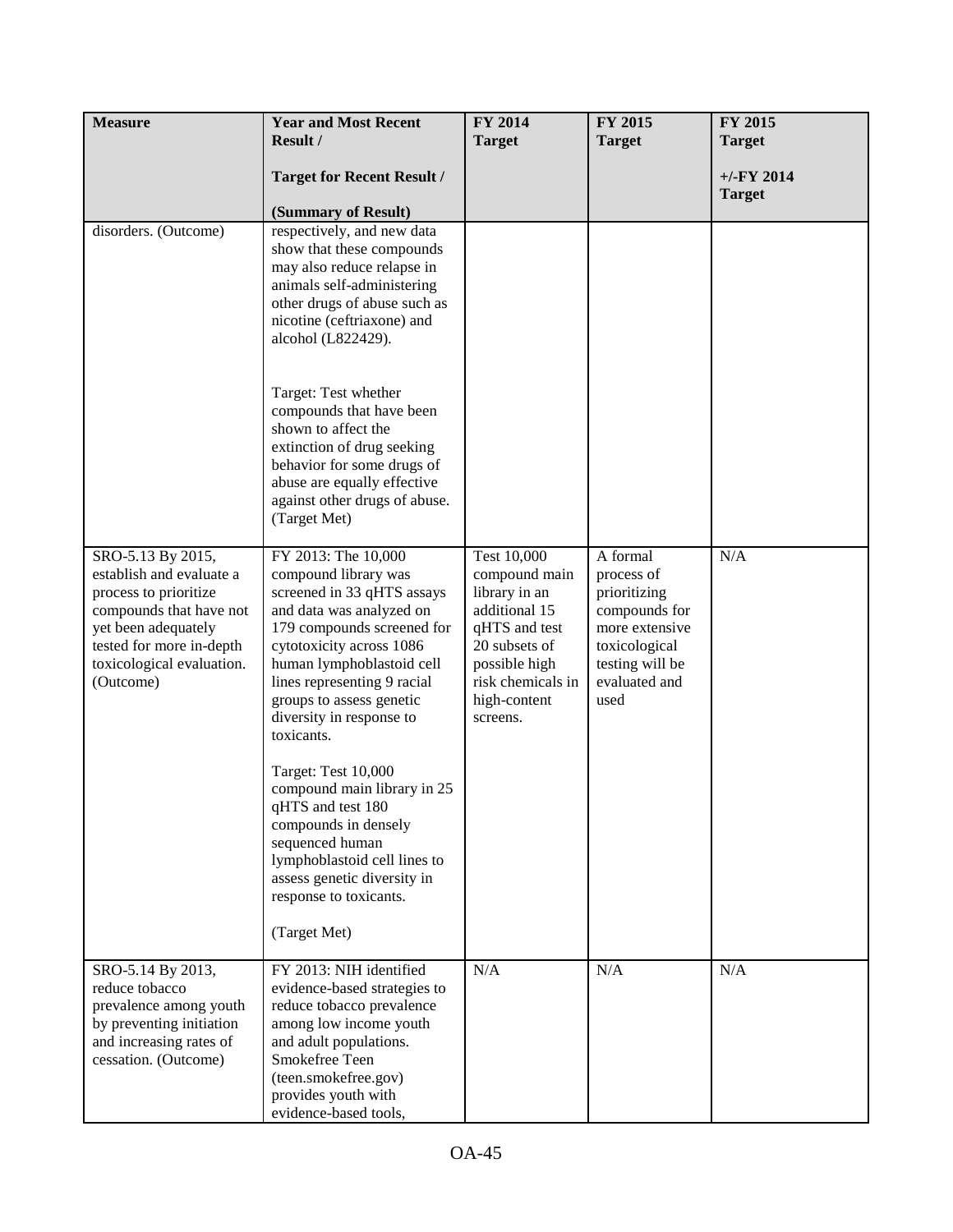| Measure | Year and Most Recent Result / Target for Recent Result / (Summary of Result) | FY 2014 Target | FY 2015 Target | FY 2015 Target +/-FY 2014 Target |
|---|---|---|---|---|
| disorders. (Outcome) | respectively, and new data show that these compounds may also reduce relapse in animals self-administering other drugs of abuse such as nicotine (ceftriaxone) and alcohol (L822429). Target: Test whether compounds that have been shown to affect the extinction of drug seeking behavior for some drugs of abuse are equally effective against other drugs of abuse. (Target Met) | | | |
| SRO-5.13 By 2015, establish and evaluate a process to prioritize compounds that have not yet been adequately tested for more in-depth toxicological evaluation. (Outcome) | FY 2013: The 10,000 compound library was screened in 33 qHTS assays and data was analyzed on 179 compounds screened for cytotoxicity across 1086 human lymphoblastoid cell lines representing 9 racial groups to assess genetic diversity in response to toxicants. Target: Test 10,000 compound main library in 25 qHTS and test 180 compounds in densely sequenced human lymphoblastoid cell lines to assess genetic diversity in response to toxicants. (Target Met) | Test 10,000 compound main library in an additional 15 qHTS and test 20 subsets of possible high risk chemicals in high-content screens. | A formal process of prioritizing compounds for more extensive toxicological testing will be evaluated and used | N/A |
| SRO-5.14 By 2013, reduce tobacco prevalence among youth by preventing initiation and increasing rates of cessation. (Outcome) | FY 2013: NIH identified evidence-based strategies to reduce tobacco prevalence among low income youth and adult populations. Smokefree Teen (teen.smokefree.gov) provides youth with evidence-based tools, | N/A | N/A | N/A |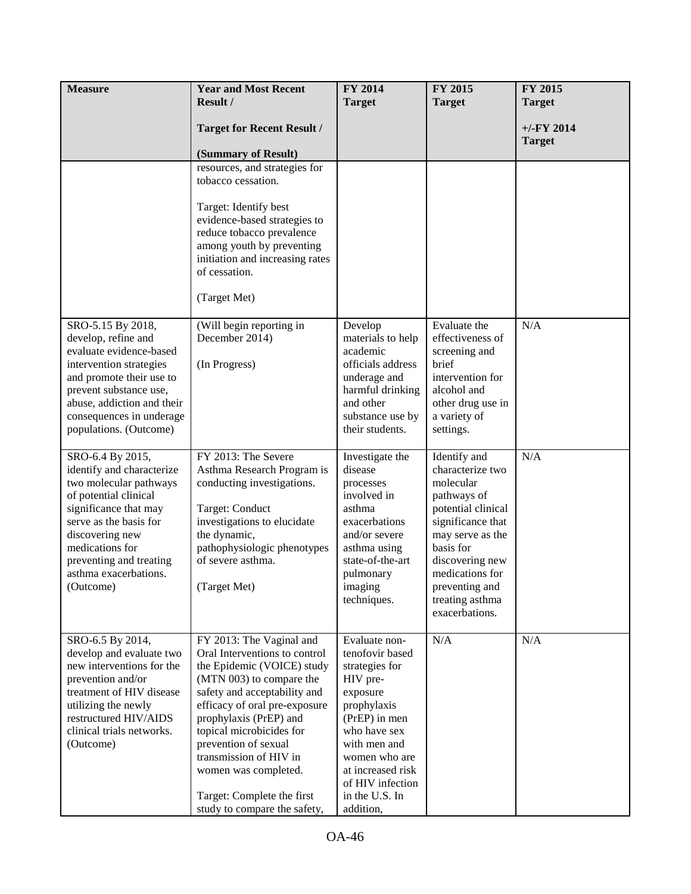| Measure | Year and Most Recent Result / Target for Recent Result / (Summary of Result) | FY 2014 Target | FY 2015 Target | FY 2015 Target +/-FY 2014 Target |
|---|---|---|---|---|
| | resources, and strategies for tobacco cessation. Target: Identify best evidence-based strategies to reduce tobacco prevalence among youth by preventing initiation and increasing rates of cessation. (Target Met) | | | |
| SRO-5.15 By 2018, develop, refine and evaluate evidence-based intervention strategies and promote their use to prevent substance use, abuse, addiction and their consequences in underage populations. (Outcome) | (Will begin reporting in December 2014) (In Progress) | Develop materials to help academic officials address underage and harmful drinking and other substance use by their students. | Evaluate the effectiveness of screening and brief intervention for alcohol and other drug use in a variety of settings. | N/A |
| SRO-6.4 By 2015, identify and characterize two molecular pathways of potential clinical significance that may serve as the basis for discovering new medications for preventing and treating asthma exacerbations. (Outcome) | FY 2013: The Severe Asthma Research Program is conducting investigations. Target: Conduct investigations to elucidate the dynamic, pathophysiologic phenotypes of severe asthma. (Target Met) | Investigate the disease processes involved in asthma exacerbations and/or severe asthma using state-of-the-art pulmonary imaging techniques. | Identify and characterize two molecular pathways of potential clinical significance that may serve as the basis for discovering new medications for preventing and treating asthma exacerbations. | N/A |
| SRO-6.5 By 2014, develop and evaluate two new interventions for the prevention and/or treatment of HIV disease utilizing the newly restructured HIV/AIDS clinical trials networks. (Outcome) | FY 2013: The Vaginal and Oral Interventions to control the Epidemic (VOICE) study (MTN 003) to compare the safety and acceptability and efficacy of oral pre-exposure prophylaxis (PrEP) and topical microbicides for prevention of sexual transmission of HIV in women was completed. Target: Complete the first study to compare the safety, | Evaluate non-tenofovir based strategies for HIV pre-exposure prophylaxis (PrEP) in men who have sex with men and women who are at increased risk of HIV infection in the U.S. In addition, | N/A | N/A |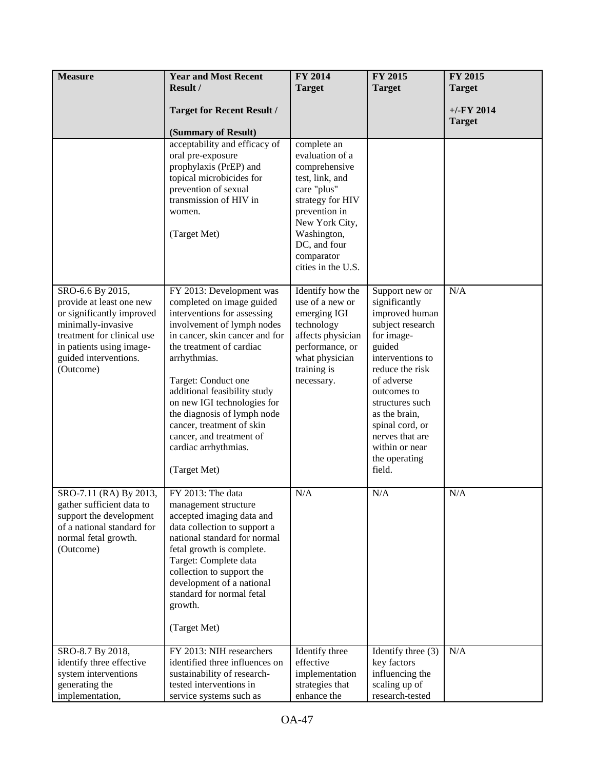| Measure | Year and Most Recent Result / Target for Recent Result / (Summary of Result) | FY 2014 Target | FY 2015 Target | FY 2015 Target +/-FY 2014 Target |
|---|---|---|---|---|
| | acceptability and efficacy of oral pre-exposure prophylaxis (PrEP) and topical microbicides for prevention of sexual transmission of HIV in women. (Target Met) | complete an evaluation of a comprehensive test, link, and care "plus" strategy for HIV prevention in New York City, Washington, DC, and four comparator cities in the U.S. | | |
| SRO-6.6 By 2015, provide at least one new or significantly improved minimally-invasive treatment for clinical use in patients using image-guided interventions. (Outcome) | FY 2013: Development was completed on image guided interventions for assessing involvement of lymph nodes in cancer, skin cancer and for the treatment of cardiac arrhythmias. Target: Conduct one additional feasibility study on new IGI technologies for the diagnosis of lymph node cancer, treatment of skin cancer, and treatment of cardiac arrhythmias. (Target Met) | Identify how the use of a new or emerging IGI technology affects physician performance, or what physician training is necessary. | Support new or significantly improved human subject research for image-guided interventions to reduce the risk of adverse outcomes to structures such as the brain, spinal cord, or nerves that are within or near the operating field. | N/A |
| SRO-7.11 (RA) By 2013, gather sufficient data to support the development of a national standard for normal fetal growth. (Outcome) | FY 2013: The data management structure accepted imaging data and data collection to support a national standard for normal fetal growth is complete. Target: Complete data collection to support the development of a national standard for normal fetal growth. (Target Met) | N/A | N/A | N/A |
| SRO-8.7 By 2018, identify three effective system interventions generating the implementation, | FY 2013: NIH researchers identified three influences on sustainability of research-tested interventions in service systems such as | Identify three effective implementation strategies that enhance the | Identify three (3) key factors influencing the scaling up of research-tested | N/A |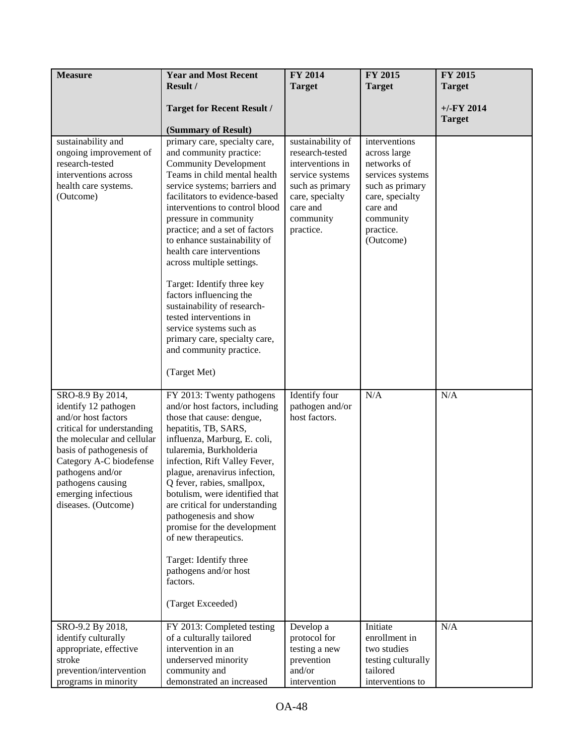| Measure | Year and Most Recent Result / Target for Recent Result / (Summary of Result) | FY 2014 Target | FY 2015 Target | FY 2015 Target +/-FY 2014 Target |
|---|---|---|---|---|
| sustainability and ongoing improvement of research-tested interventions across health care systems. (Outcome) | primary care, specialty care, and community practice: Community Development Teams in child mental health service systems; barriers and facilitators to evidence-based interventions to control blood pressure in community practice; and a set of factors to enhance sustainability of health care interventions across multiple settings. <br><br> Target: Identify three key factors influencing the sustainability of research-tested interventions in service systems such as primary care, specialty care, and community practice. <br><br> (Target Met) | sustainability of research-tested interventions in service systems such as primary care, specialty care and community practice. | interventions across large networks of services systems such as primary care, specialty care and community practice. (Outcome) | |
| SRO-8.9 By 2014, identify 12 pathogen and/or host factors critical for understanding the molecular and cellular basis of pathogenesis of Category A-C biodefense pathogens and/or pathogens causing emerging infectious diseases. (Outcome) | FY 2013: Twenty pathogens and/or host factors, including those that cause: dengue, hepatitis, TB, SARS, influenza, Marburg, E. coli, tularemia, Burkholderia infection, Rift Valley Fever, plague, arenavirus infection, Q fever, rabies, smallpox, botulism, were identified that are critical for understanding pathogenesis and show promise for the development of new therapeutics. <br><br> Target: Identify three pathogens and/or host factors. <br><br> (Target Exceeded) | Identify four pathogen and/or host factors. | N/A | N/A |
| SRO-9.2 By 2018, identify culturally appropriate, effective stroke prevention/intervention programs in minority | FY 2013: Completed testing of a culturally tailored intervention in an underserved minority community and demonstrated an increased | Develop a protocol for testing a new prevention and/or intervention | Initiate enrollment in two studies testing culturally tailored interventions to | N/A |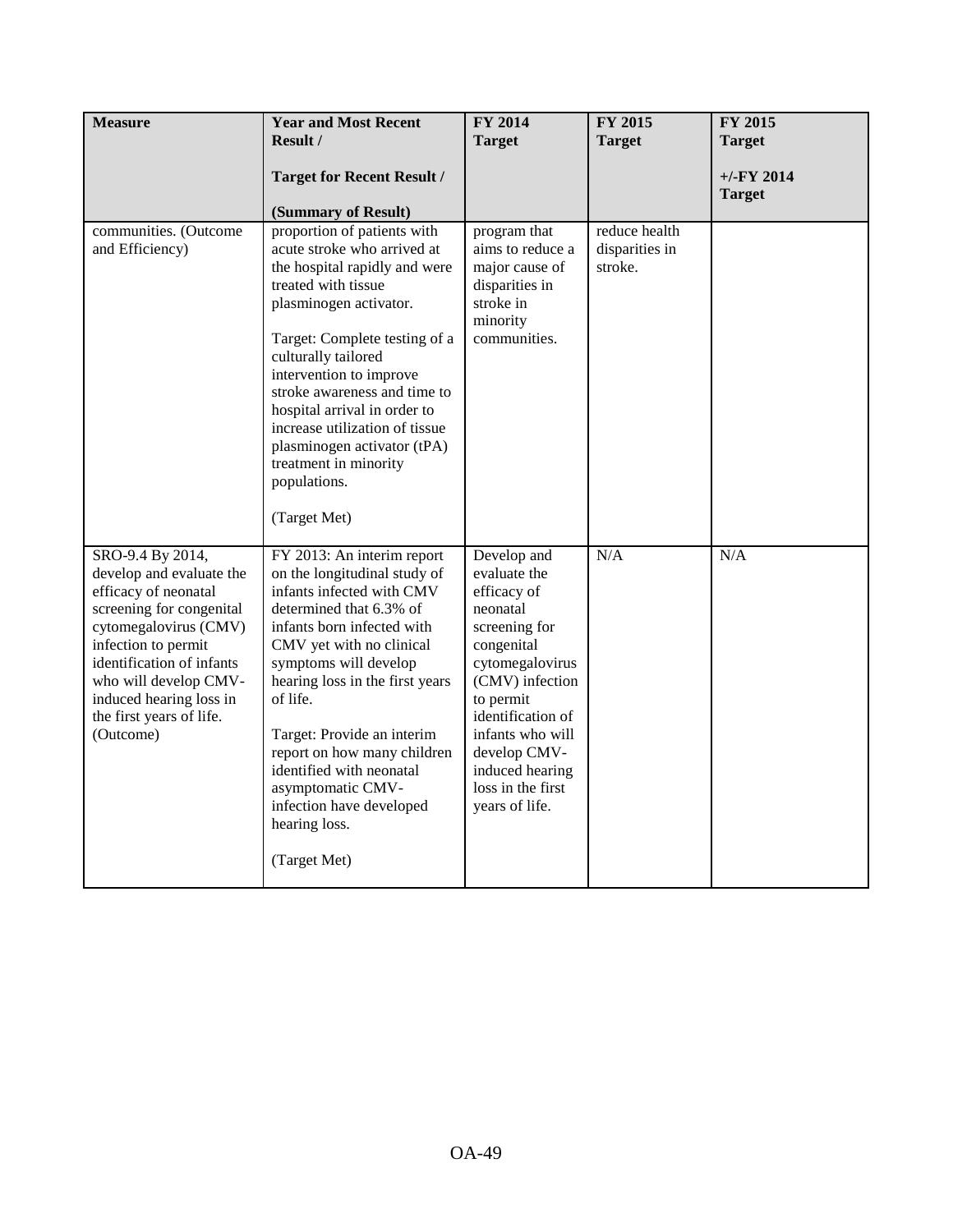| Measure | Year and Most Recent Result / Target for Recent Result / (Summary of Result) | FY 2014 Target | FY 2015 Target | FY 2015 Target +/-FY 2014 Target |
|---|---|---|---|---|
| communities. (Outcome and Efficiency) | proportion of patients with acute stroke who arrived at the hospital rapidly and were treated with tissue plasminogen activator.<br><br>Target: Complete testing of a culturally tailored intervention to improve stroke awareness and time to hospital arrival in order to increase utilization of tissue plasminogen activator (tPA) treatment in minority populations.<br><br>(Target Met) | program that aims to reduce a major cause of disparities in stroke in minority communities. | reduce health disparities in stroke. | |
| SRO-9.4 By 2014, develop and evaluate the efficacy of neonatal screening for congenital cytomegalovirus (CMV) infection to permit identification of infants who will develop CMV-induced hearing loss in the first years of life. (Outcome) | FY 2013: An interim report on the longitudinal study of infants infected with CMV determined that 6.3% of infants born infected with CMV yet with no clinical symptoms will develop hearing loss in the first years of life.<br><br>Target: Provide an interim report on how many children identified with neonatal asymptomatic CMV-infection have developed hearing loss.<br><br>(Target Met) | Develop and evaluate the efficacy of neonatal screening for congenital cytomegalovirus (CMV) infection to permit identification of infants who will develop CMV-induced hearing loss in the first years of life. | N/A | N/A |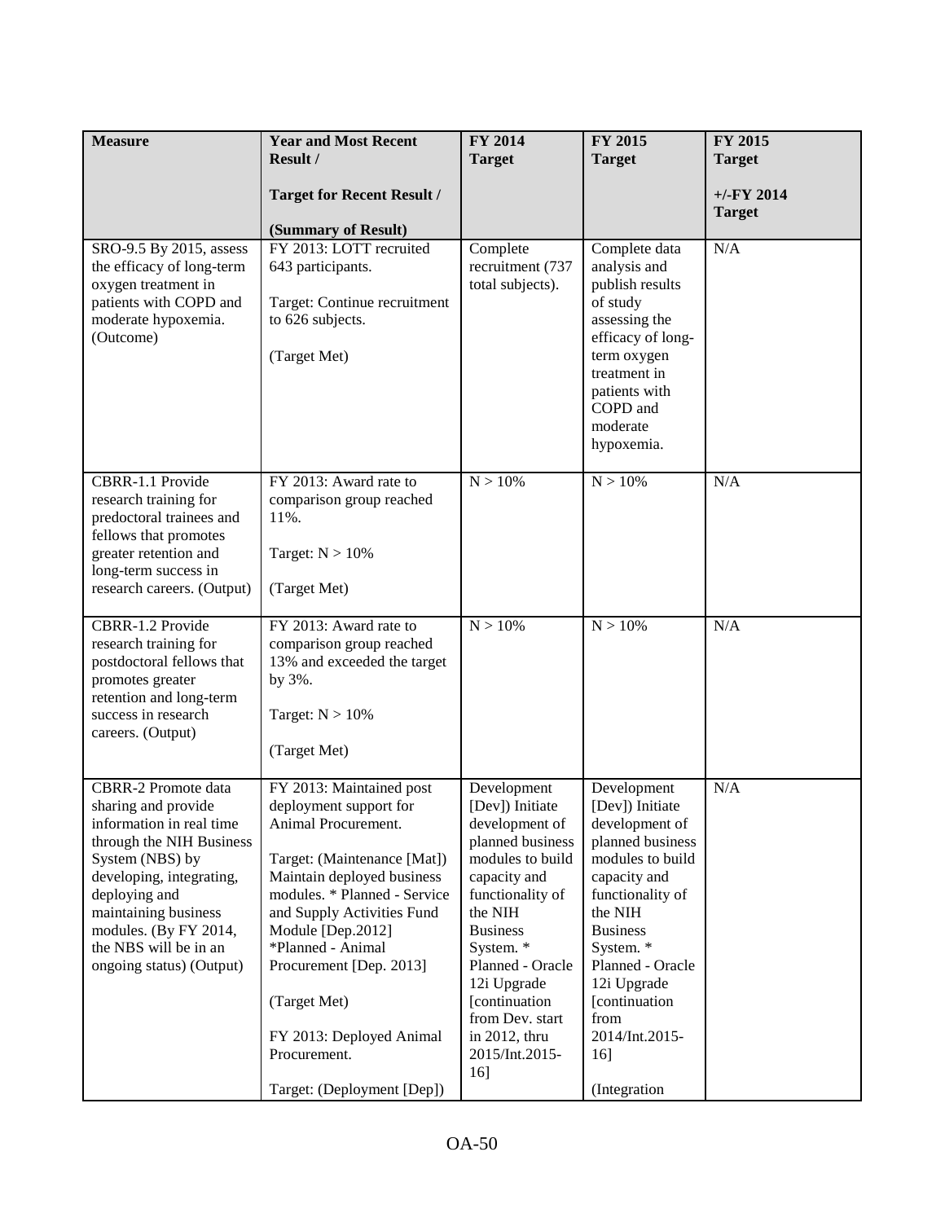| Measure | Year and Most Recent Result / Target for Recent Result / (Summary of Result) | FY 2014 Target | FY 2015 Target | FY 2015 Target +/-FY 2014 Target |
|---|---|---|---|---|
| SRO-9.5 By 2015, assess the efficacy of long-term oxygen treatment in patients with COPD and moderate hypoxemia. (Outcome) | FY 2013: LOTT recruited 643 participants. Target: Continue recruitment to 626 subjects. (Target Met) | Complete recruitment (737 total subjects). | Complete data analysis and publish results of study assessing the efficacy of long-term oxygen treatment in patients with COPD and moderate hypoxemia. | N/A |
| CBRR-1.1 Provide research training for predoctoral trainees and fellows that promotes greater retention and long-term success in research careers. (Output) | FY 2013: Award rate to comparison group reached 11%. Target: N > 10% (Target Met) | N > 10% | N > 10% | N/A |
| CBRR-1.2 Provide research training for postdoctoral fellows that promotes greater retention and long-term success in research careers. (Output) | FY 2013: Award rate to comparison group reached 13% and exceeded the target by 3%. Target: N > 10% (Target Met) | N > 10% | N > 10% | N/A |
| CBRR-2 Promote data sharing and provide information in real time through the NIH Business System (NBS) by developing, integrating, deploying and maintaining business modules. (By FY 2014, the NBS will be in an ongoing status) (Output) | FY 2013: Maintained post deployment support for Animal Procurement. Target: (Maintenance [Mat]) Maintain deployed business modules. * Planned - Service and Supply Activities Fund Module [Dep.2012] *Planned - Animal Procurement [Dep. 2013] (Target Met) FY 2013: Deployed Animal Procurement. Target: (Deployment [Dep]) | Development [Dev]) Initiate development of planned business modules to build capacity and functionality of the NIH Business System. * Planned - Oracle 12i Upgrade [continuation from Dev. start in 2012, thru 2015/Int.2015-16] | Development [Dev]) Initiate development of planned business modules to build capacity and functionality of the NIH Business System. * Planned - Oracle 12i Upgrade [continuation from 2014/Int.2015-16] (Integration | N/A |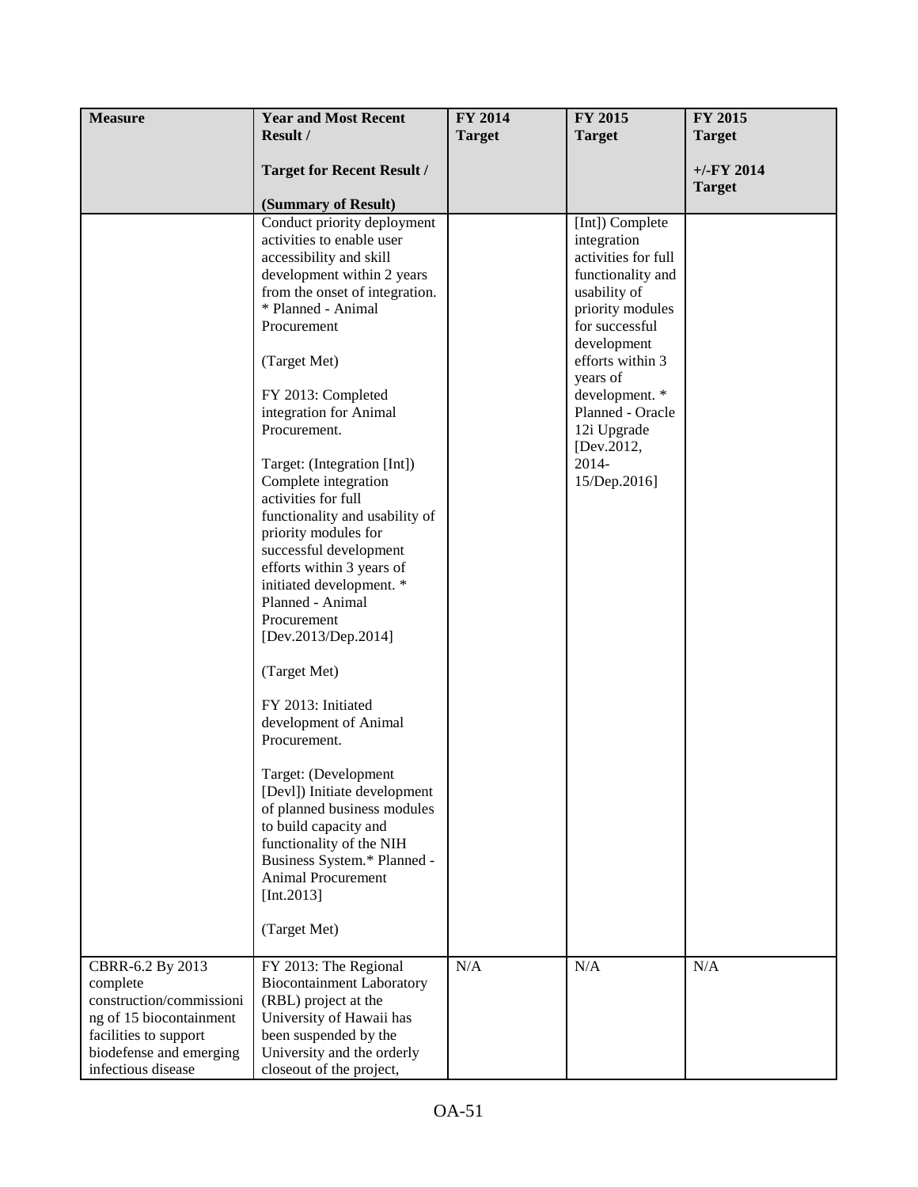| Measure | Year and Most Recent Result / Target for Recent Result / (Summary of Result) | FY 2014 Target | FY 2015 Target | FY 2015 Target +/-FY 2014 Target |
|---|---|---|---|---|
| | Conduct priority deployment activities to enable user accessibility and skill development within 2 years from the onset of integration. * Planned - Animal Procurement<br><br>(Target Met)<br><br>FY 2013: Completed integration for Animal Procurement.<br><br>Target: (Integration [Int]) Complete integration activities for full functionality and usability of priority modules for successful development efforts within 3 years of initiated development. * Planned - Animal Procurement [Dev.2013/Dep.2014]<br><br>(Target Met)<br><br>FY 2013: Initiated development of Animal Procurement.<br><br>Target: (Development [Devl]) Initiate development of planned business modules to build capacity and functionality of the NIH Business System.* Planned - Animal Procurement [Int.2013]<br><br>(Target Met) | | [Int]) Complete integration activities for full functionality and usability of priority modules for successful development efforts within 3 years of development. * Planned - Oracle 12i Upgrade [Dev.2012, 2014-15/Dep.2016] | |
| CBRR-6.2 By 2013 complete construction/commissioning of 15 biocontainment facilities to support biodefense and emerging infectious disease | FY 2013: The Regional Biocontainment Laboratory (RBL) project at the University of Hawaii has been suspended by the University and the orderly closeout of the project, | N/A | N/A | N/A |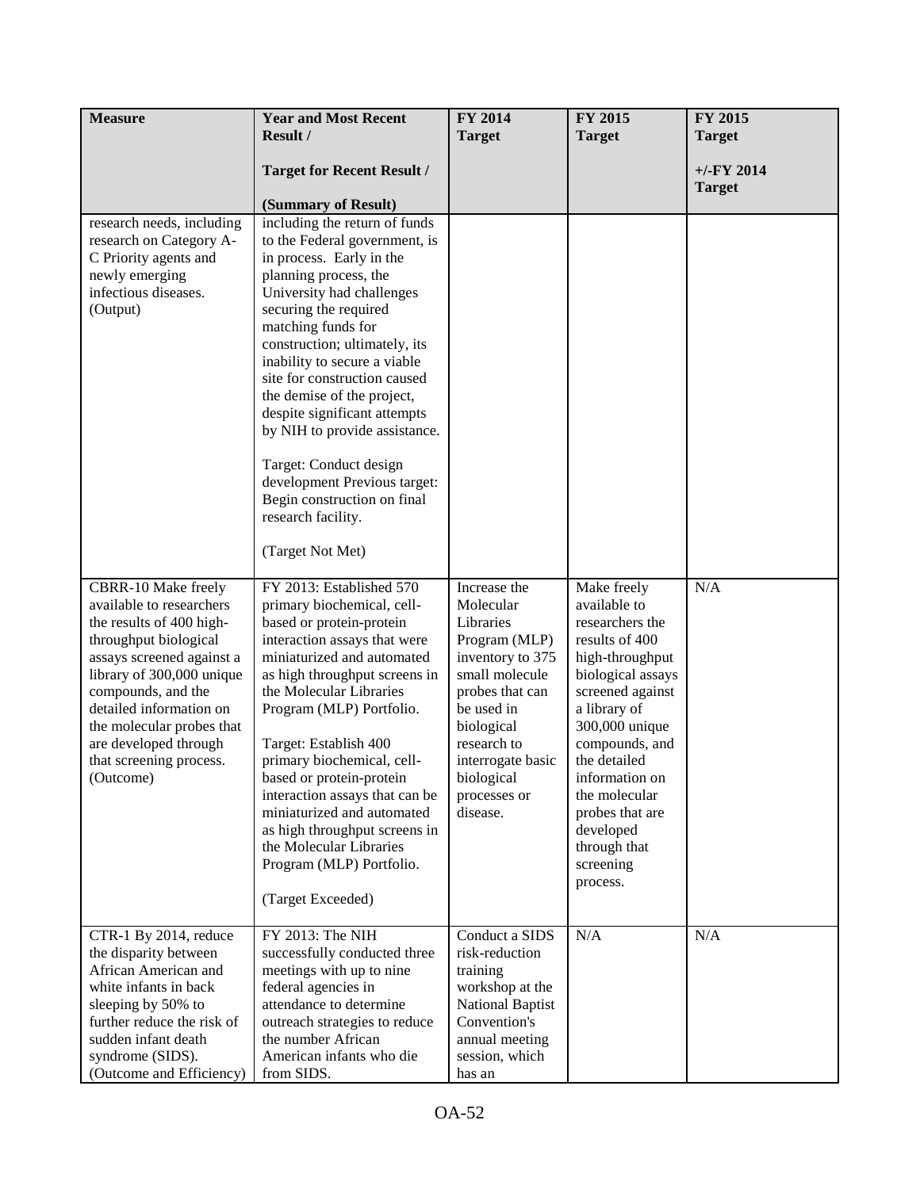| Measure | Year and Most Recent Result / Target for Recent Result / (Summary of Result) | FY 2014 Target | FY 2015 Target | FY 2015 Target +/-FY 2014 Target |
|---|---|---|---|---|
| research needs, including research on Category A-C Priority agents and newly emerging infectious diseases. (Output) | including the return of funds to the Federal government, is in process. Early in the planning process, the University had challenges securing the required matching funds for construction; ultimately, its inability to secure a viable site for construction caused the demise of the project, despite significant attempts by NIH to provide assistance.<br><br>Target: Conduct design development Previous target: Begin construction on final research facility.<br><br>(Target Not Met) | | | |
| CBRR-10 Make freely available to researchers the results of 400 high-throughput biological assays screened against a library of 300,000 unique compounds, and the detailed information on the molecular probes that are developed through that screening process. (Outcome) | FY 2013: Established 570 primary biochemical, cell-based or protein-protein interaction assays that were miniaturized and automated as high throughput screens in the Molecular Libraries Program (MLP) Portfolio.<br><br>Target: Establish 400 primary biochemical, cell-based or protein-protein interaction assays that can be miniaturized and automated as high throughput screens in the Molecular Libraries Program (MLP) Portfolio.<br><br>(Target Exceeded) | Increase the Molecular Libraries Program (MLP) inventory to 375 small molecule probes that can be used in biological research to interrogate basic biological processes or disease. | Make freely available to researchers the results of 400 high-throughput biological assays screened against a library of 300,000 unique compounds, and the detailed information on the molecular probes that are developed through that screening process. | N/A |
| CTR-1 By 2014, reduce the disparity between African American and white infants in back sleeping by 50% to further reduce the risk of sudden infant death syndrome (SIDS). (Outcome and Efficiency) | FY 2013: The NIH successfully conducted three meetings with up to nine federal agencies in attendance to determine outreach strategies to reduce the number African American infants who die from SIDS. | Conduct a SIDS risk-reduction training workshop at the National Baptist Convention's annual meeting session, which has an | N/A | N/A |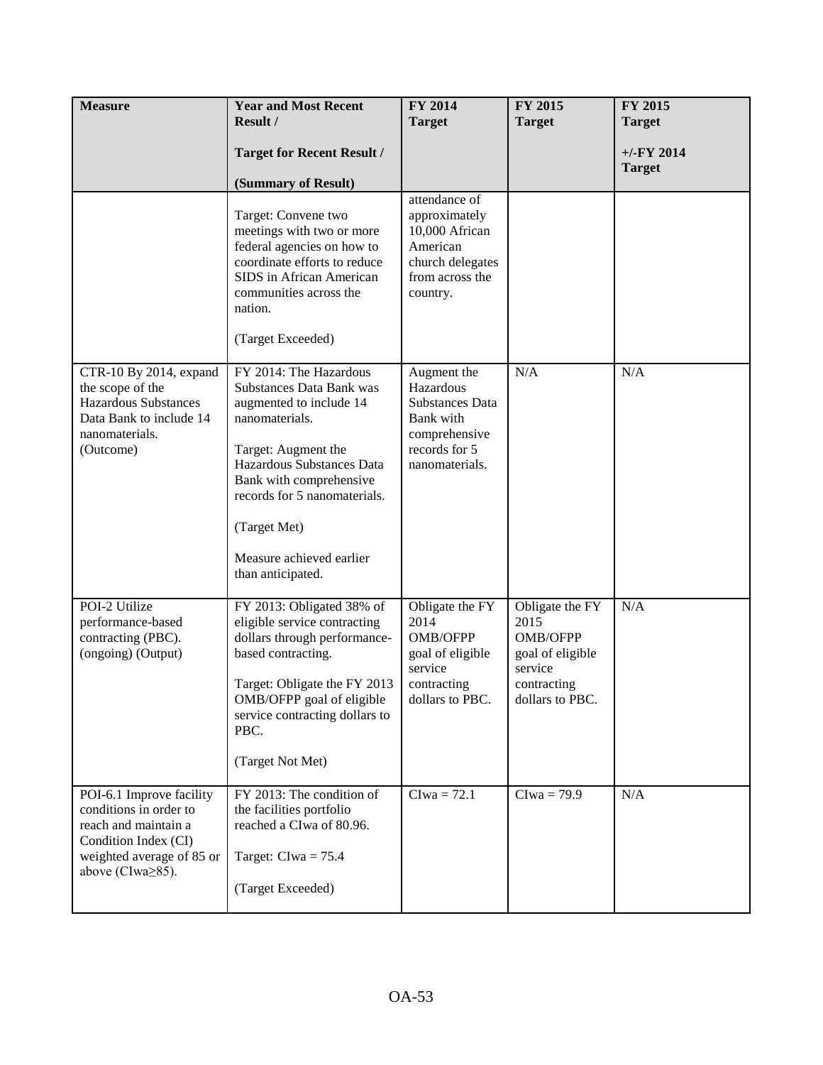| Measure | Year and Most Recent Result / Target for Recent Result / (Summary of Result) | FY 2014 Target | FY 2015 Target | FY 2015 Target +/-FY 2014 Target |
|---|---|---|---|---|
| | Target: Convene two meetings with two or more federal agencies on how to coordinate efforts to reduce SIDS in African American communities across the nation.<br><br>(Target Exceeded) | attendance of approximately 10,000 African American church delegates from across the country. | | |
| CTR-10 By 2014, expand the scope of the Hazardous Substances Data Bank to include 14 nanomaterials. (Outcome) | FY 2014: The Hazardous Substances Data Bank was augmented to include 14 nanomaterials.<br><br>Target: Augment the Hazardous Substances Data Bank with comprehensive records for 5 nanomaterials.<br><br>(Target Met)<br><br>Measure achieved earlier than anticipated. | Augment the Hazardous Substances Data Bank with comprehensive records for 5 nanomaterials. | N/A | N/A |
| POI-2 Utilize performance-based contracting (PBC). (ongoing) (Output) | FY 2013: Obligated 38% of eligible service contracting dollars through performance-based contracting.<br><br>Target: Obligate the FY 2013 OMB/OFPP goal of eligible service contracting dollars to PBC.<br><br>(Target Not Met) | Obligate the FY 2014 OMB/OFPP goal of eligible service contracting dollars to PBC. | Obligate the FY 2015 OMB/OFPP goal of eligible service contracting dollars to PBC. | N/A |
| POI-6.1 Improve facility conditions in order to reach and maintain a Condition Index (CI) weighted average of 85 or above (CIwa≥85). | FY 2013: The condition of the facilities portfolio reached a CIwa of 80.96.<br><br>Target: CIwa = 75.4<br><br>(Target Exceeded) | CIwa = 72.1 | CIwa = 79.9 | N/A |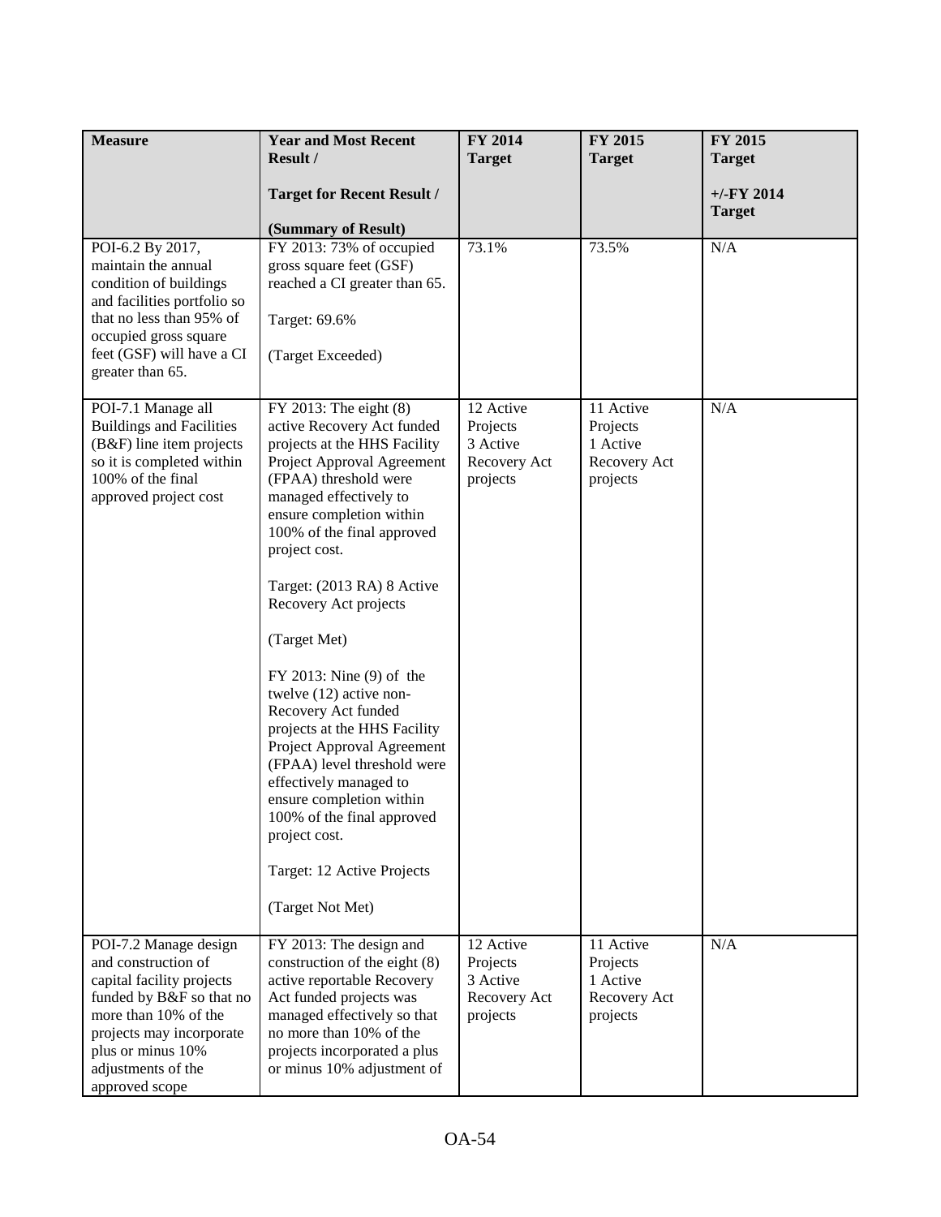| Measure | Year and Most Recent Result / Target for Recent Result / (Summary of Result) | FY 2014 Target | FY 2015 Target | FY 2015 Target +/-FY 2014 Target |
|---|---|---|---|---|
| POI-6.2 By 2017, maintain the annual condition of buildings and facilities portfolio so that no less than 95% of occupied gross square feet (GSF) will have a CI greater than 65. | FY 2013: 73% of occupied gross square feet (GSF) reached a CI greater than 65. Target: 69.6% (Target Exceeded) | 73.1% | 73.5% | N/A |
| POI-7.1 Manage all Buildings and Facilities (B&F) line item projects so it is completed within 100% of the final approved project cost | FY 2013: The eight (8) active Recovery Act funded projects at the HHS Facility Project Approval Agreement (FPAA) threshold were managed effectively to ensure completion within 100% of the final approved project cost. Target: (2013 RA) 8 Active Recovery Act projects (Target Met) FY 2013: Nine (9) of the twelve (12) active non-Recovery Act funded projects at the HHS Facility Project Approval Agreement (FPAA) level threshold were effectively managed to ensure completion within 100% of the final approved project cost. Target: 12 Active Projects (Target Not Met) | 12 Active Projects 3 Active Recovery Act projects | 11 Active Projects 1 Active Recovery Act projects | N/A |
| POI-7.2 Manage design and construction of capital facility projects funded by B&F so that no more than 10% of the projects may incorporate plus or minus 10% adjustments of the approved scope | FY 2013: The design and construction of the eight (8) active reportable Recovery Act funded projects was managed effectively so that no more than 10% of the projects incorporated a plus or minus 10% adjustment of | 12 Active Projects 3 Active Recovery Act projects | 11 Active Projects 1 Active Recovery Act projects | N/A |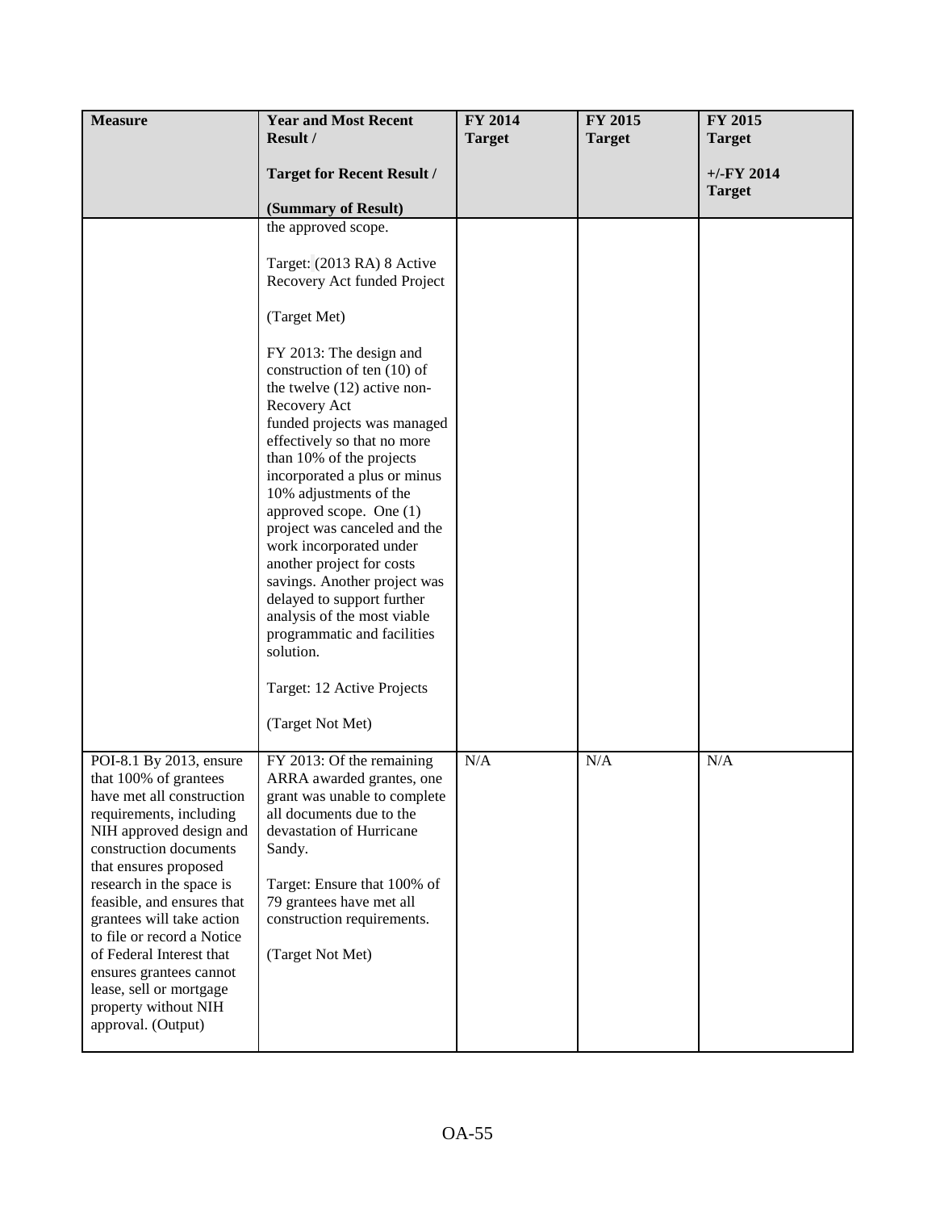| Measure | Year and Most Recent Result / Target for Recent Result / (Summary of Result) | FY 2014 Target | FY 2015 Target | FY 2015 Target +/-FY 2014 Target |
|---|---|---|---|---|
| | the approved scope.<br><br>Target: (2013 RA) 8 Active Recovery Act funded Project<br><br>(Target Met)<br><br>FY 2013: The design and construction of ten (10) of the twelve (12) active non-Recovery Act funded projects was managed effectively so that no more than 10% of the projects incorporated a plus or minus 10% adjustments of the approved scope. One (1) project was canceled and the work incorporated under another project for costs savings. Another project was delayed to support further analysis of the most viable programmatic and facilities solution.<br><br>Target: 12 Active Projects<br><br>(Target Not Met) | | | |
| POI-8.1 By 2013, ensure that 100% of grantees have met all construction requirements, including NIH approved design and construction documents that ensures proposed research in the space is feasible, and ensures that grantees will take action to file or record a Notice of Federal Interest that ensures grantees cannot lease, sell or mortgage property without NIH approval. (Output) | FY 2013: Of the remaining ARRA awarded grantes, one grant was unable to complete all documents due to the devastation of Hurricane Sandy.<br><br>Target: Ensure that 100% of 79 grantees have met all construction requirements.<br><br>(Target Not Met) | N/A | N/A | N/A |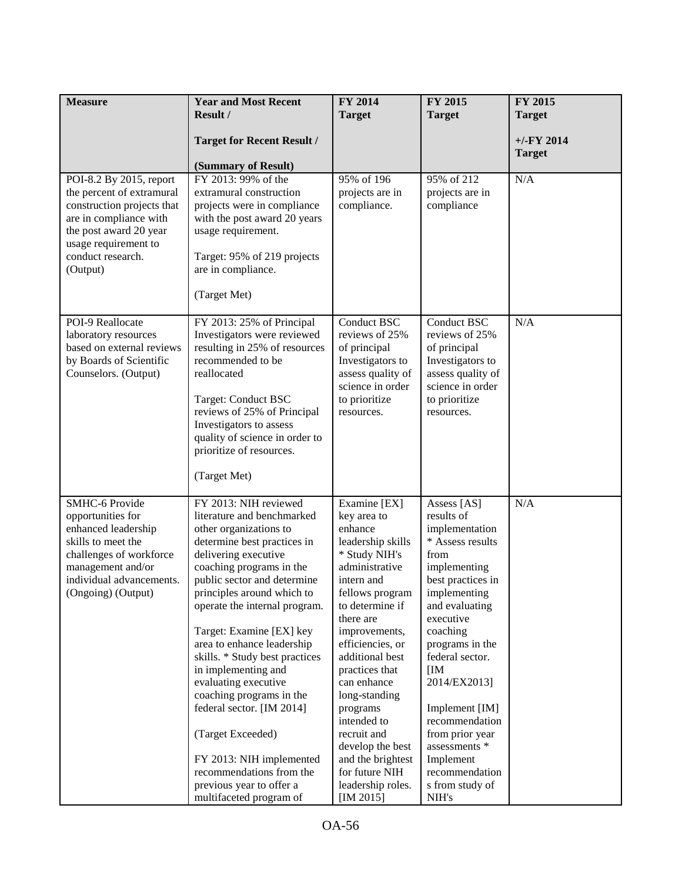| Measure | Year and Most Recent Result / Target for Recent Result / (Summary of Result) | FY 2014 Target | FY 2015 Target | FY 2015 Target +/-FY 2014 Target |
|---|---|---|---|---|
| POI-8.2 By 2015, report the percent of extramural construction projects that are in compliance with the post award 20 year usage requirement to conduct research. (Output) | FY 2013: 99% of the extramural construction projects were in compliance with the post award 20 years usage requirement.<br><br>Target: 95% of 219 projects are in compliance.<br><br>(Target Met) | 95% of 196 projects are in compliance. | 95% of 212 projects are in compliance | N/A |
| POI-9 Reallocate laboratory resources based on external reviews by Boards of Scientific Counselors. (Output) | FY 2013: 25% of Principal Investigators were reviewed resulting in 25% of resources recommended to be reallocated<br><br>Target: Conduct BSC reviews of 25% of Principal Investigators to assess quality of science in order to prioritize of resources.<br><br>(Target Met) | Conduct BSC reviews of 25% of principal Investigators to assess quality of science in order to prioritize resources. | Conduct BSC reviews of 25% of principal Investigators to assess quality of science in order to prioritize resources. | N/A |
| SMHC-6 Provide opportunities for enhanced leadership skills to meet the challenges of workforce management and/or individual advancements. (Ongoing) (Output) | FY 2013: NIH reviewed literature and benchmarked other organizations to determine best practices in delivering executive coaching programs in the public sector and determine principles around which to operate the internal program.<br><br>Target: Examine [EX] key area to enhance leadership skills. * Study best practices in implementing and evaluating executive coaching programs in the federal sector. [IM 2014]<br><br>(Target Exceeded)<br><br>FY 2013: NIH implemented recommendations from the previous year to offer a multifaceted program of | Examine [EX] key area to enhance leadership skills * Study NIH's administrative intern and fellows program to determine if there are improvements, efficiencies, or additional best practices that can enhance long-standing programs intended to recruit and develop the best and the brightest for future NIH leadership roles. [IM 2015] | Assess [AS] results of implementation * Assess results from implementing best practices in implementing and evaluating executive coaching programs in the federal sector. [IM 2014/EX2013]<br><br>Implement [IM] recommendation from prior year assessments * Implement recommendation s from study of NIH's | N/A |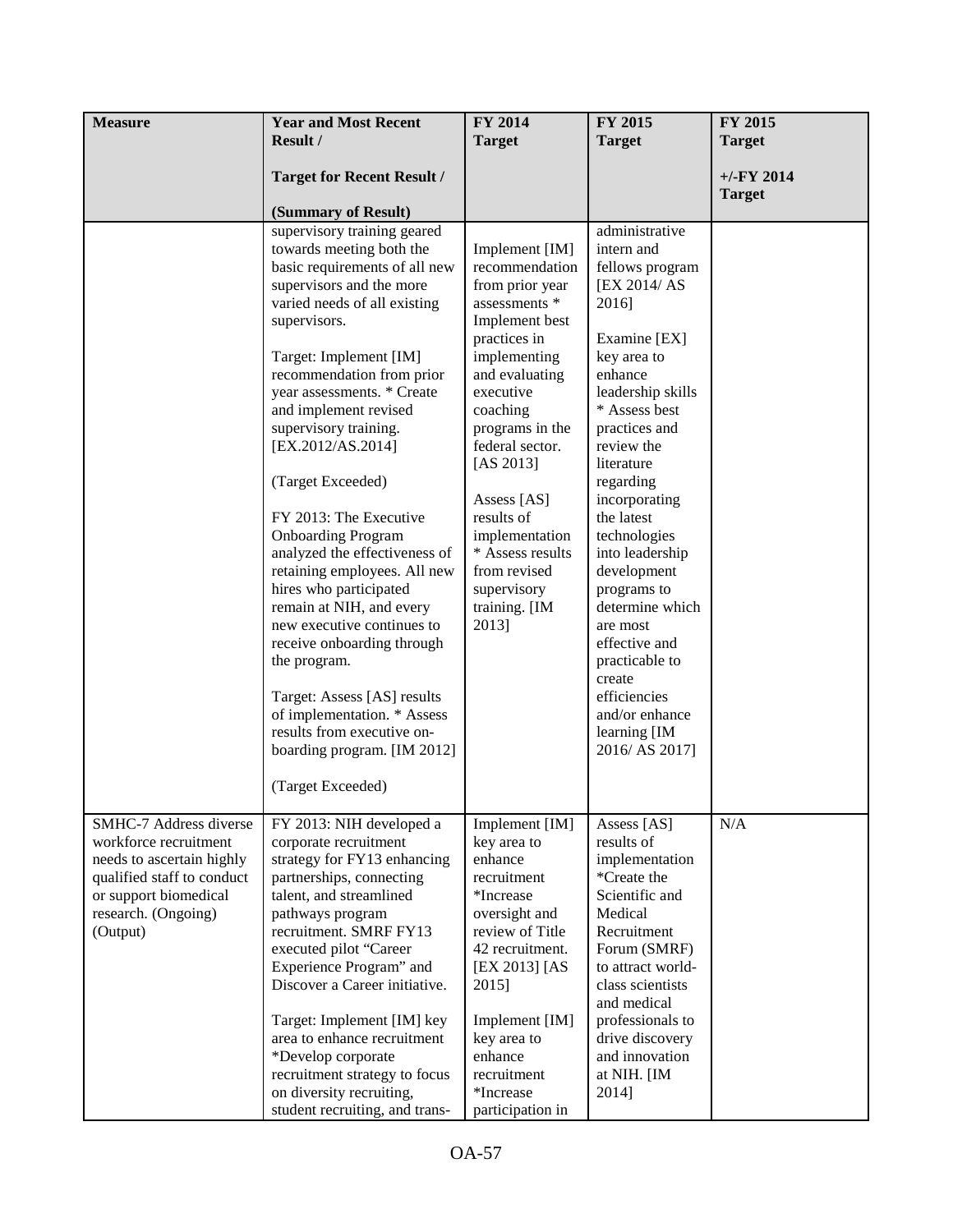| Measure | Year and Most Recent Result / Target for Recent Result / (Summary of Result) | FY 2014 Target | FY 2015 Target | FY 2015 Target +/-FY 2014 Target |
|---|---|---|---|---|
| | supervisory training geared towards meeting both the basic requirements of all new supervisors and the more varied needs of all existing supervisors.<br><br>Target: Implement [IM] recommendation from prior year assessments. * Create and implement revised supervisory training. [EX.2012/AS.2014]<br><br>(Target Exceeded)<br><br>FY 2013: The Executive Onboarding Program analyzed the effectiveness of retaining employees. All new hires who participated remain at NIH, and every new executive continues to receive onboarding through the program.<br><br>Target: Assess [AS] results of implementation. * Assess results from executive on-boarding program. [IM 2012]<br><br>(Target Exceeded) | Implement [IM] recommendation from prior year assessments * Implement best practices in implementing and evaluating executive coaching programs in the federal sector. [AS 2013]<br><br>Assess [AS] results of implementation * Assess results from revised supervisory training. [IM 2013] | administrative intern and fellows program [EX 2014/ AS 2016]<br><br>Examine [EX] key area to enhance leadership skills * Assess best practices and review the literature regarding incorporating the latest technologies into leadership development programs to determine which are most effective and practicable to create efficiencies and/or enhance learning [IM 2016/ AS 2017] | |
| SMHC-7 Address diverse workforce recruitment needs to ascertain highly qualified staff to conduct or support biomedical research. (Ongoing) (Output) | FY 2013: NIH developed a corporate recruitment strategy for FY13 enhancing partnerships, connecting talent, and streamlined pathways program recruitment. SMRF FY13 executed pilot "Career Experience Program" and Discover a Career initiative.<br><br>Target: Implement [IM] key area to enhance recruitment *Develop corporate recruitment strategy to focus on diversity recruiting, student recruiting, and trans- | Implement [IM] key area to enhance recruitment *Increase oversight and review of Title 42 recruitment. [EX 2013] [AS 2015]<br><br>Implement [IM] key area to enhance recruitment *Increase participation in | Assess [AS] results of implementation *Create the Scientific and Medical Recruitment Forum (SMRF) to attract world-class scientists and medical professionals to drive discovery and innovation at NIH. [IM 2014] | N/A |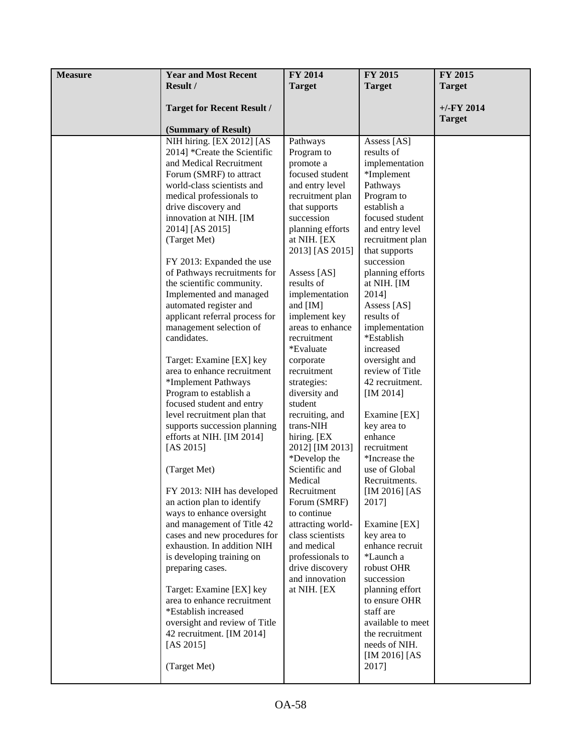| Measure | Year and Most Recent Result / Target for Recent Result / (Summary of Result) | FY 2014 Target | FY 2015 Target | FY 2015 Target +/-FY 2014 Target |
|---|---|---|---|---|
| | NIH hiring. [EX 2012] [AS 2014] *Create the Scientific and Medical Recruitment Forum (SMRF) to attract world-class scientists and medical professionals to drive discovery and innovation at NIH. [IM 2014] [AS 2015] (Target Met) FY 2013: Expanded the use of Pathways recruitments for the scientific community. Implemented and managed automated register and applicant referral process for management selection of candidates. Target: Examine [EX] key area to enhance recruitment *Implement Pathways Program to establish a focused student and entry level recruitment plan that supports succession planning efforts at NIH. [IM 2014] [AS 2015] (Target Met) FY 2013: NIH has developed an action plan to identify ways to enhance oversight and management of Title 42 cases and new procedures for exhaustion. In addition NIH is developing training on preparing cases. Target: Examine [EX] key area to enhance recruitment *Establish increased oversight and review of Title 42 recruitment. [IM 2014] [AS 2015] (Target Met) | Pathways Program to promote a focused student and entry level recruitment plan that supports succession planning efforts at NIH. [EX 2013] [AS 2015] Assess [AS] results of implementation and [IM] implement key areas to enhance recruitment *Evaluate corporate recruitment strategies: diversity and student recruiting, and trans-NIH hiring. [EX 2012] [IM 2013] *Develop the Scientific and Medical Recruitment Forum (SMRF) to continue attracting world-class scientists and medical professionals to drive discovery and innovation at NIH. [EX | Assess [AS] results of implementation *Implement Pathways Program to establish a focused student and entry level recruitment plan that supports succession planning efforts at NIH. [IM 2014] Assess [AS] results of implementation *Establish increased oversight and review of Title 42 recruitment. [IM 2014] Examine [EX] key area to enhance recruitment *Increase the use of Global Recruitments. [IM 2016] [AS 2017] Examine [EX] key area to enhance recruit *Launch a robust OHR succession planning effort to ensure OHR staff are available to meet the recruitment needs of NIH. [IM 2016] [AS 2017] | |